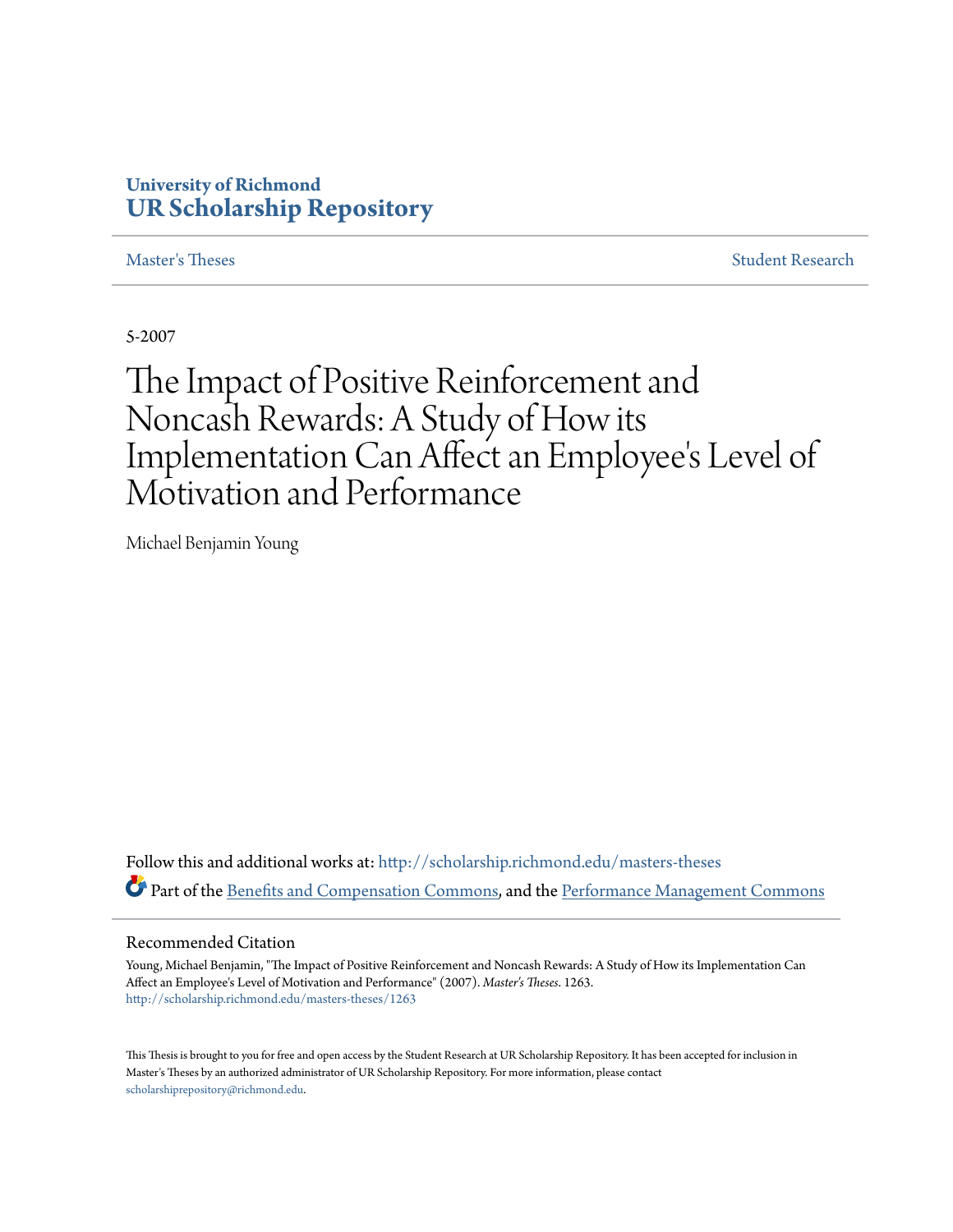**University of Richmond**
**UR Scholarship Repository**

Master's Theses | Student Research

5-2007

# The Impact of Positive Reinforcement and Noncash Rewards: A Study of How its Implementation Can Affect an Employee's Level of Motivation and Performance

Michael Benjamin Young

Follow this and additional works at: http://scholarship.richmond.edu/masters-theses

Part of the Benefits and Compensation Commons, and the Performance Management Commons

## Recommended Citation

Young, Michael Benjamin, "The Impact of Positive Reinforcement and Noncash Rewards: A Study of How its Implementation Can Affect an Employee's Level of Motivation and Performance" (2007). *Master's Theses*. 1263.
http://scholarship.richmond.edu/masters-theses/1263

This Thesis is brought to you for free and open access by the Student Research at UR Scholarship Repository. It has been accepted for inclusion in Master's Theses by an authorized administrator of UR Scholarship Repository. For more information, please contact scholarshiprepository@richmond.edu.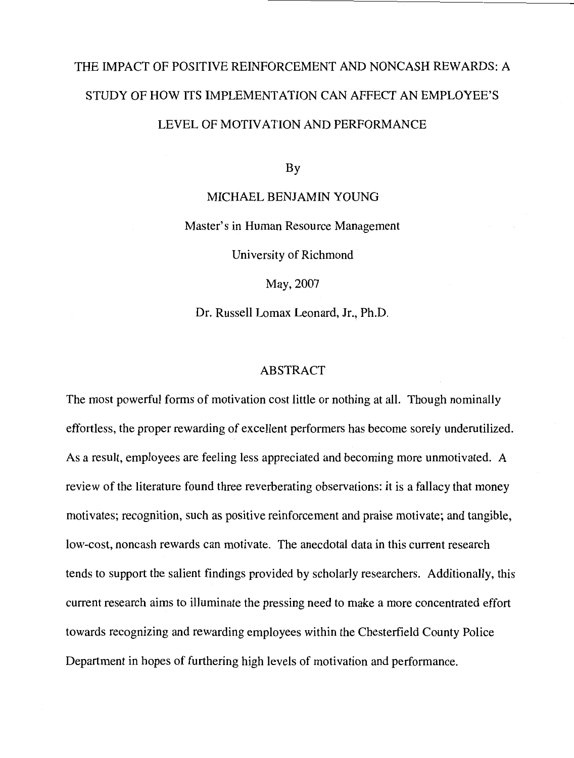# THE IMPACT OF POSITIVE REINFORCEMENT AND NONCASH REWARDS: A STUDY OF HOW ITS IMPLEMENTATION CAN AFFECT AN EMPLOYEE'S LEVEL OF MOTIVATION AND PERFORMANCE

By

MICHAEL BENJAMIN YOUNG

Master's in Human Resource Management

University of Richmond

May, 2007

Dr. Russell Lomax Leonard, Jr., Ph.D.

## ABSTRACT

The most powerful forms of motivation cost little or nothing at all. Though nominally effortless, the proper rewarding of excellent performers has become sorely underutilized. As a result, employees are feeling less appreciated and becoming more unmotivated. A review of the literature found three reverberating observations: it is a fallacy that money motivates; recognition, such as positive reinforcement and praise motivate; and tangible, low-cost, noncash rewards can motivate. The anecdotal data in this current research tends to support the salient findings provided by scholarly researchers. Additionally, this current research aims to illuminate the pressing need to make a more concentrated effort towards recognizing and rewarding employees within the Chesterfield County Police Department in hopes of furthering high levels of motivation and performance.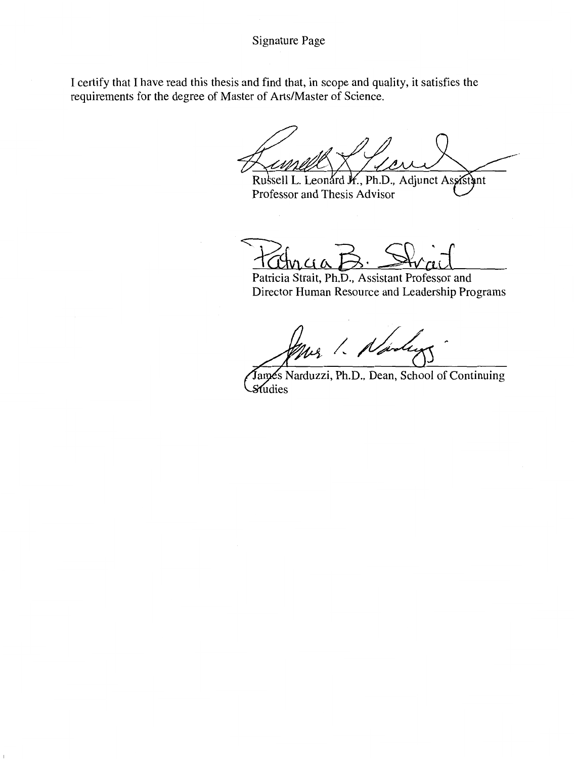Signature Page

I certify that I have read this thesis and find that, in scope and quality, it satisfies the requirements for the degree of Master of Arts/Master of Science.

Russell L. Leonard Jr., Ph.D., Adjunct Assistant Professor and Thesis Advisor

Patricia Strait, Ph.D., Assistant Professor and Director Human Resource and Leadership Programs

James Narduzzi, Ph.D., Dean, School of Continuing Studies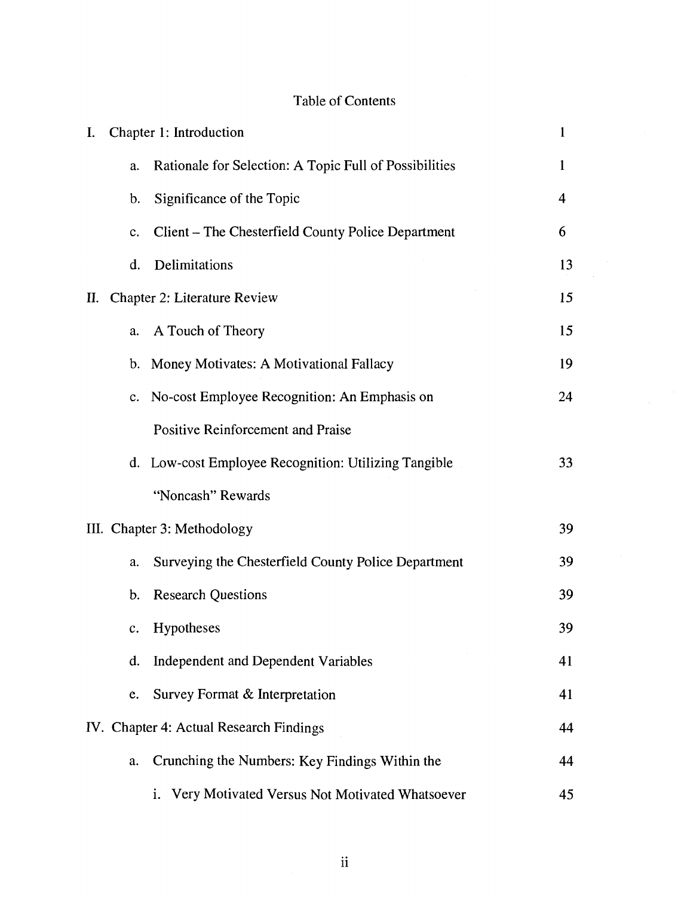# Table of Contents

| | |
|---|---|
| I. Chapter 1: Introduction | 1 |
| a. Rationale for Selection: A Topic Full of Possibilities | 1 |
| b. Significance of the Topic | 4 |
| c. Client – The Chesterfield County Police Department | 6 |
| d. Delimitations | 13 |
| II. Chapter 2: Literature Review | 15 |
| a. A Touch of Theory | 15 |
| b. Money Motivates: A Motivational Fallacy | 19 |
| c. No-cost Employee Recognition: An Emphasis on Positive Reinforcement and Praise | 24 |
| d. Low-cost Employee Recognition: Utilizing Tangible "Noncash" Rewards | 33 |
| III. Chapter 3: Methodology | 39 |
| a. Surveying the Chesterfield County Police Department | 39 |
| b. Research Questions | 39 |
| c. Hypotheses | 39 |
| d. Independent and Dependent Variables | 41 |
| e. Survey Format & Interpretation | 41 |
| IV. Chapter 4: Actual Research Findings | 44 |
| a. Crunching the Numbers: Key Findings Within the | 44 |
| i. Very Motivated Versus Not Motivated Whatsoever | 45 |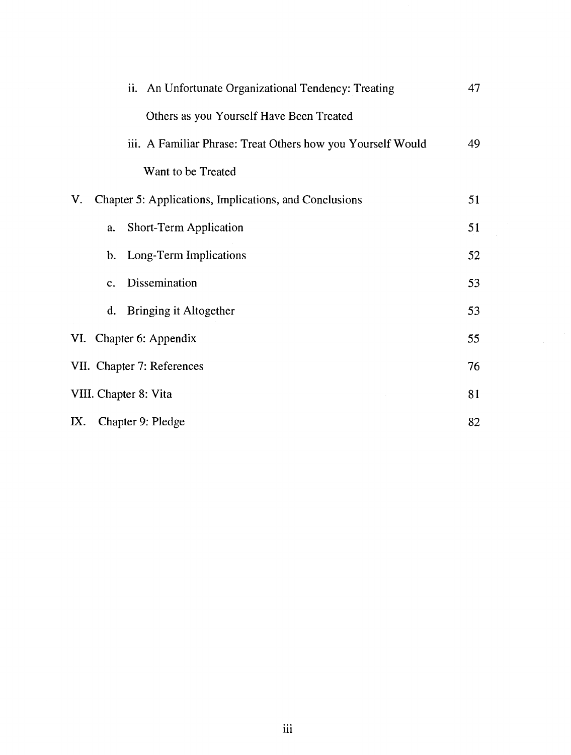ii. An Unfortunate Organizational Tendency: Treating Others as you Yourself Have Been Treated ... 47

iii. A Familiar Phrase: Treat Others how you Yourself Would Want to be Treated ... 49

V. Chapter 5: Applications, Implications, and Conclusions ... 51

a. Short-Term Application ... 51

b. Long-Term Implications ... 52

c. Dissemination ... 53

d. Bringing it Altogether ... 53

VI. Chapter 6: Appendix ... 55

VII. Chapter 7: References ... 76

VIII. Chapter 8: Vita ... 81

IX. Chapter 9: Pledge ... 82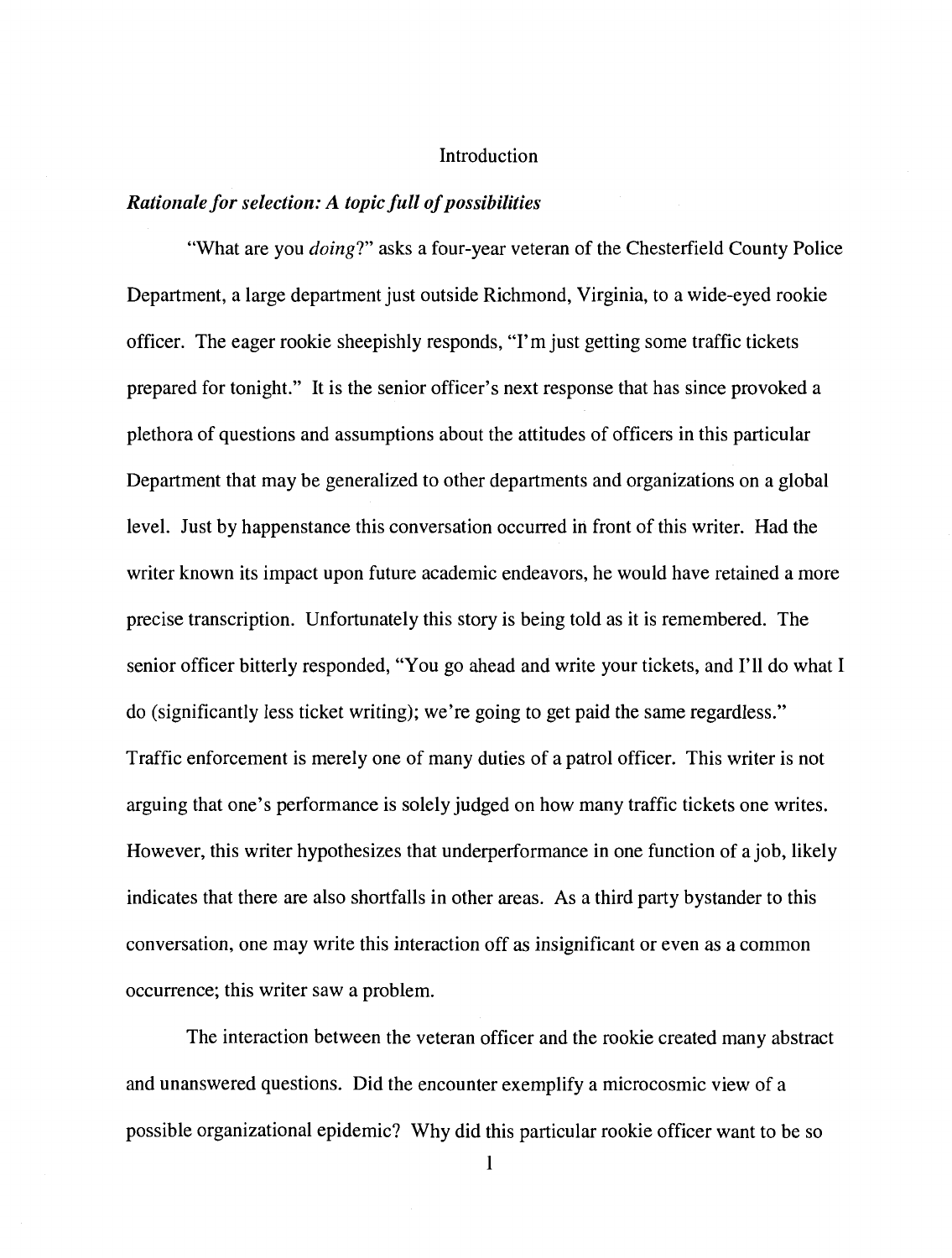# Introduction

### *Rationale for selection: A topic full of possibilities*

"What are you *doing*?" asks a four-year veteran of the Chesterfield County Police Department, a large department just outside Richmond, Virginia, to a wide-eyed rookie officer. The eager rookie sheepishly responds, "I'm just getting some traffic tickets prepared for tonight." It is the senior officer's next response that has since provoked a plethora of questions and assumptions about the attitudes of officers in this particular Department that may be generalized to other departments and organizations on a global level. Just by happenstance this conversation occurred in front of this writer. Had the writer known its impact upon future academic endeavors, he would have retained a more precise transcription. Unfortunately this story is being told as it is remembered. The senior officer bitterly responded, "You go ahead and write your tickets, and I'll do what I do (significantly less ticket writing); we're going to get paid the same regardless." Traffic enforcement is merely one of many duties of a patrol officer. This writer is not arguing that one's performance is solely judged on how many traffic tickets one writes. However, this writer hypothesizes that underperformance in one function of a job, likely indicates that there are also shortfalls in other areas. As a third party bystander to this conversation, one may write this interaction off as insignificant or even as a common occurrence; this writer saw a problem.

The interaction between the veteran officer and the rookie created many abstract and unanswered questions. Did the encounter exemplify a microcosmic view of a possible organizational epidemic? Why did this particular rookie officer want to be so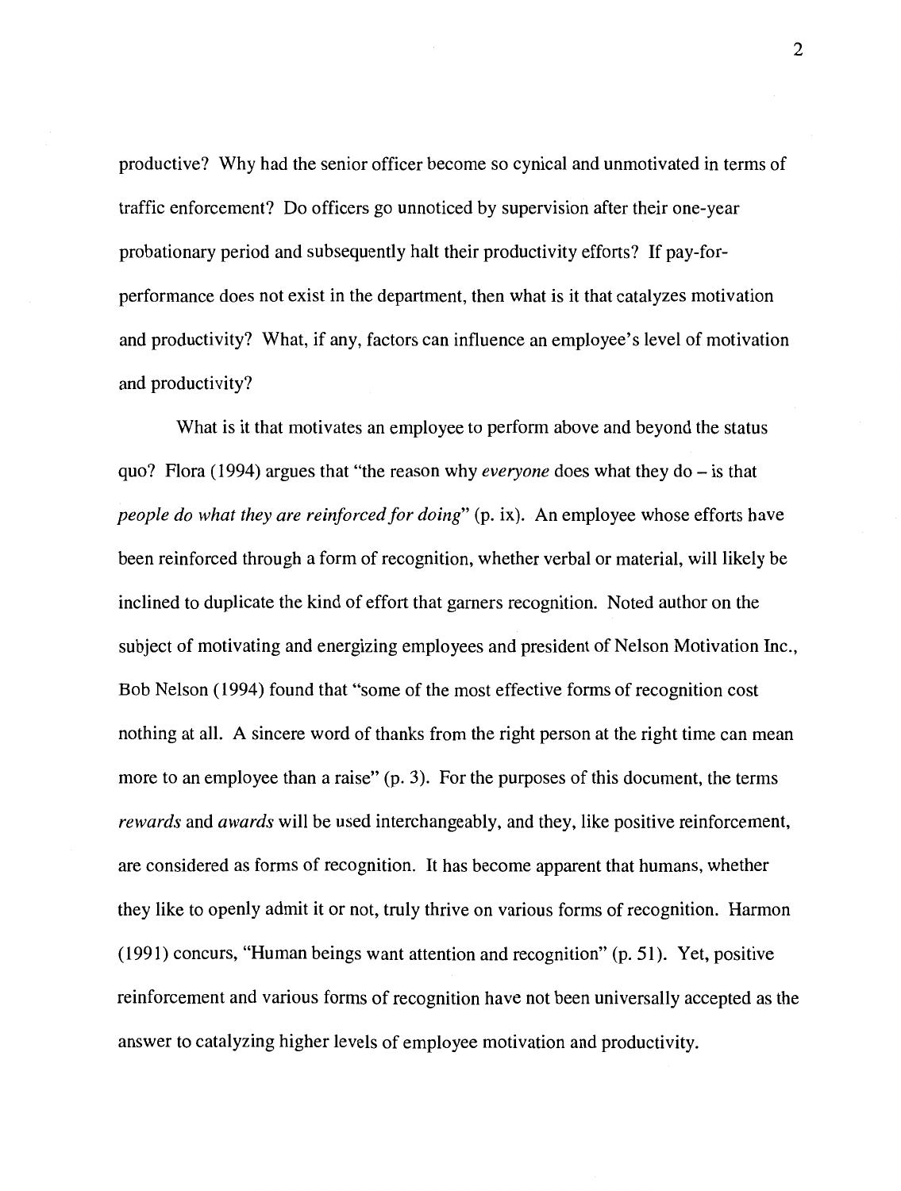productive? Why had the senior officer become so cynical and unmotivated in terms of traffic enforcement? Do officers go unnoticed by supervision after their one-year probationary period and subsequently halt their productivity efforts? If pay-for-performance does not exist in the department, then what is it that catalyzes motivation and productivity? What, if any, factors can influence an employee's level of motivation and productivity?

What is it that motivates an employee to perform above and beyond the status quo? Flora (1994) argues that "the reason why *everyone* does what they do – is that *people do what they are reinforced for doing*" (p. ix). An employee whose efforts have been reinforced through a form of recognition, whether verbal or material, will likely be inclined to duplicate the kind of effort that garners recognition. Noted author on the subject of motivating and energizing employees and president of Nelson Motivation Inc., Bob Nelson (1994) found that "some of the most effective forms of recognition cost nothing at all. A sincere word of thanks from the right person at the right time can mean more to an employee than a raise" (p. 3). For the purposes of this document, the terms *rewards* and *awards* will be used interchangeably, and they, like positive reinforcement, are considered as forms of recognition. It has become apparent that humans, whether they like to openly admit it or not, truly thrive on various forms of recognition. Harmon (1991) concurs, "Human beings want attention and recognition" (p. 51). Yet, positive reinforcement and various forms of recognition have not been universally accepted as the answer to catalyzing higher levels of employee motivation and productivity.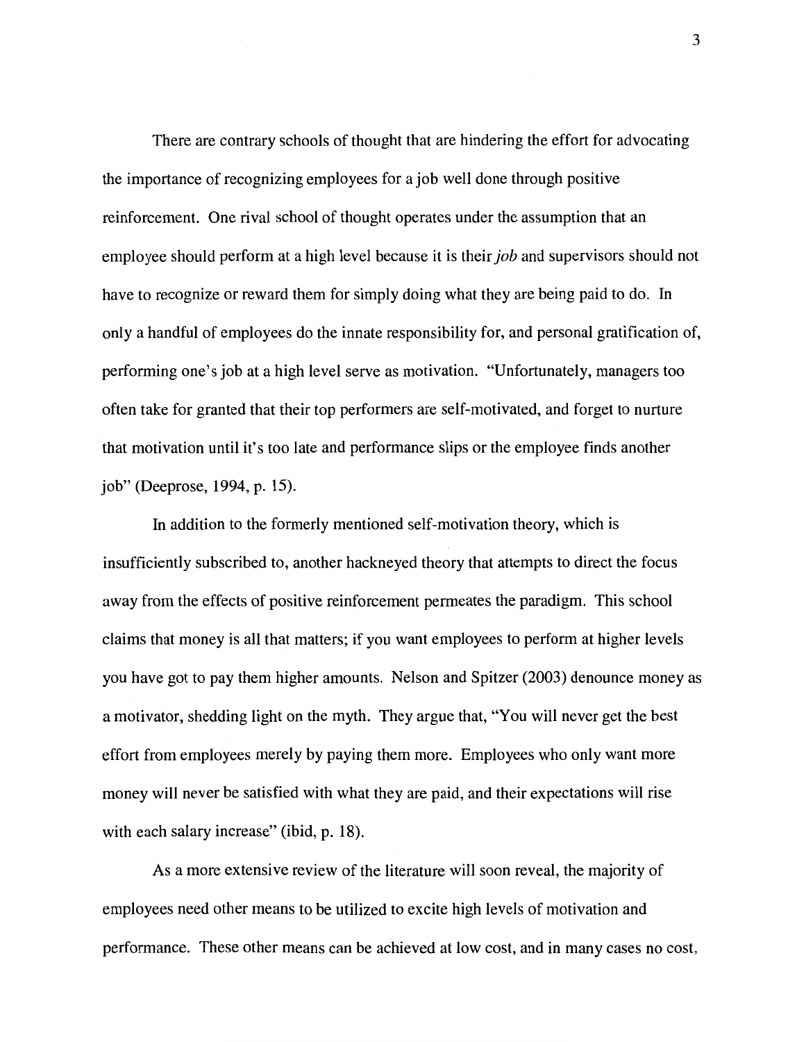There are contrary schools of thought that are hindering the effort for advocating the importance of recognizing employees for a job well done through positive reinforcement. One rival school of thought operates under the assumption that an employee should perform at a high level because it is their *job* and supervisors should not have to recognize or reward them for simply doing what they are being paid to do. In only a handful of employees do the innate responsibility for, and personal gratification of, performing one's job at a high level serve as motivation. "Unfortunately, managers too often take for granted that their top performers are self-motivated, and forget to nurture that motivation until it's too late and performance slips or the employee finds another job" (Deeprose, 1994, p. 15).

In addition to the formerly mentioned self-motivation theory, which is insufficiently subscribed to, another hackneyed theory that attempts to direct the focus away from the effects of positive reinforcement permeates the paradigm. This school claims that money is all that matters; if you want employees to perform at higher levels you have got to pay them higher amounts. Nelson and Spitzer (2003) denounce money as a motivator, shedding light on the myth. They argue that, "You will never get the best effort from employees merely by paying them more. Employees who only want more money will never be satisfied with what they are paid, and their expectations will rise with each salary increase" (ibid, p. 18).

As a more extensive review of the literature will soon reveal, the majority of employees need other means to be utilized to excite high levels of motivation and performance. These other means can be achieved at low cost, and in many cases no cost,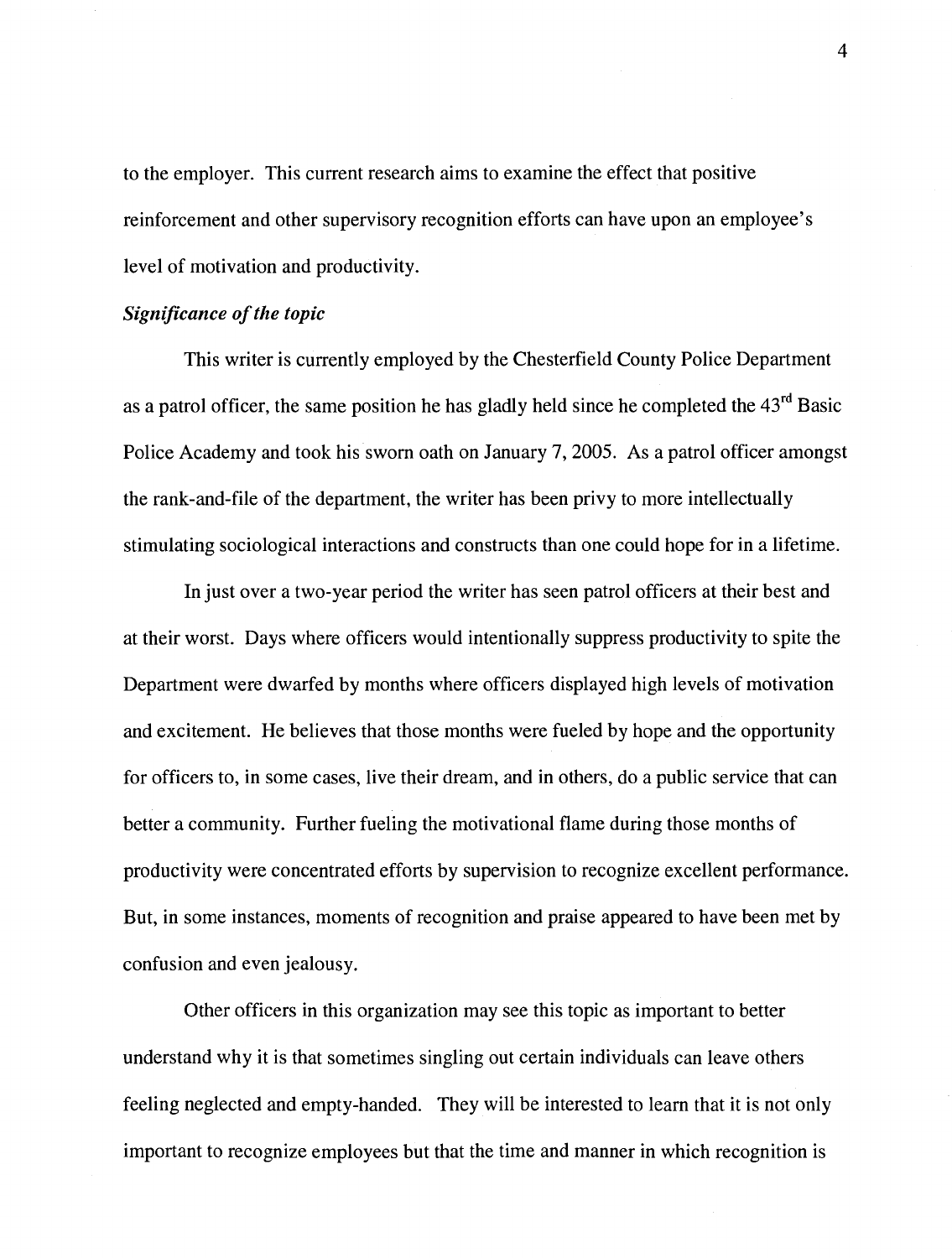to the employer. This current research aims to examine the effect that positive reinforcement and other supervisory recognition efforts can have upon an employee's level of motivation and productivity.

***Significance of the topic***

This writer is currently employed by the Chesterfield County Police Department as a patrol officer, the same position he has gladly held since he completed the 43rd Basic Police Academy and took his sworn oath on January 7, 2005. As a patrol officer amongst the rank-and-file of the department, the writer has been privy to more intellectually stimulating sociological interactions and constructs than one could hope for in a lifetime.

In just over a two-year period the writer has seen patrol officers at their best and at their worst. Days where officers would intentionally suppress productivity to spite the Department were dwarfed by months where officers displayed high levels of motivation and excitement. He believes that those months were fueled by hope and the opportunity for officers to, in some cases, live their dream, and in others, do a public service that can better a community. Further fueling the motivational flame during those months of productivity were concentrated efforts by supervision to recognize excellent performance. But, in some instances, moments of recognition and praise appeared to have been met by confusion and even jealousy.

Other officers in this organization may see this topic as important to better understand why it is that sometimes singling out certain individuals can leave others feeling neglected and empty-handed. They will be interested to learn that it is not only important to recognize employees but that the time and manner in which recognition is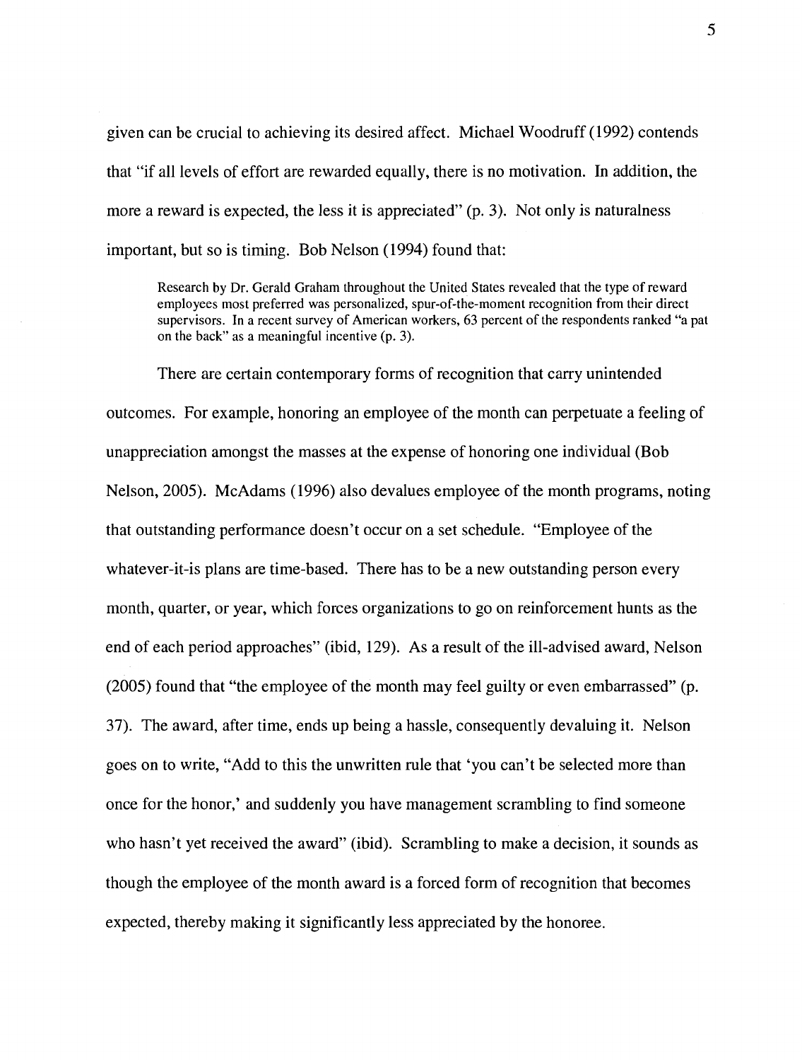given can be crucial to achieving its desired affect. Michael Woodruff (1992) contends that "if all levels of effort are rewarded equally, there is no motivation. In addition, the more a reward is expected, the less it is appreciated" (p. 3). Not only is naturalness important, but so is timing. Bob Nelson (1994) found that:

> Research by Dr. Gerald Graham throughout the United States revealed that the type of reward employees most preferred was personalized, spur-of-the-moment recognition from their direct supervisors. In a recent survey of American workers, 63 percent of the respondents ranked "a pat on the back" as a meaningful incentive (p. 3).

There are certain contemporary forms of recognition that carry unintended outcomes. For example, honoring an employee of the month can perpetuate a feeling of unappreciation amongst the masses at the expense of honoring one individual (Bob Nelson, 2005). McAdams (1996) also devalues employee of the month programs, noting that outstanding performance doesn't occur on a set schedule. "Employee of the whatever-it-is plans are time-based. There has to be a new outstanding person every month, quarter, or year, which forces organizations to go on reinforcement hunts as the end of each period approaches" (ibid, 129). As a result of the ill-advised award, Nelson (2005) found that "the employee of the month may feel guilty or even embarrassed" (p. 37). The award, after time, ends up being a hassle, consequently devaluing it. Nelson goes on to write, "Add to this the unwritten rule that 'you can't be selected more than once for the honor,' and suddenly you have management scrambling to find someone who hasn't yet received the award" (ibid). Scrambling to make a decision, it sounds as though the employee of the month award is a forced form of recognition that becomes expected, thereby making it significantly less appreciated by the honoree.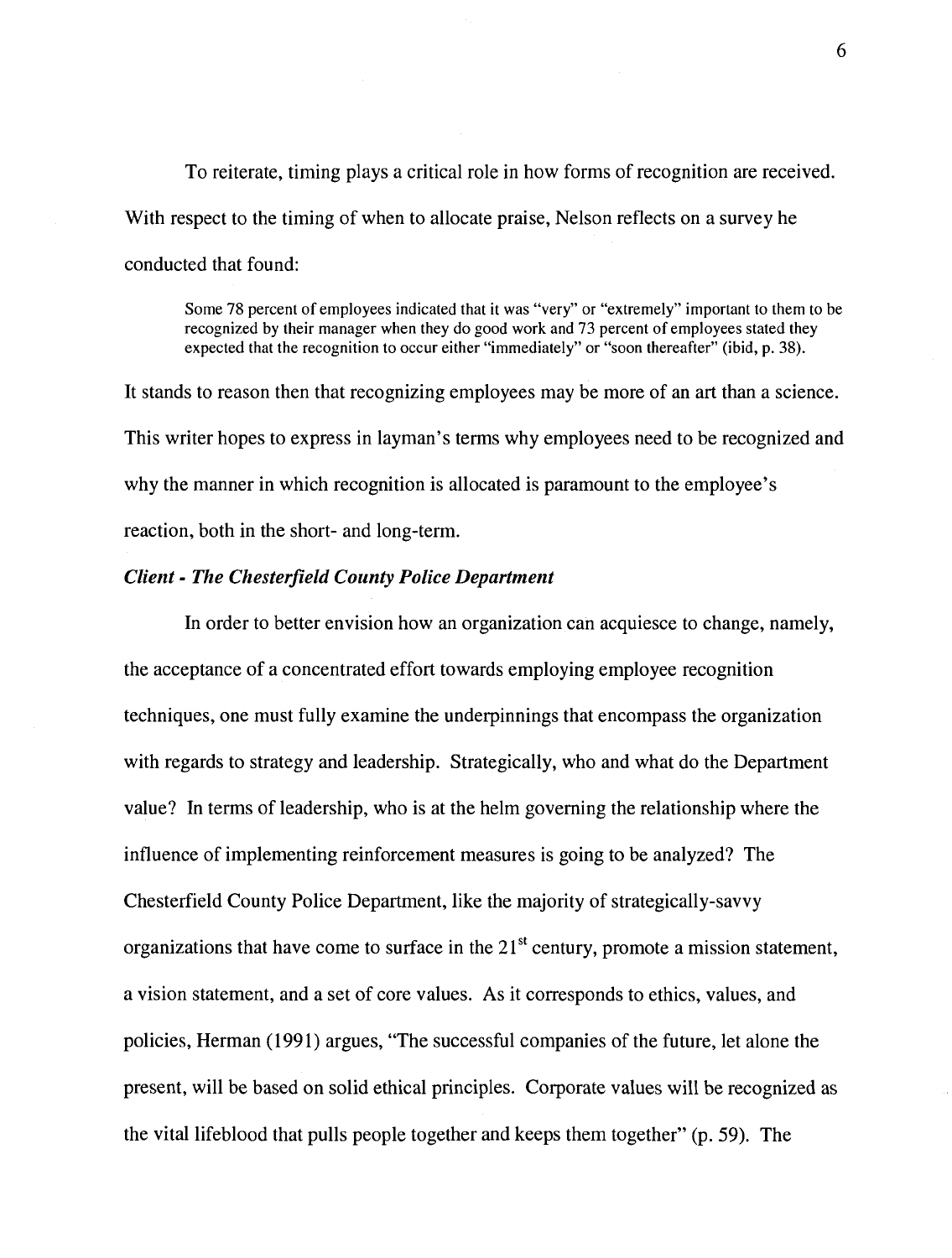To reiterate, timing plays a critical role in how forms of recognition are received. With respect to the timing of when to allocate praise, Nelson reflects on a survey he conducted that found:

> Some 78 percent of employees indicated that it was "very" or "extremely" important to them to be recognized by their manager when they do good work and 73 percent of employees stated they expected that the recognition to occur either "immediately" or "soon thereafter" (ibid, p. 38).

It stands to reason then that recognizing employees may be more of an art than a science. This writer hopes to express in layman's terms why employees need to be recognized and why the manner in which recognition is allocated is paramount to the employee's reaction, both in the short- and long-term.

### *Client - The Chesterfield County Police Department*

In order to better envision how an organization can acquiesce to change, namely, the acceptance of a concentrated effort towards employing employee recognition techniques, one must fully examine the underpinnings that encompass the organization with regards to strategy and leadership. Strategically, who and what do the Department value? In terms of leadership, who is at the helm governing the relationship where the influence of implementing reinforcement measures is going to be analyzed? The Chesterfield County Police Department, like the majority of strategically-savvy organizations that have come to surface in the 21st century, promote a mission statement, a vision statement, and a set of core values. As it corresponds to ethics, values, and policies, Herman (1991) argues, "The successful companies of the future, let alone the present, will be based on solid ethical principles. Corporate values will be recognized as the vital lifeblood that pulls people together and keeps them together" (p. 59). The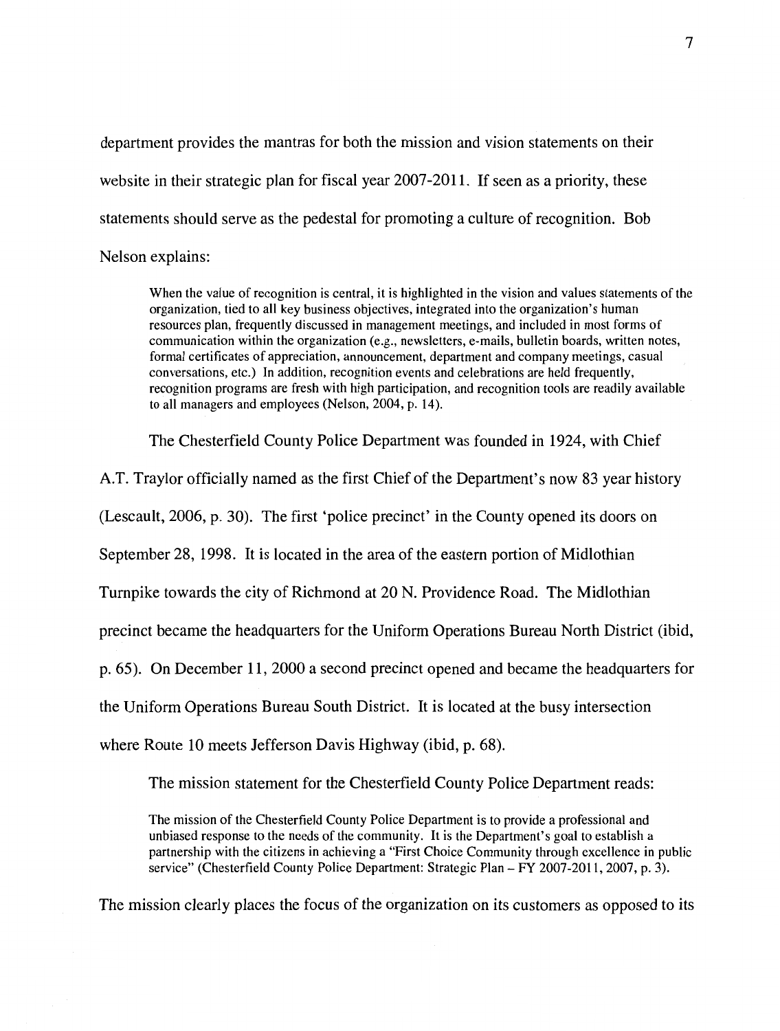department provides the mantras for both the mission and vision statements on their website in their strategic plan for fiscal year 2007-2011. If seen as a priority, these statements should serve as the pedestal for promoting a culture of recognition. Bob Nelson explains:

> When the value of recognition is central, it is highlighted in the vision and values statements of the organization, tied to all key business objectives, integrated into the organization's human resources plan, frequently discussed in management meetings, and included in most forms of communication within the organization (e.g., newsletters, e-mails, bulletin boards, written notes, formal certificates of appreciation, announcement, department and company meetings, casual conversations, etc.) In addition, recognition events and celebrations are held frequently, recognition programs are fresh with high participation, and recognition tools are readily available to all managers and employees (Nelson, 2004, p. 14).

The Chesterfield County Police Department was founded in 1924, with Chief A.T. Traylor officially named as the first Chief of the Department's now 83 year history (Lescault, 2006, p. 30). The first 'police precinct' in the County opened its doors on September 28, 1998. It is located in the area of the eastern portion of Midlothian Turnpike towards the city of Richmond at 20 N. Providence Road. The Midlothian precinct became the headquarters for the Uniform Operations Bureau North District (ibid, p. 65). On December 11, 2000 a second precinct opened and became the headquarters for the Uniform Operations Bureau South District. It is located at the busy intersection where Route 10 meets Jefferson Davis Highway (ibid, p. 68).

The mission statement for the Chesterfield County Police Department reads:

> The mission of the Chesterfield County Police Department is to provide a professional and unbiased response to the needs of the community. It is the Department's goal to establish a partnership with the citizens in achieving a "First Choice Community through excellence in public service" (Chesterfield County Police Department: Strategic Plan – FY 2007-2011, 2007, p. 3).

The mission clearly places the focus of the organization on its customers as opposed to its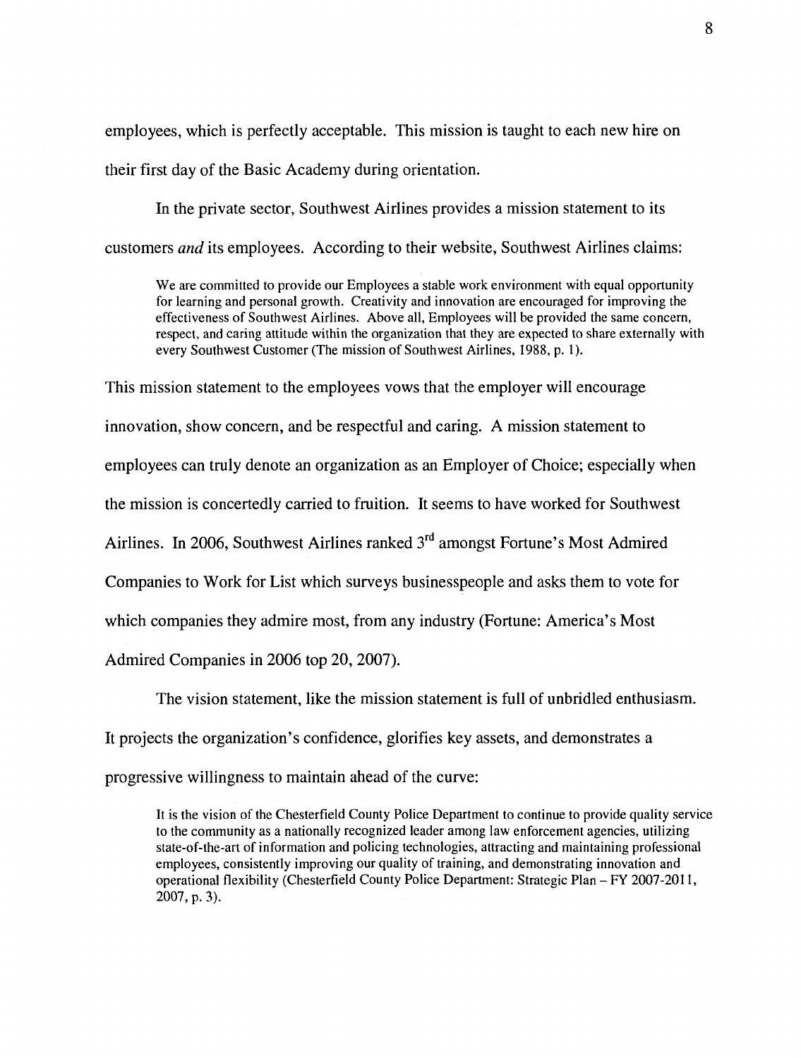employees, which is perfectly acceptable. This mission is taught to each new hire on their first day of the Basic Academy during orientation.

In the private sector, Southwest Airlines provides a mission statement to its customers *and* its employees. According to their website, Southwest Airlines claims:

> We are committed to provide our Employees a stable work environment with equal opportunity for learning and personal growth. Creativity and innovation are encouraged for improving the effectiveness of Southwest Airlines. Above all, Employees will be provided the same concern, respect, and caring attitude within the organization that they are expected to share externally with every Southwest Customer (The mission of Southwest Airlines, 1988, p. 1).

This mission statement to the employees vows that the employer will encourage innovation, show concern, and be respectful and caring. A mission statement to employees can truly denote an organization as an Employer of Choice; especially when the mission is concertedly carried to fruition. It seems to have worked for Southwest Airlines. In 2006, Southwest Airlines ranked 3rd amongst Fortune's Most Admired Companies to Work for List which surveys businesspeople and asks them to vote for which companies they admire most, from any industry (Fortune: America's Most Admired Companies in 2006 top 20, 2007).

The vision statement, like the mission statement is full of unbridled enthusiasm. It projects the organization's confidence, glorifies key assets, and demonstrates a progressive willingness to maintain ahead of the curve:

> It is the vision of the Chesterfield County Police Department to continue to provide quality service to the community as a nationally recognized leader among law enforcement agencies, utilizing state-of-the-art of information and policing technologies, attracting and maintaining professional employees, consistently improving our quality of training, and demonstrating innovation and operational flexibility (Chesterfield County Police Department: Strategic Plan – FY 2007-2011, 2007, p. 3).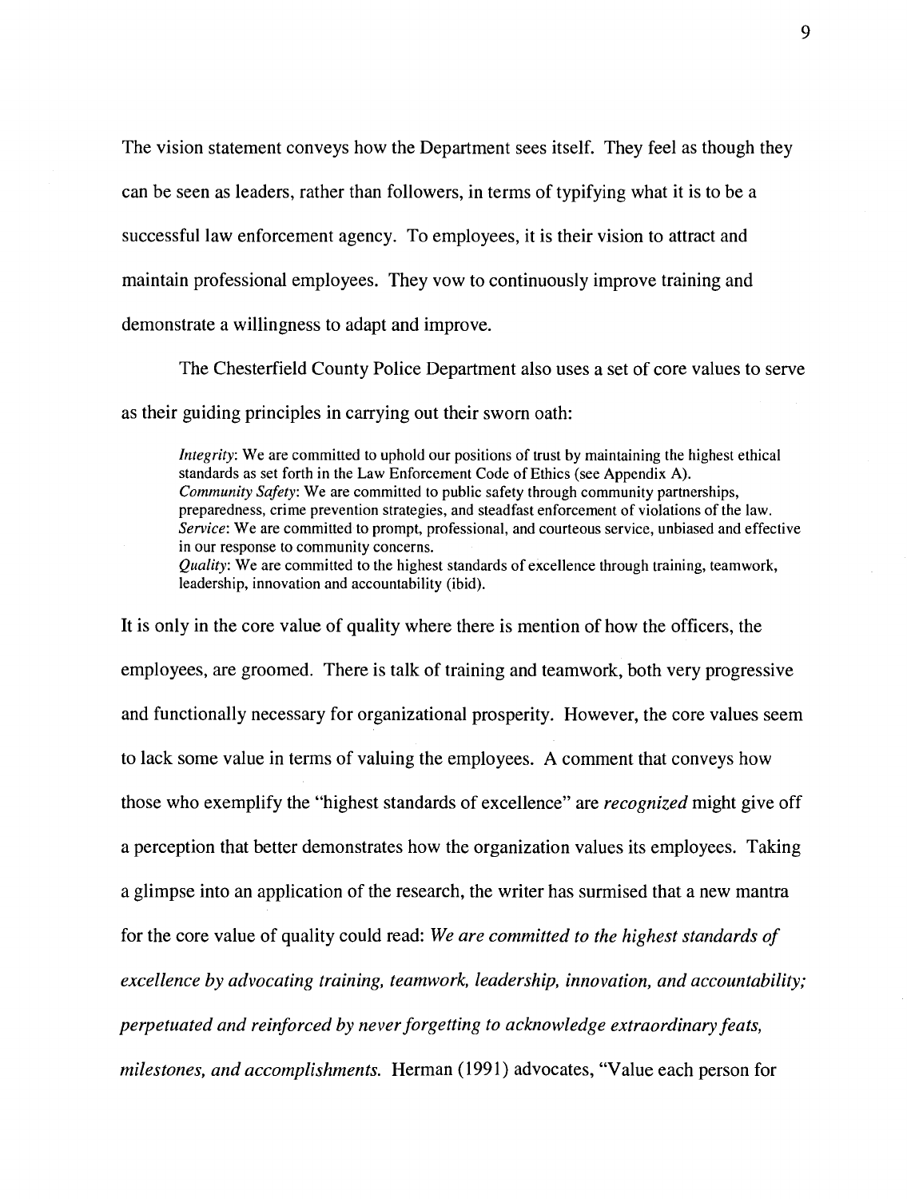The vision statement conveys how the Department sees itself. They feel as though they can be seen as leaders, rather than followers, in terms of typifying what it is to be a successful law enforcement agency. To employees, it is their vision to attract and maintain professional employees. They vow to continuously improve training and demonstrate a willingness to adapt and improve.

The Chesterfield County Police Department also uses a set of core values to serve as their guiding principles in carrying out their sworn oath:

> *Integrity*: We are committed to uphold our positions of trust by maintaining the highest ethical standards as set forth in the Law Enforcement Code of Ethics (see Appendix A).
> *Community Safety*: We are committed to public safety through community partnerships, preparedness, crime prevention strategies, and steadfast enforcement of violations of the law.
> *Service*: We are committed to prompt, professional, and courteous service, unbiased and effective in our response to community concerns.
> *Quality*: We are committed to the highest standards of excellence through training, teamwork, leadership, innovation and accountability (ibid).

It is only in the core value of quality where there is mention of how the officers, the employees, are groomed. There is talk of training and teamwork, both very progressive and functionally necessary for organizational prosperity. However, the core values seem to lack some value in terms of valuing the employees. A comment that conveys how those who exemplify the "highest standards of excellence" are *recognized* might give off a perception that better demonstrates how the organization values its employees. Taking a glimpse into an application of the research, the writer has surmised that a new mantra for the core value of quality could read: *We are committed to the highest standards of excellence by advocating training, teamwork, leadership, innovation, and accountability; perpetuated and reinforced by never forgetting to acknowledge extraordinary feats, milestones, and accomplishments.* Herman (1991) advocates, "Value each person for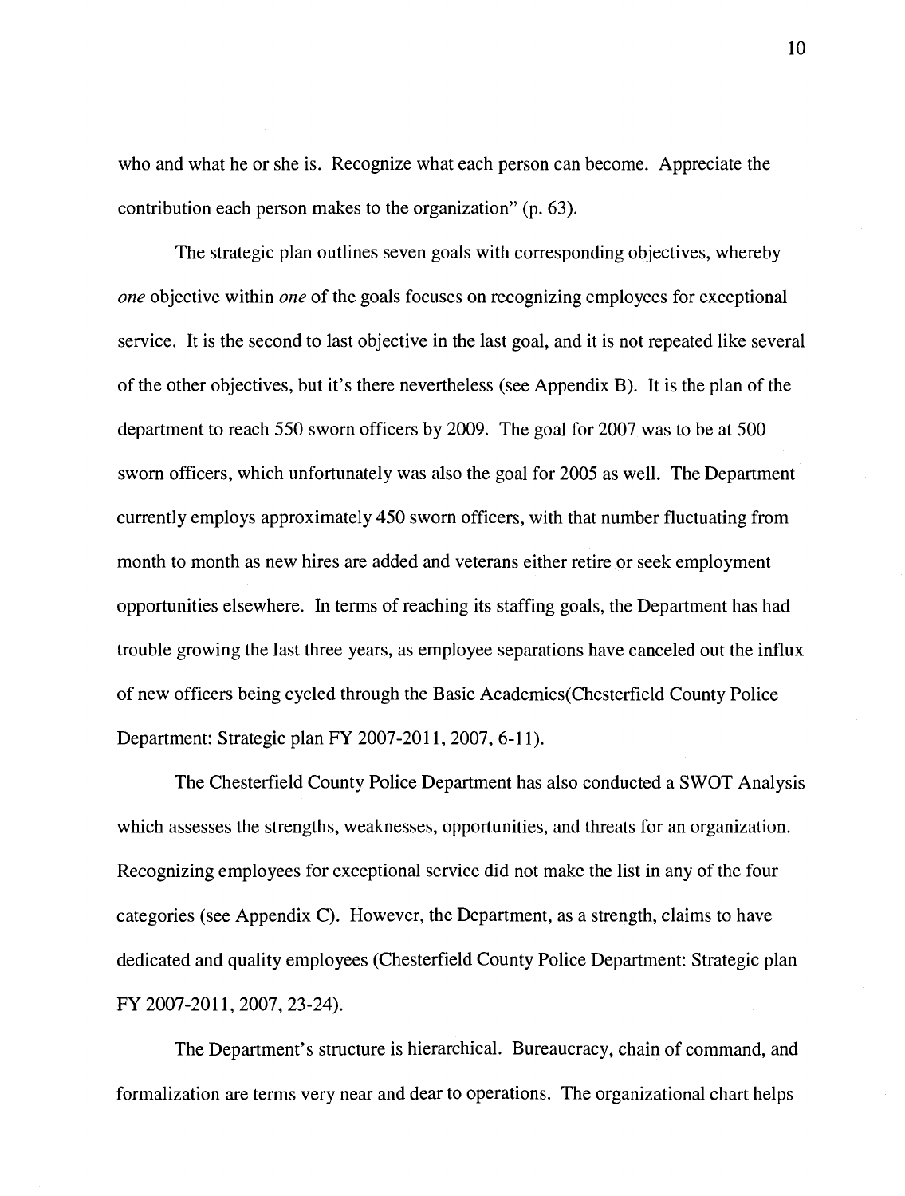who and what he or she is. Recognize what each person can become. Appreciate the contribution each person makes to the organization" (p. 63).

The strategic plan outlines seven goals with corresponding objectives, whereby *one* objective within *one* of the goals focuses on recognizing employees for exceptional service. It is the second to last objective in the last goal, and it is not repeated like several of the other objectives, but it's there nevertheless (see Appendix B). It is the plan of the department to reach 550 sworn officers by 2009. The goal for 2007 was to be at 500 sworn officers, which unfortunately was also the goal for 2005 as well. The Department currently employs approximately 450 sworn officers, with that number fluctuating from month to month as new hires are added and veterans either retire or seek employment opportunities elsewhere. In terms of reaching its staffing goals, the Department has had trouble growing the last three years, as employee separations have canceled out the influx of new officers being cycled through the Basic Academies(Chesterfield County Police Department: Strategic plan FY 2007-2011, 2007, 6-11).

The Chesterfield County Police Department has also conducted a SWOT Analysis which assesses the strengths, weaknesses, opportunities, and threats for an organization. Recognizing employees for exceptional service did not make the list in any of the four categories (see Appendix C). However, the Department, as a strength, claims to have dedicated and quality employees (Chesterfield County Police Department: Strategic plan FY 2007-2011, 2007, 23-24).

The Department's structure is hierarchical. Bureaucracy, chain of command, and formalization are terms very near and dear to operations. The organizational chart helps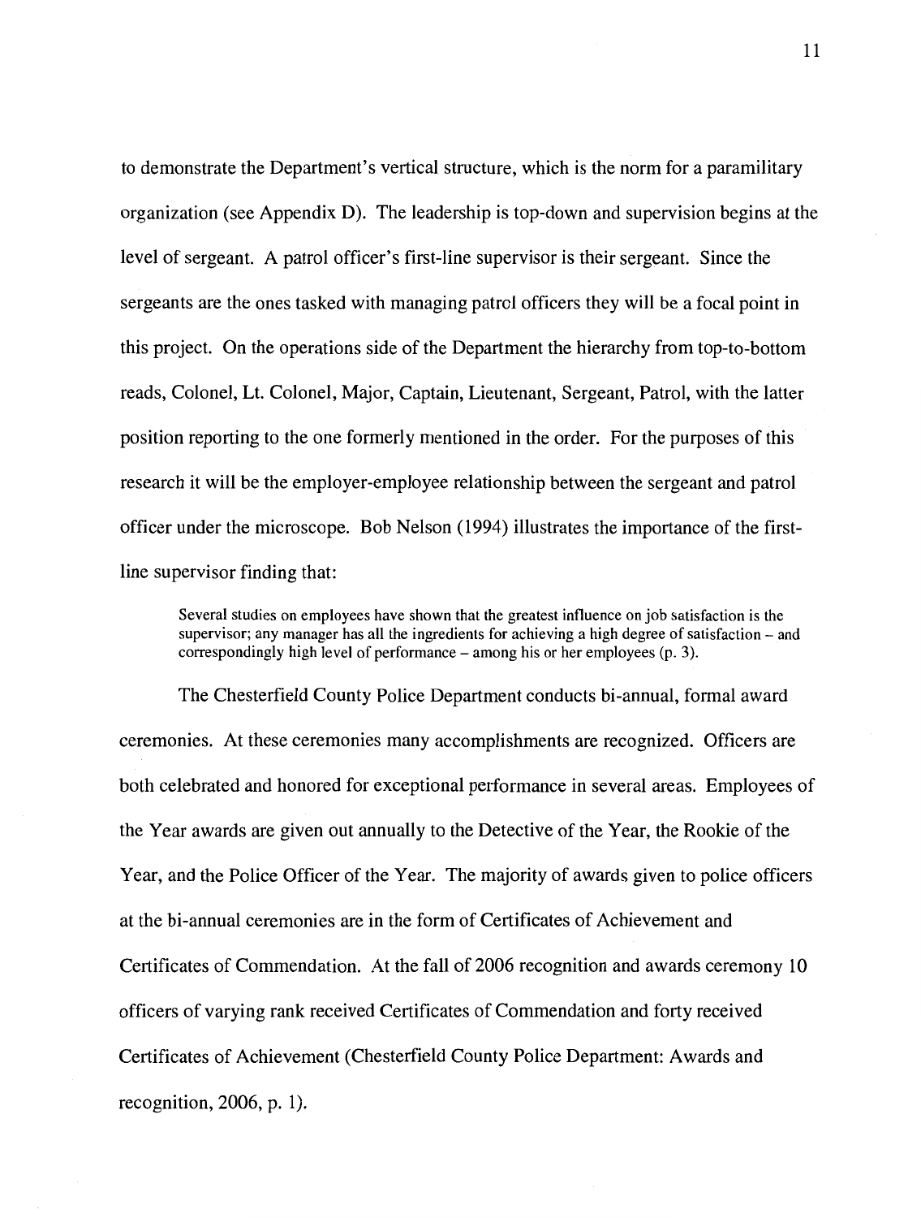to demonstrate the Department's vertical structure, which is the norm for a paramilitary organization (see Appendix D). The leadership is top-down and supervision begins at the level of sergeant. A patrol officer's first-line supervisor is their sergeant. Since the sergeants are the ones tasked with managing patrol officers they will be a focal point in this project. On the operations side of the Department the hierarchy from top-to-bottom reads, Colonel, Lt. Colonel, Major, Captain, Lieutenant, Sergeant, Patrol, with the latter position reporting to the one formerly mentioned in the order. For the purposes of this research it will be the employer-employee relationship between the sergeant and patrol officer under the microscope. Bob Nelson (1994) illustrates the importance of the first-line supervisor finding that:

> Several studies on employees have shown that the greatest influence on job satisfaction is the supervisor; any manager has all the ingredients for achieving a high degree of satisfaction – and correspondingly high level of performance – among his or her employees (p. 3).

The Chesterfield County Police Department conducts bi-annual, formal award ceremonies. At these ceremonies many accomplishments are recognized. Officers are both celebrated and honored for exceptional performance in several areas. Employees of the Year awards are given out annually to the Detective of the Year, the Rookie of the Year, and the Police Officer of the Year. The majority of awards given to police officers at the bi-annual ceremonies are in the form of Certificates of Achievement and Certificates of Commendation. At the fall of 2006 recognition and awards ceremony 10 officers of varying rank received Certificates of Commendation and forty received Certificates of Achievement (Chesterfield County Police Department: Awards and recognition, 2006, p. 1).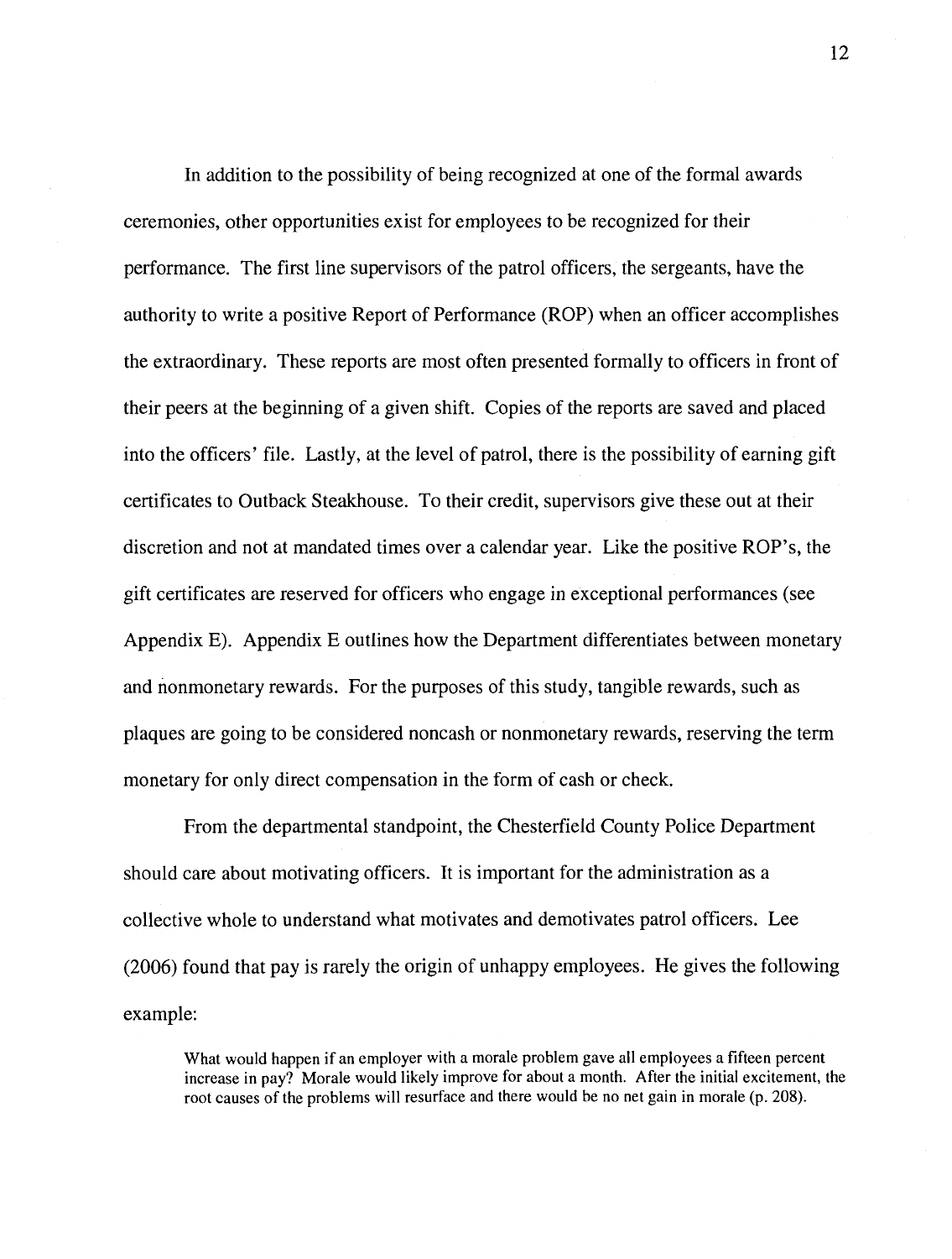In addition to the possibility of being recognized at one of the formal awards ceremonies, other opportunities exist for employees to be recognized for their performance. The first line supervisors of the patrol officers, the sergeants, have the authority to write a positive Report of Performance (ROP) when an officer accomplishes the extraordinary. These reports are most often presented formally to officers in front of their peers at the beginning of a given shift. Copies of the reports are saved and placed into the officers' file. Lastly, at the level of patrol, there is the possibility of earning gift certificates to Outback Steakhouse. To their credit, supervisors give these out at their discretion and not at mandated times over a calendar year. Like the positive ROP's, the gift certificates are reserved for officers who engage in exceptional performances (see Appendix E). Appendix E outlines how the Department differentiates between monetary and nonmonetary rewards. For the purposes of this study, tangible rewards, such as plaques are going to be considered noncash or nonmonetary rewards, reserving the term monetary for only direct compensation in the form of cash or check.

From the departmental standpoint, the Chesterfield County Police Department should care about motivating officers. It is important for the administration as a collective whole to understand what motivates and demotivates patrol officers. Lee (2006) found that pay is rarely the origin of unhappy employees. He gives the following example:

> What would happen if an employer with a morale problem gave all employees a fifteen percent increase in pay? Morale would likely improve for about a month. After the initial excitement, the root causes of the problems will resurface and there would be no net gain in morale (p. 208).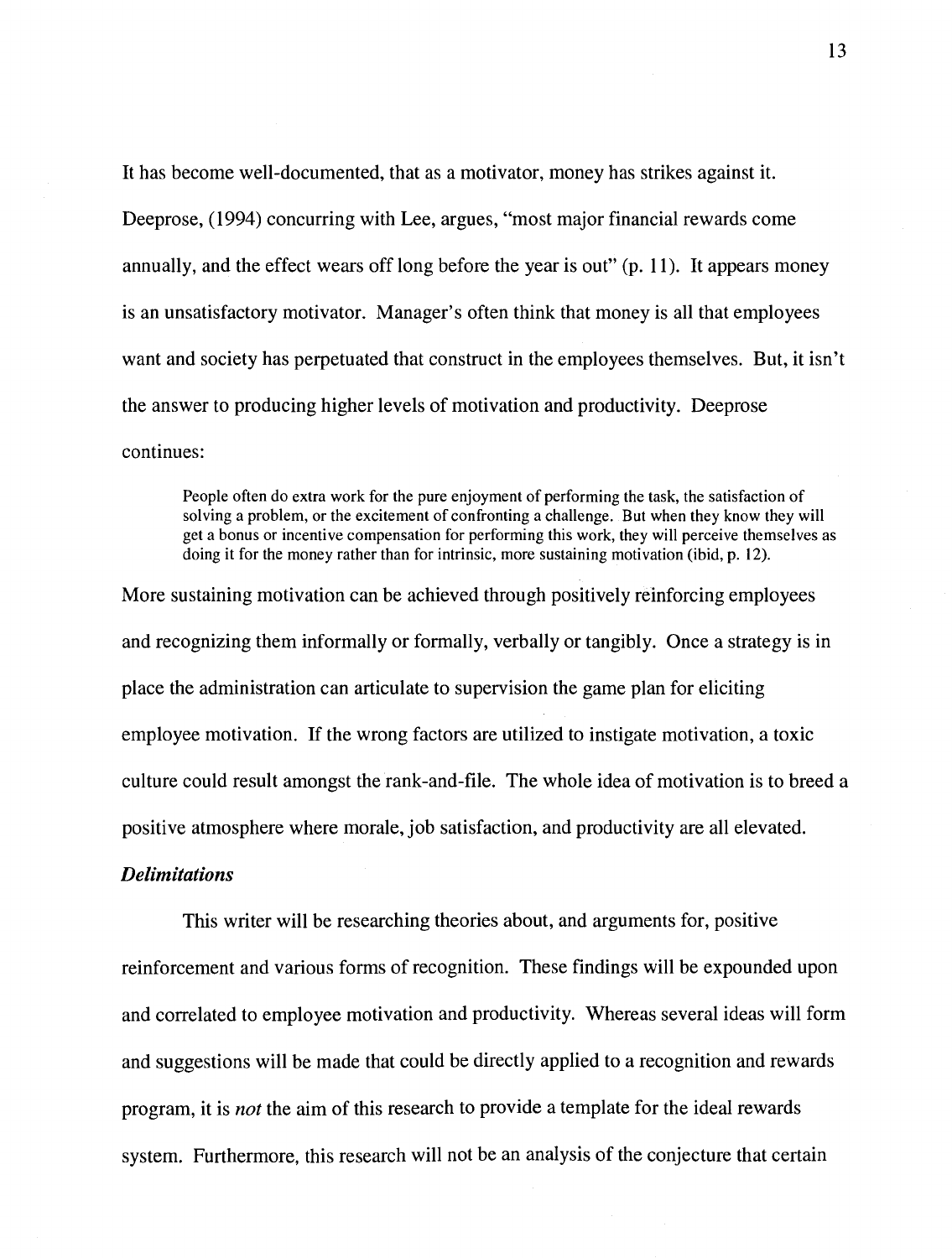It has become well-documented, that as a motivator, money has strikes against it. Deeprose, (1994) concurring with Lee, argues, "most major financial rewards come annually, and the effect wears off long before the year is out" (p. 11). It appears money is an unsatisfactory motivator. Manager's often think that money is all that employees want and society has perpetuated that construct in the employees themselves. But, it isn't the answer to producing higher levels of motivation and productivity. Deeprose continues:

> People often do extra work for the pure enjoyment of performing the task, the satisfaction of solving a problem, or the excitement of confronting a challenge. But when they know they will get a bonus or incentive compensation for performing this work, they will perceive themselves as doing it for the money rather than for intrinsic, more sustaining motivation (ibid, p. 12).

More sustaining motivation can be achieved through positively reinforcing employees and recognizing them informally or formally, verbally or tangibly. Once a strategy is in place the administration can articulate to supervision the game plan for eliciting employee motivation. If the wrong factors are utilized to instigate motivation, a toxic culture could result amongst the rank-and-file. The whole idea of motivation is to breed a positive atmosphere where morale, job satisfaction, and productivity are all elevated.

### *Delimitations*

This writer will be researching theories about, and arguments for, positive reinforcement and various forms of recognition. These findings will be expounded upon and correlated to employee motivation and productivity. Whereas several ideas will form and suggestions will be made that could be directly applied to a recognition and rewards program, it is *not* the aim of this research to provide a template for the ideal rewards system. Furthermore, this research will not be an analysis of the conjecture that certain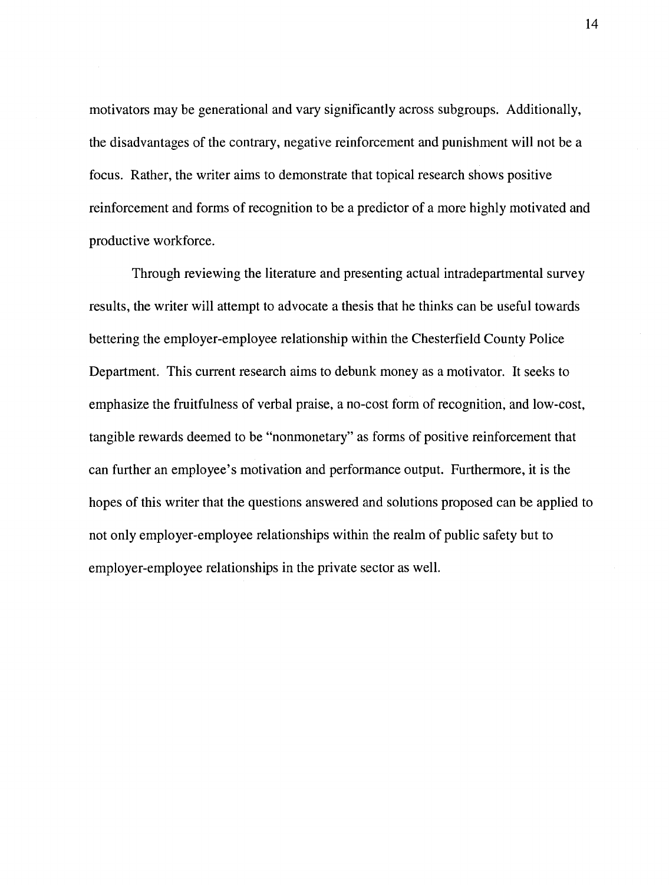motivators may be generational and vary significantly across subgroups. Additionally, the disadvantages of the contrary, negative reinforcement and punishment will not be a focus. Rather, the writer aims to demonstrate that topical research shows positive reinforcement and forms of recognition to be a predictor of a more highly motivated and productive workforce.

Through reviewing the literature and presenting actual intradepartmental survey results, the writer will attempt to advocate a thesis that he thinks can be useful towards bettering the employer-employee relationship within the Chesterfield County Police Department. This current research aims to debunk money as a motivator. It seeks to emphasize the fruitfulness of verbal praise, a no-cost form of recognition, and low-cost, tangible rewards deemed to be "nonmonetary" as forms of positive reinforcement that can further an employee's motivation and performance output. Furthermore, it is the hopes of this writer that the questions answered and solutions proposed can be applied to not only employer-employee relationships within the realm of public safety but to employer-employee relationships in the private sector as well.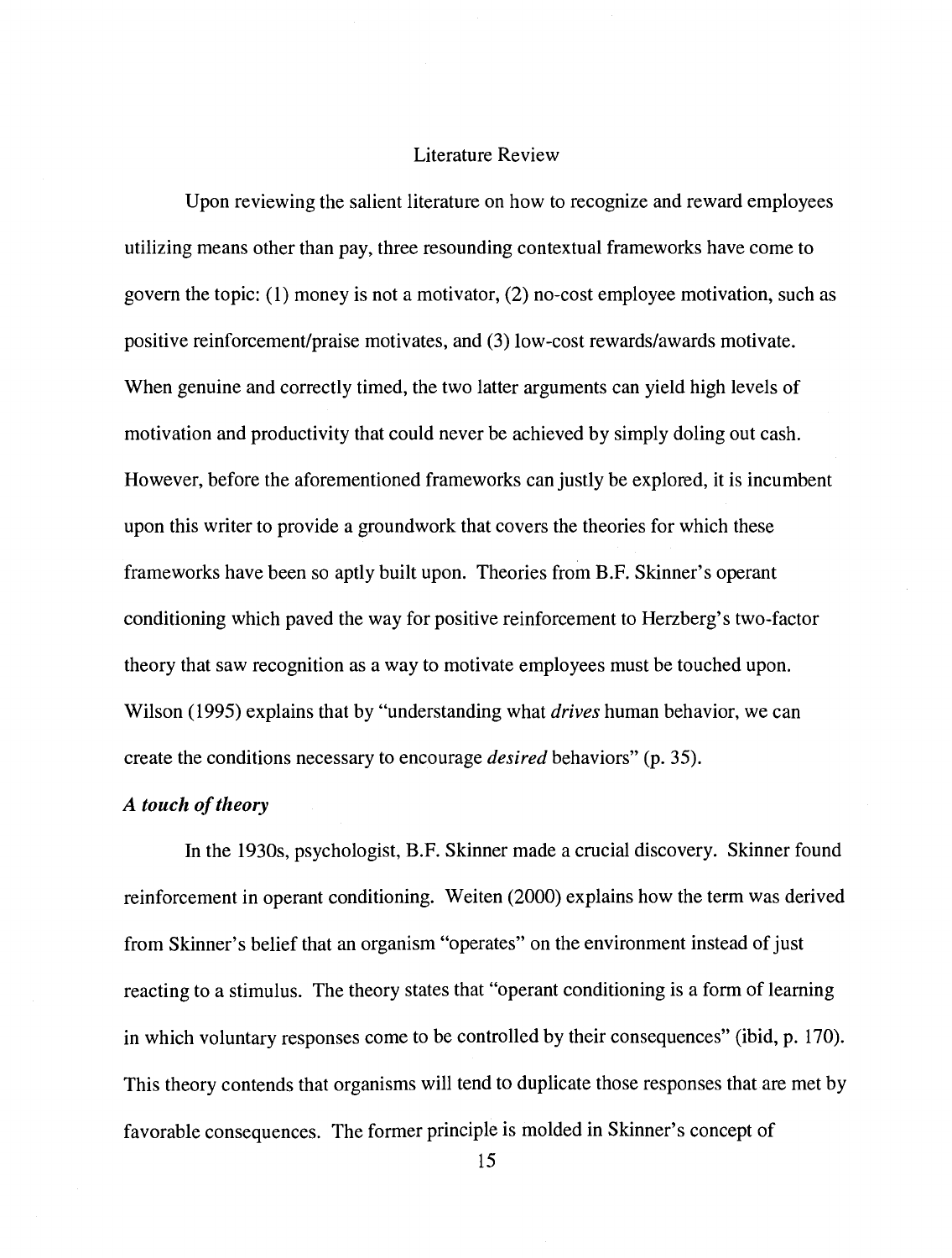# Literature Review

Upon reviewing the salient literature on how to recognize and reward employees utilizing means other than pay, three resounding contextual frameworks have come to govern the topic: (1) money is not a motivator, (2) no-cost employee motivation, such as positive reinforcement/praise motivates, and (3) low-cost rewards/awards motivate. When genuine and correctly timed, the two latter arguments can yield high levels of motivation and productivity that could never be achieved by simply doling out cash. However, before the aforementioned frameworks can justly be explored, it is incumbent upon this writer to provide a groundwork that covers the theories for which these frameworks have been so aptly built upon. Theories from B.F. Skinner's operant conditioning which paved the way for positive reinforcement to Herzberg's two-factor theory that saw recognition as a way to motivate employees must be touched upon. Wilson (1995) explains that by "understanding what *drives* human behavior, we can create the conditions necessary to encourage *desired* behaviors" (p. 35).

### *A touch of theory*

In the 1930s, psychologist, B.F. Skinner made a crucial discovery. Skinner found reinforcement in operant conditioning. Weiten (2000) explains how the term was derived from Skinner's belief that an organism "operates" on the environment instead of just reacting to a stimulus. The theory states that "operant conditioning is a form of learning in which voluntary responses come to be controlled by their consequences" (ibid, p. 170). This theory contends that organisms will tend to duplicate those responses that are met by favorable consequences. The former principle is molded in Skinner's concept of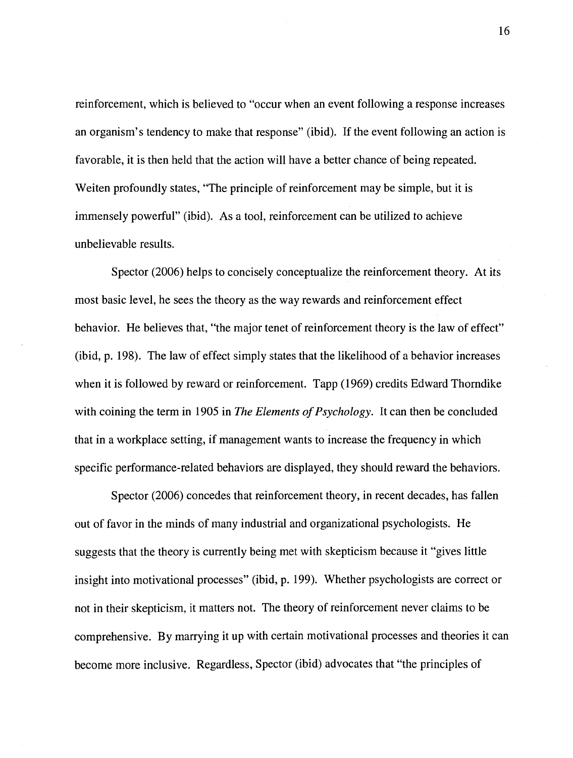reinforcement, which is believed to "occur when an event following a response increases an organism's tendency to make that response" (ibid). If the event following an action is favorable, it is then held that the action will have a better chance of being repeated. Weiten profoundly states, "The principle of reinforcement may be simple, but it is immensely powerful" (ibid). As a tool, reinforcement can be utilized to achieve unbelievable results.

Spector (2006) helps to concisely conceptualize the reinforcement theory. At its most basic level, he sees the theory as the way rewards and reinforcement effect behavior. He believes that, "the major tenet of reinforcement theory is the law of effect" (ibid, p. 198). The law of effect simply states that the likelihood of a behavior increases when it is followed by reward or reinforcement. Tapp (1969) credits Edward Thorndike with coining the term in 1905 in *The Elements of Psychology*. It can then be concluded that in a workplace setting, if management wants to increase the frequency in which specific performance-related behaviors are displayed, they should reward the behaviors.

Spector (2006) concedes that reinforcement theory, in recent decades, has fallen out of favor in the minds of many industrial and organizational psychologists. He suggests that the theory is currently being met with skepticism because it "gives little insight into motivational processes" (ibid, p. 199). Whether psychologists are correct or not in their skepticism, it matters not. The theory of reinforcement never claims to be comprehensive. By marrying it up with certain motivational processes and theories it can become more inclusive. Regardless, Spector (ibid) advocates that "the principles of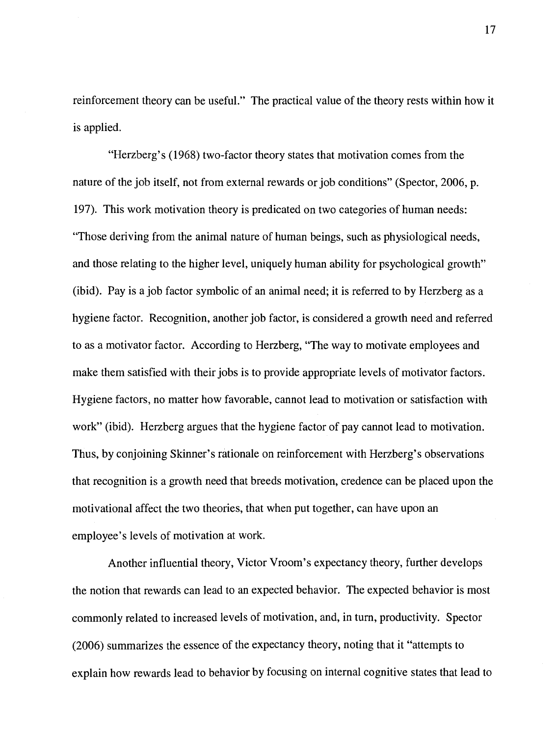reinforcement theory can be useful." The practical value of the theory rests within how it is applied.

"Herzberg's (1968) two-factor theory states that motivation comes from the nature of the job itself, not from external rewards or job conditions" (Spector, 2006, p. 197). This work motivation theory is predicated on two categories of human needs: "Those deriving from the animal nature of human beings, such as physiological needs, and those relating to the higher level, uniquely human ability for psychological growth" (ibid). Pay is a job factor symbolic of an animal need; it is referred to by Herzberg as a hygiene factor. Recognition, another job factor, is considered a growth need and referred to as a motivator factor. According to Herzberg, "The way to motivate employees and make them satisfied with their jobs is to provide appropriate levels of motivator factors. Hygiene factors, no matter how favorable, cannot lead to motivation or satisfaction with work" (ibid). Herzberg argues that the hygiene factor of pay cannot lead to motivation. Thus, by conjoining Skinner's rationale on reinforcement with Herzberg's observations that recognition is a growth need that breeds motivation, credence can be placed upon the motivational affect the two theories, that when put together, can have upon an employee's levels of motivation at work.

Another influential theory, Victor Vroom's expectancy theory, further develops the notion that rewards can lead to an expected behavior. The expected behavior is most commonly related to increased levels of motivation, and, in turn, productivity. Spector (2006) summarizes the essence of the expectancy theory, noting that it "attempts to explain how rewards lead to behavior by focusing on internal cognitive states that lead to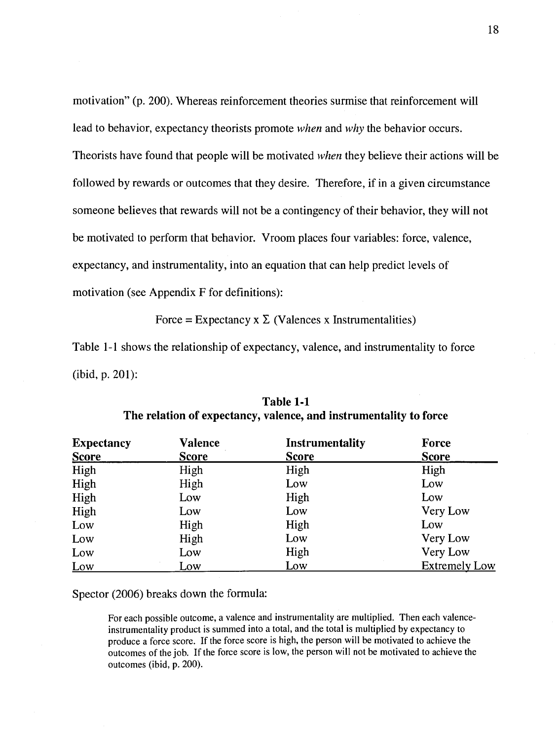motivation" (p. 200). Whereas reinforcement theories surmise that reinforcement will lead to behavior, expectancy theorists promote *when* and *why* the behavior occurs. Theorists have found that people will be motivated *when* they believe their actions will be followed by rewards or outcomes that they desire. Therefore, if in a given circumstance someone believes that rewards will not be a contingency of their behavior, they will not be motivated to perform that behavior. Vroom places four variables: force, valence, expectancy, and instrumentality, into an equation that can help predict levels of motivation (see Appendix F for definitions):

$$\text{Force} = \text{Expectancy} \times \Sigma \text{ (Valences} \times \text{Instrumentalities)}$$

Table 1-1 shows the relationship of expectancy, valence, and instrumentality to force (ibid, p. 201):

**Table 1-1**
**The relation of expectancy, valence, and instrumentality to force**

| Expectancy Score | Valence Score | Instrumentality Score | Force Score |
|---|---|---|---|
| High | High | High | High |
| High | High | Low | Low |
| High | Low | High | Low |
| High | Low | Low | Very Low |
| Low | High | High | Low |
| Low | High | Low | Very Low |
| Low | Low | High | Very Low |
| Low | Low | Low | Extremely Low |

Spector (2006) breaks down the formula:

> For each possible outcome, a valence and instrumentality are multiplied. Then each valence-instrumentality product is summed into a total, and the total is multiplied by expectancy to produce a force score. If the force score is high, the person will be motivated to achieve the outcomes of the job. If the force score is low, the person will not be motivated to achieve the outcomes (ibid, p. 200).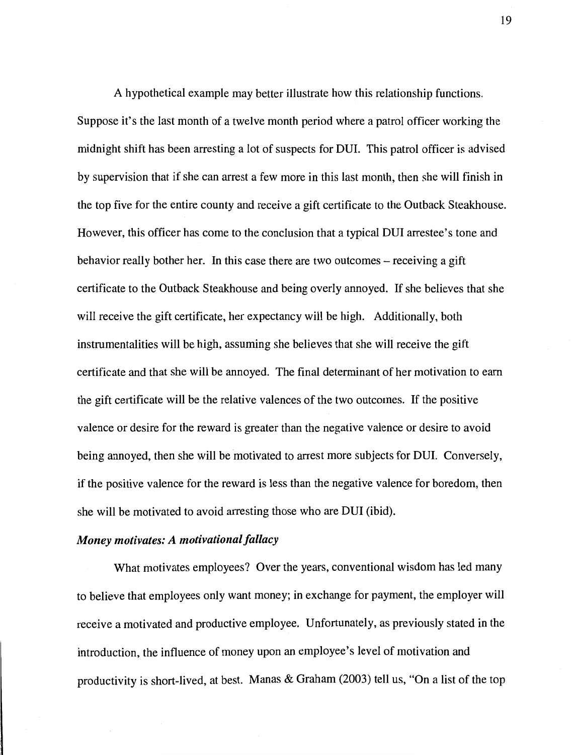A hypothetical example may better illustrate how this relationship functions. Suppose it's the last month of a twelve month period where a patrol officer working the midnight shift has been arresting a lot of suspects for DUI. This patrol officer is advised by supervision that if she can arrest a few more in this last month, then she will finish in the top five for the entire county and receive a gift certificate to the Outback Steakhouse. However, this officer has come to the conclusion that a typical DUI arrestee's tone and behavior really bother her. In this case there are two outcomes – receiving a gift certificate to the Outback Steakhouse and being overly annoyed. If she believes that she will receive the gift certificate, her expectancy will be high. Additionally, both instrumentalities will be high, assuming she believes that she will receive the gift certificate and that she will be annoyed. The final determinant of her motivation to earn the gift certificate will be the relative valences of the two outcomes. If the positive valence or desire for the reward is greater than the negative valence or desire to avoid being annoyed, then she will be motivated to arrest more subjects for DUI. Conversely, if the positive valence for the reward is less than the negative valence for boredom, then she will be motivated to avoid arresting those who are DUI (ibid).

### ***Money motivates: A motivational fallacy***

What motivates employees? Over the years, conventional wisdom has led many to believe that employees only want money; in exchange for payment, the employer will receive a motivated and productive employee. Unfortunately, as previously stated in the introduction, the influence of money upon an employee's level of motivation and productivity is short-lived, at best. Manas & Graham (2003) tell us, "On a list of the top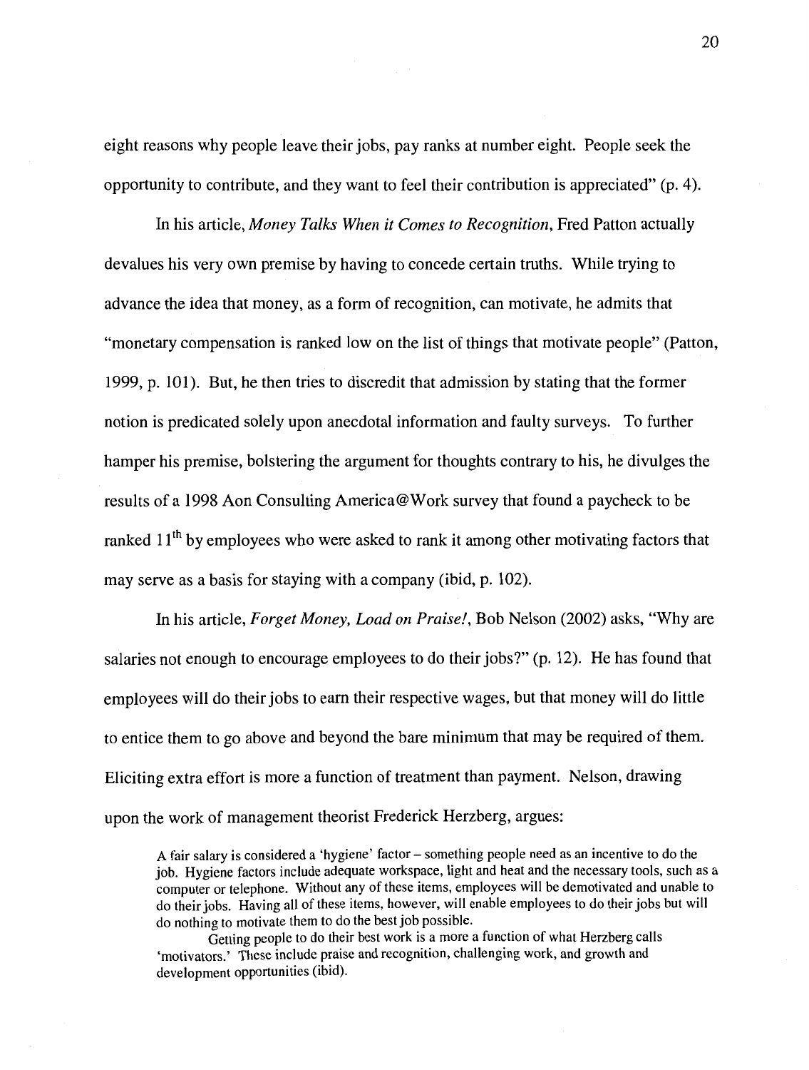eight reasons why people leave their jobs, pay ranks at number eight. People seek the opportunity to contribute, and they want to feel their contribution is appreciated" (p. 4).

In his article, *Money Talks When it Comes to Recognition*, Fred Patton actually devalues his very own premise by having to concede certain truths. While trying to advance the idea that money, as a form of recognition, can motivate, he admits that "monetary compensation is ranked low on the list of things that motivate people" (Patton, 1999, p. 101). But, he then tries to discredit that admission by stating that the former notion is predicated solely upon anecdotal information and faulty surveys. To further hamper his premise, bolstering the argument for thoughts contrary to his, he divulges the results of a 1998 Aon Consulting America@Work survey that found a paycheck to be ranked 11th by employees who were asked to rank it among other motivating factors that may serve as a basis for staying with a company (ibid, p. 102).

In his article, *Forget Money, Load on Praise!*, Bob Nelson (2002) asks, "Why are salaries not enough to encourage employees to do their jobs?" (p. 12). He has found that employees will do their jobs to earn their respective wages, but that money will do little to entice them to go above and beyond the bare minimum that may be required of them. Eliciting extra effort is more a function of treatment than payment. Nelson, drawing upon the work of management theorist Frederick Herzberg, argues:

> A fair salary is considered a 'hygiene' factor – something people need as an incentive to do the job. Hygiene factors include adequate workspace, light and heat and the necessary tools, such as a computer or telephone. Without any of these items, employees will be demotivated and unable to do their jobs. Having all of these items, however, will enable employees to do their jobs but will do nothing to motivate them to do the best job possible.
>
> Getting people to do their best work is a more a function of what Herzberg calls 'motivators.' These include praise and recognition, challenging work, and growth and development opportunities (ibid).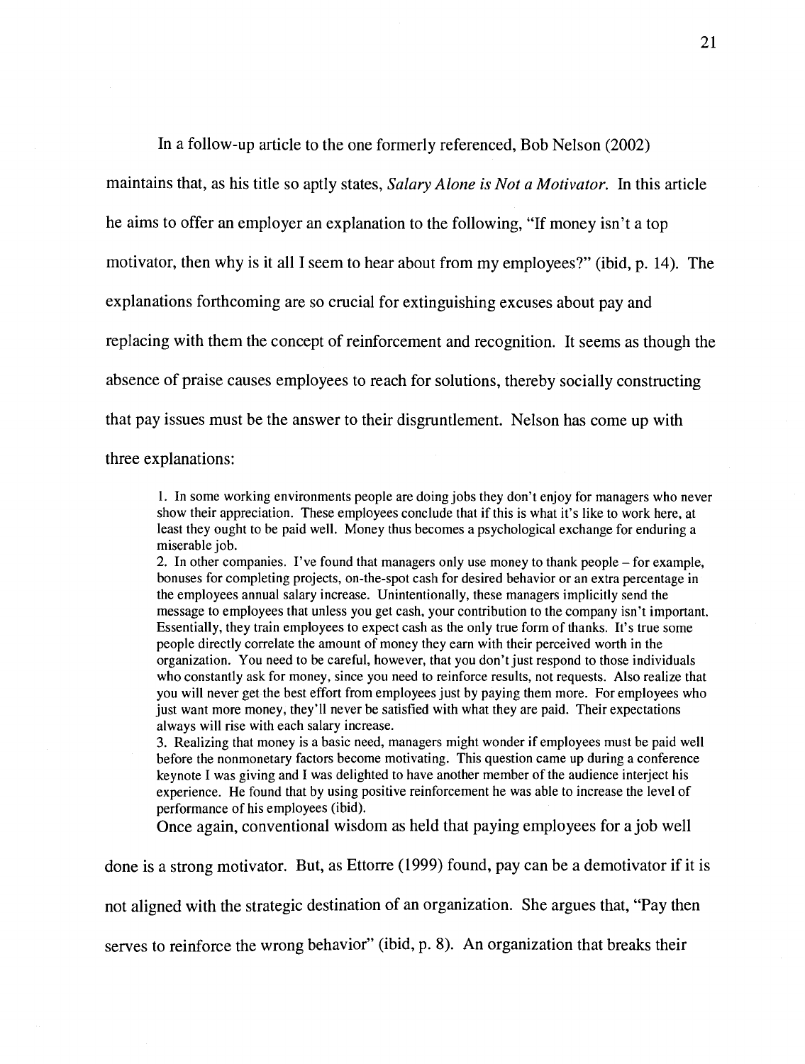In a follow-up article to the one formerly referenced, Bob Nelson (2002) maintains that, as his title so aptly states, *Salary Alone is Not a Motivator.* In this article he aims to offer an employer an explanation to the following, "If money isn't a top motivator, then why is it all I seem to hear about from my employees?" (ibid, p. 14). The explanations forthcoming are so crucial for extinguishing excuses about pay and replacing with them the concept of reinforcement and recognition. It seems as though the absence of praise causes employees to reach for solutions, thereby socially constructing that pay issues must be the answer to their disgruntlement. Nelson has come up with three explanations:

> 1. In some working environments people are doing jobs they don't enjoy for managers who never show their appreciation. These employees conclude that if this is what it's like to work here, at least they ought to be paid well. Money thus becomes a psychological exchange for enduring a miserable job.
> 2. In other companies. I've found that managers only use money to thank people – for example, bonuses for completing projects, on-the-spot cash for desired behavior or an extra percentage in the employees annual salary increase. Unintentionally, these managers implicitly send the message to employees that unless you get cash, your contribution to the company isn't important. Essentially, they train employees to expect cash as the only true form of thanks. It's true some people directly correlate the amount of money they earn with their perceived worth in the organization. You need to be careful, however, that you don't just respond to those individuals who constantly ask for money, since you need to reinforce results, not requests. Also realize that you will never get the best effort from employees just by paying them more. For employees who just want more money, they'll never be satisfied with what they are paid. Their expectations always will rise with each salary increase.
> 3. Realizing that money is a basic need, managers might wonder if employees must be paid well before the nonmonetary factors become motivating. This question came up during a conference keynote I was giving and I was delighted to have another member of the audience interject his experience. He found that by using positive reinforcement he was able to increase the level of performance of his employees (ibid).

Once again, conventional wisdom as held that paying employees for a job well done is a strong motivator. But, as Ettorre (1999) found, pay can be a demotivator if it is not aligned with the strategic destination of an organization. She argues that, "Pay then serves to reinforce the wrong behavior" (ibid, p. 8). An organization that breaks their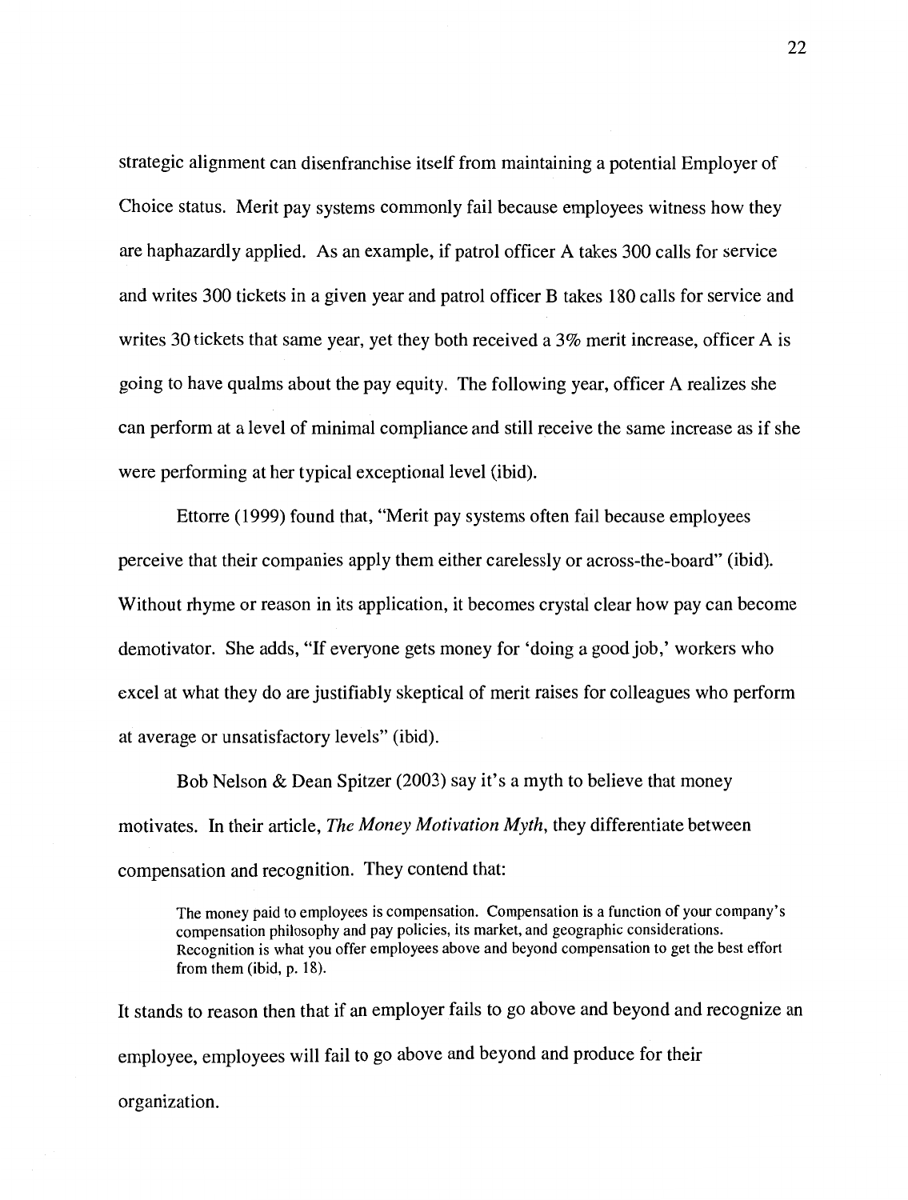strategic alignment can disenfranchise itself from maintaining a potential Employer of Choice status. Merit pay systems commonly fail because employees witness how they are haphazardly applied. As an example, if patrol officer A takes 300 calls for service and writes 300 tickets in a given year and patrol officer B takes 180 calls for service and writes 30 tickets that same year, yet they both received a 3% merit increase, officer A is going to have qualms about the pay equity. The following year, officer A realizes she can perform at a level of minimal compliance and still receive the same increase as if she were performing at her typical exceptional level (ibid).

Ettorre (1999) found that, "Merit pay systems often fail because employees perceive that their companies apply them either carelessly or across-the-board" (ibid). Without rhyme or reason in its application, it becomes crystal clear how pay can become demotivator. She adds, "If everyone gets money for 'doing a good job,' workers who excel at what they do are justifiably skeptical of merit raises for colleagues who perform at average or unsatisfactory levels" (ibid).

Bob Nelson & Dean Spitzer (2003) say it's a myth to believe that money motivates. In their article, *The Money Motivation Myth*, they differentiate between compensation and recognition. They contend that:

> The money paid to employees is compensation. Compensation is a function of your company's compensation philosophy and pay policies, its market, and geographic considerations. Recognition is what you offer employees above and beyond compensation to get the best effort from them (ibid, p. 18).

It stands to reason then that if an employer fails to go above and beyond and recognize an employee, employees will fail to go above and beyond and produce for their organization.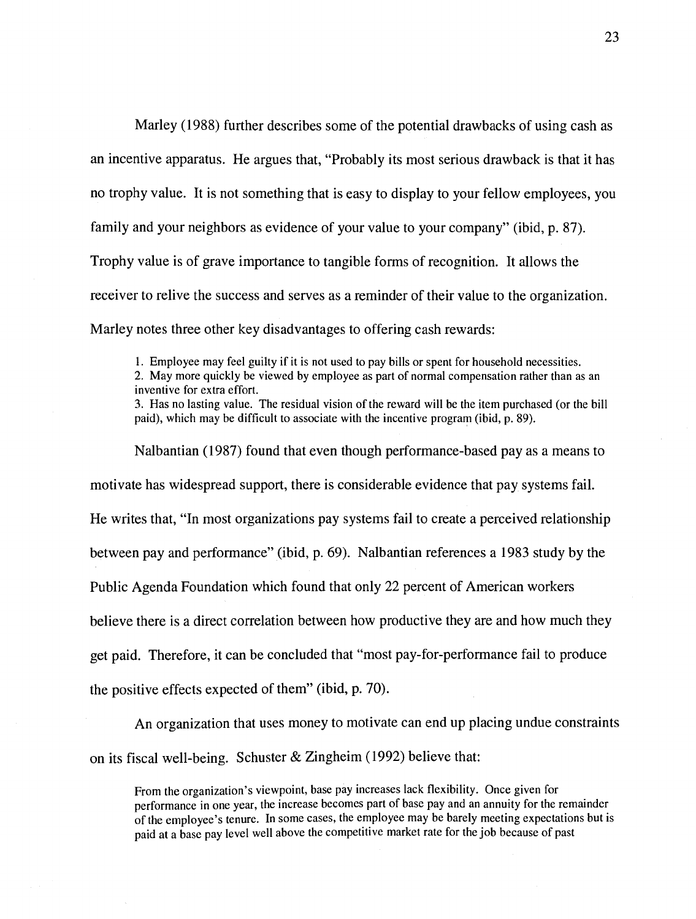Marley (1988) further describes some of the potential drawbacks of using cash as an incentive apparatus. He argues that, "Probably its most serious drawback is that it has no trophy value. It is not something that is easy to display to your fellow employees, you family and your neighbors as evidence of your value to your company" (ibid, p. 87). Trophy value is of grave importance to tangible forms of recognition. It allows the receiver to relive the success and serves as a reminder of their value to the organization. Marley notes three other key disadvantages to offering cash rewards:

> 1. Employee may feel guilty if it is not used to pay bills or spent for household necessities.
> 2. May more quickly be viewed by employee as part of normal compensation rather than as an inventive for extra effort.
> 3. Has no lasting value. The residual vision of the reward will be the item purchased (or the bill paid), which may be difficult to associate with the incentive program (ibid, p. 89).

Nalbantian (1987) found that even though performance-based pay as a means to motivate has widespread support, there is considerable evidence that pay systems fail. He writes that, "In most organizations pay systems fail to create a perceived relationship between pay and performance" (ibid, p. 69). Nalbantian references a 1983 study by the Public Agenda Foundation which found that only 22 percent of American workers believe there is a direct correlation between how productive they are and how much they get paid. Therefore, it can be concluded that "most pay-for-performance fail to produce the positive effects expected of them" (ibid, p. 70).

An organization that uses money to motivate can end up placing undue constraints on its fiscal well-being. Schuster & Zingheim (1992) believe that:

> From the organization's viewpoint, base pay increases lack flexibility. Once given for performance in one year, the increase becomes part of base pay and an annuity for the remainder of the employee's tenure. In some cases, the employee may be barely meeting expectations but is paid at a base pay level well above the competitive market rate for the job because of past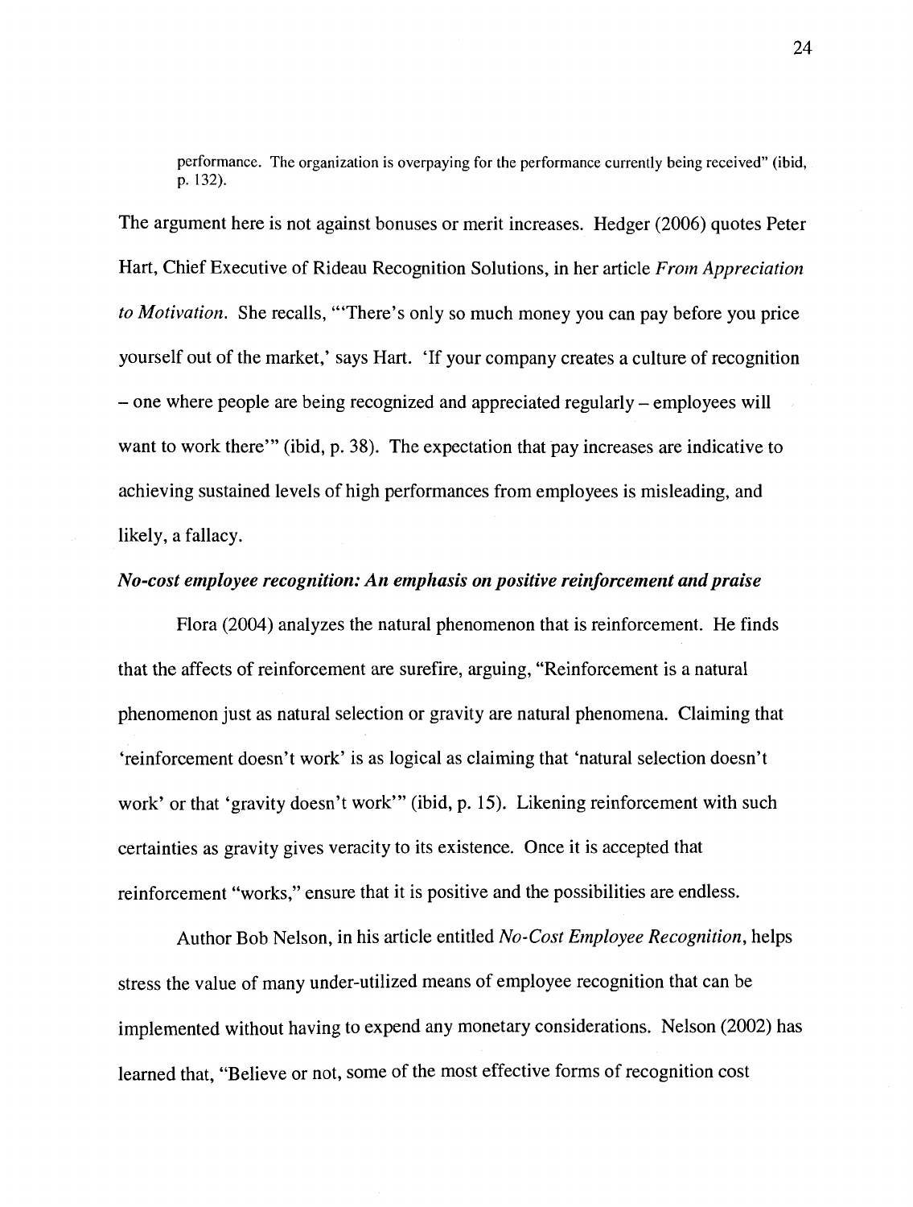> performance. The organization is overpaying for the performance currently being received" (ibid, p. 132).

The argument here is not against bonuses or merit increases. Hedger (2006) quotes Peter Hart, Chief Executive of Rideau Recognition Solutions, in her article *From Appreciation to Motivation*. She recalls, "'There's only so much money you can pay before you price yourself out of the market,' says Hart. 'If your company creates a culture of recognition – one where people are being recognized and appreciated regularly – employees will want to work there'" (ibid, p. 38). The expectation that pay increases are indicative to achieving sustained levels of high performances from employees is misleading, and likely, a fallacy.

***No-cost employee recognition: An emphasis on positive reinforcement and praise***

Flora (2004) analyzes the natural phenomenon that is reinforcement. He finds that the affects of reinforcement are surefire, arguing, "Reinforcement is a natural phenomenon just as natural selection or gravity are natural phenomena. Claiming that 'reinforcement doesn't work' is as logical as claiming that 'natural selection doesn't work' or that 'gravity doesn't work'" (ibid, p. 15). Likening reinforcement with such certainties as gravity gives veracity to its existence. Once it is accepted that reinforcement "works," ensure that it is positive and the possibilities are endless.

Author Bob Nelson, in his article entitled *No-Cost Employee Recognition*, helps stress the value of many under-utilized means of employee recognition that can be implemented without having to expend any monetary considerations. Nelson (2002) has learned that, "Believe or not, some of the most effective forms of recognition cost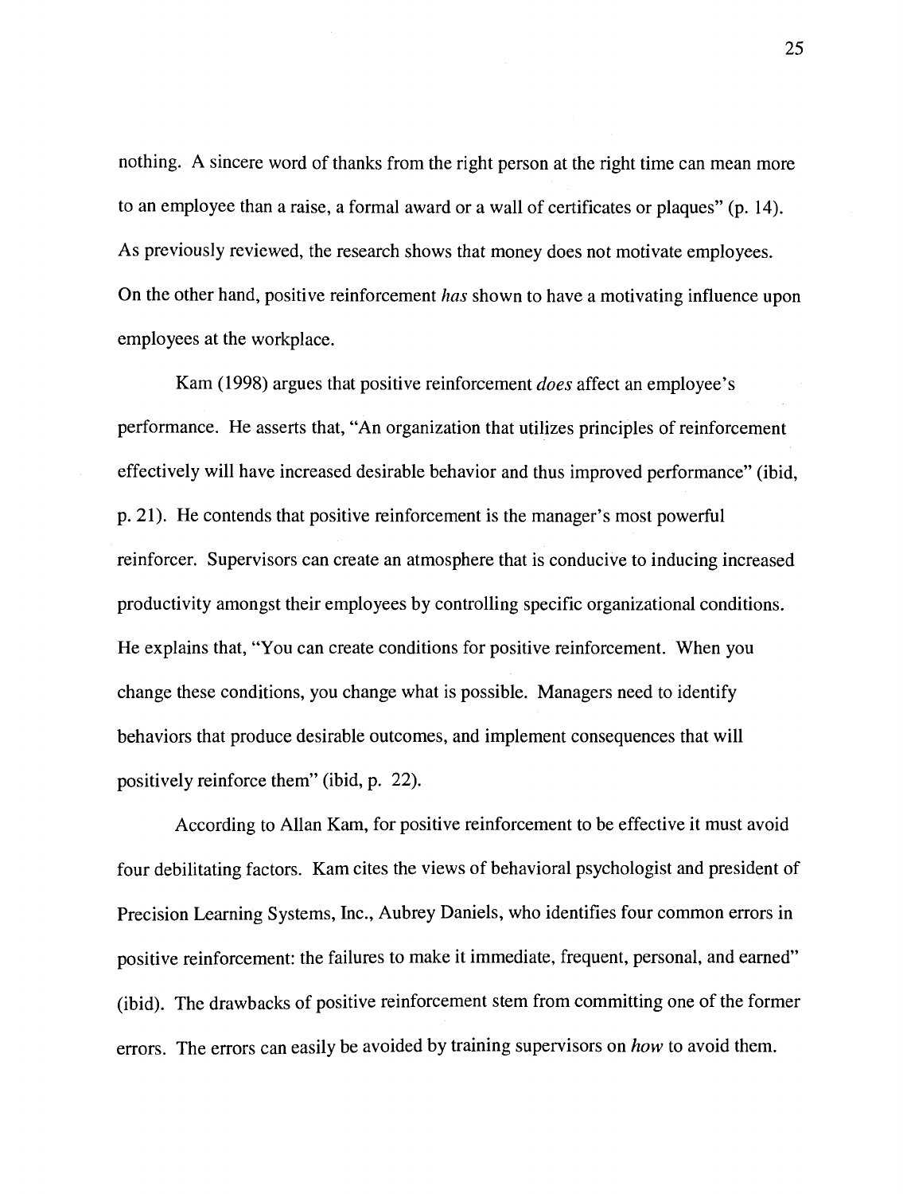nothing. A sincere word of thanks from the right person at the right time can mean more to an employee than a raise, a formal award or a wall of certificates or plaques" (p. 14). As previously reviewed, the research shows that money does not motivate employees. On the other hand, positive reinforcement *has* shown to have a motivating influence upon employees at the workplace.

Kam (1998) argues that positive reinforcement *does* affect an employee's performance. He asserts that, "An organization that utilizes principles of reinforcement effectively will have increased desirable behavior and thus improved performance" (ibid, p. 21). He contends that positive reinforcement is the manager's most powerful reinforcer. Supervisors can create an atmosphere that is conducive to inducing increased productivity amongst their employees by controlling specific organizational conditions. He explains that, "You can create conditions for positive reinforcement. When you change these conditions, you change what is possible. Managers need to identify behaviors that produce desirable outcomes, and implement consequences that will positively reinforce them" (ibid, p. 22).

According to Allan Kam, for positive reinforcement to be effective it must avoid four debilitating factors. Kam cites the views of behavioral psychologist and president of Precision Learning Systems, Inc., Aubrey Daniels, who identifies four common errors in positive reinforcement: the failures to make it immediate, frequent, personal, and earned" (ibid). The drawbacks of positive reinforcement stem from committing one of the former errors. The errors can easily be avoided by training supervisors on *how* to avoid them.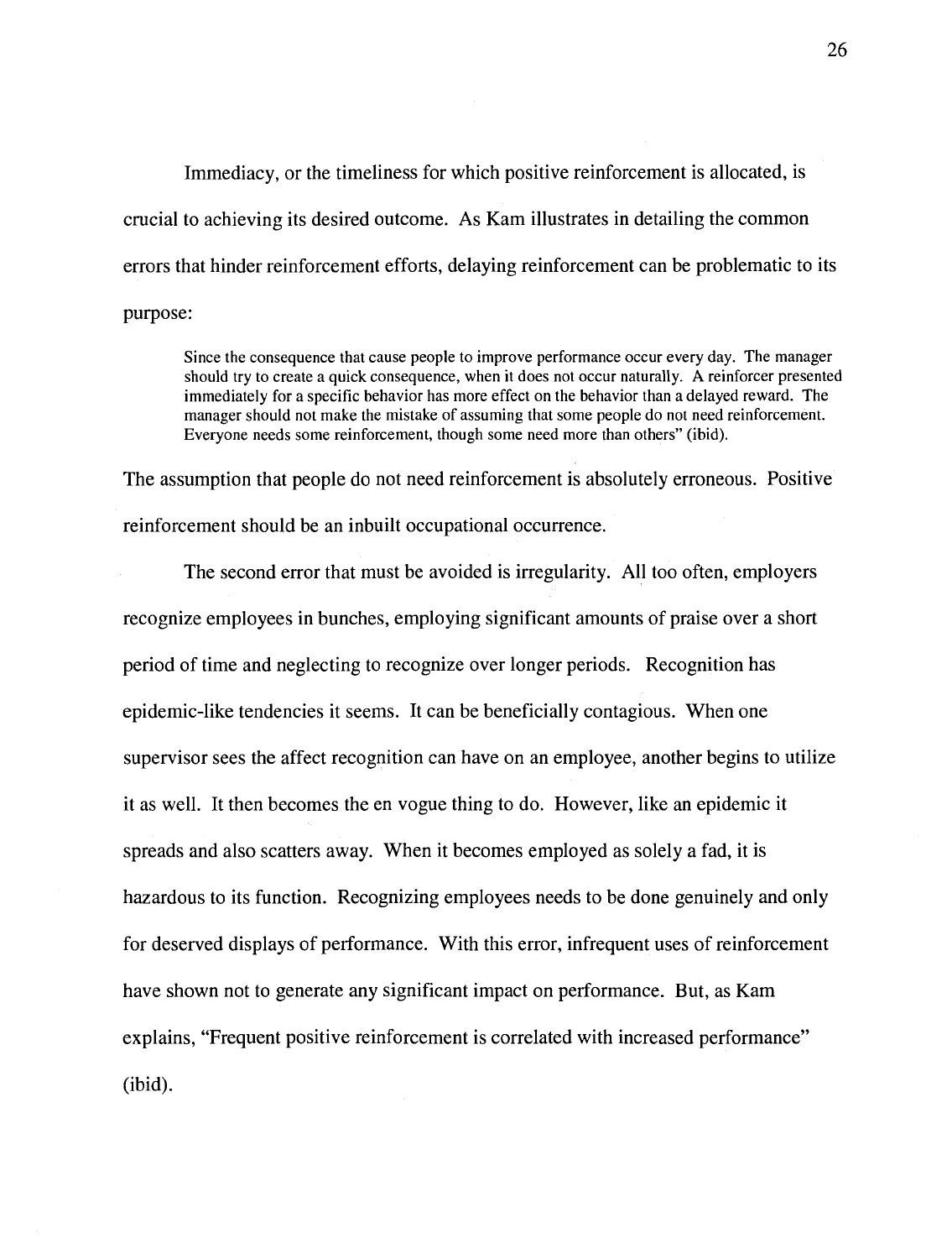Immediacy, or the timeliness for which positive reinforcement is allocated, is crucial to achieving its desired outcome. As Kam illustrates in detailing the common errors that hinder reinforcement efforts, delaying reinforcement can be problematic to its purpose:

> Since the consequence that cause people to improve performance occur every day. The manager should try to create a quick consequence, when it does not occur naturally. A reinforcer presented immediately for a specific behavior has more effect on the behavior than a delayed reward. The manager should not make the mistake of assuming that some people do not need reinforcement. Everyone needs some reinforcement, though some need more than others" (ibid).

The assumption that people do not need reinforcement is absolutely erroneous. Positive reinforcement should be an inbuilt occupational occurrence.

The second error that must be avoided is irregularity. All too often, employers recognize employees in bunches, employing significant amounts of praise over a short period of time and neglecting to recognize over longer periods. Recognition has epidemic-like tendencies it seems. It can be beneficially contagious. When one supervisor sees the affect recognition can have on an employee, another begins to utilize it as well. It then becomes the en vogue thing to do. However, like an epidemic it spreads and also scatters away. When it becomes employed as solely a fad, it is hazardous to its function. Recognizing employees needs to be done genuinely and only for deserved displays of performance. With this error, infrequent uses of reinforcement have shown not to generate any significant impact on performance. But, as Kam explains, "Frequent positive reinforcement is correlated with increased performance" (ibid).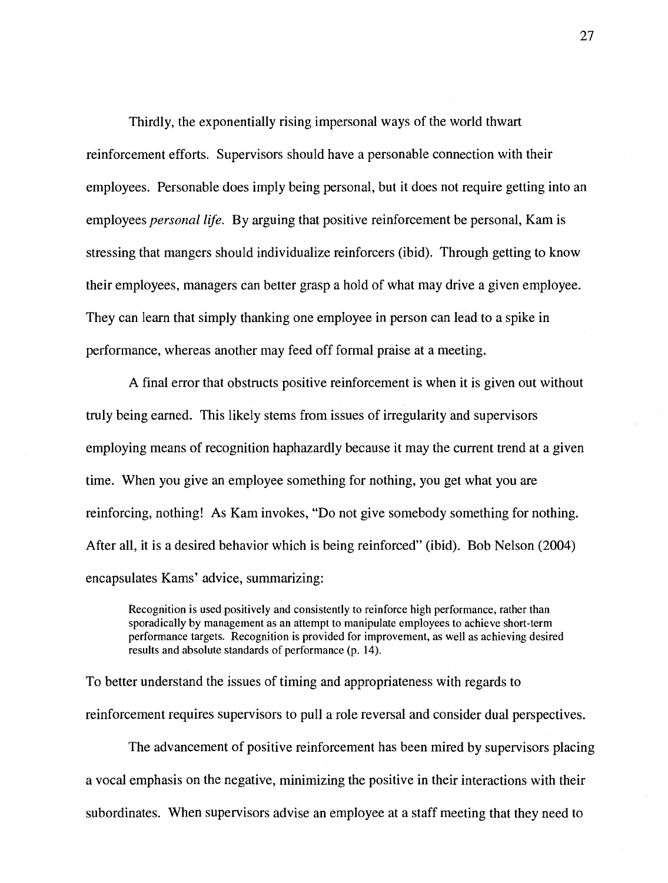Thirdly, the exponentially rising impersonal ways of the world thwart reinforcement efforts. Supervisors should have a personable connection with their employees. Personable does imply being personal, but it does not require getting into an employees *personal life.* By arguing that positive reinforcement be personal, Kam is stressing that mangers should individualize reinforcers (ibid). Through getting to know their employees, managers can better grasp a hold of what may drive a given employee. They can learn that simply thanking one employee in person can lead to a spike in performance, whereas another may feed off formal praise at a meeting.

A final error that obstructs positive reinforcement is when it is given out without truly being earned. This likely stems from issues of irregularity and supervisors employing means of recognition haphazardly because it may the current trend at a given time. When you give an employee something for nothing, you get what you are reinforcing, nothing! As Kam invokes, "Do not give somebody something for nothing. After all, it is a desired behavior which is being reinforced" (ibid). Bob Nelson (2004) encapsulates Kams' advice, summarizing:

> Recognition is used positively and consistently to reinforce high performance, rather than sporadically by management as an attempt to manipulate employees to achieve short-term performance targets. Recognition is provided for improvement, as well as achieving desired results and absolute standards of performance (p. 14).

To better understand the issues of timing and appropriateness with regards to reinforcement requires supervisors to pull a role reversal and consider dual perspectives.

The advancement of positive reinforcement has been mired by supervisors placing a vocal emphasis on the negative, minimizing the positive in their interactions with their subordinates. When supervisors advise an employee at a staff meeting that they need to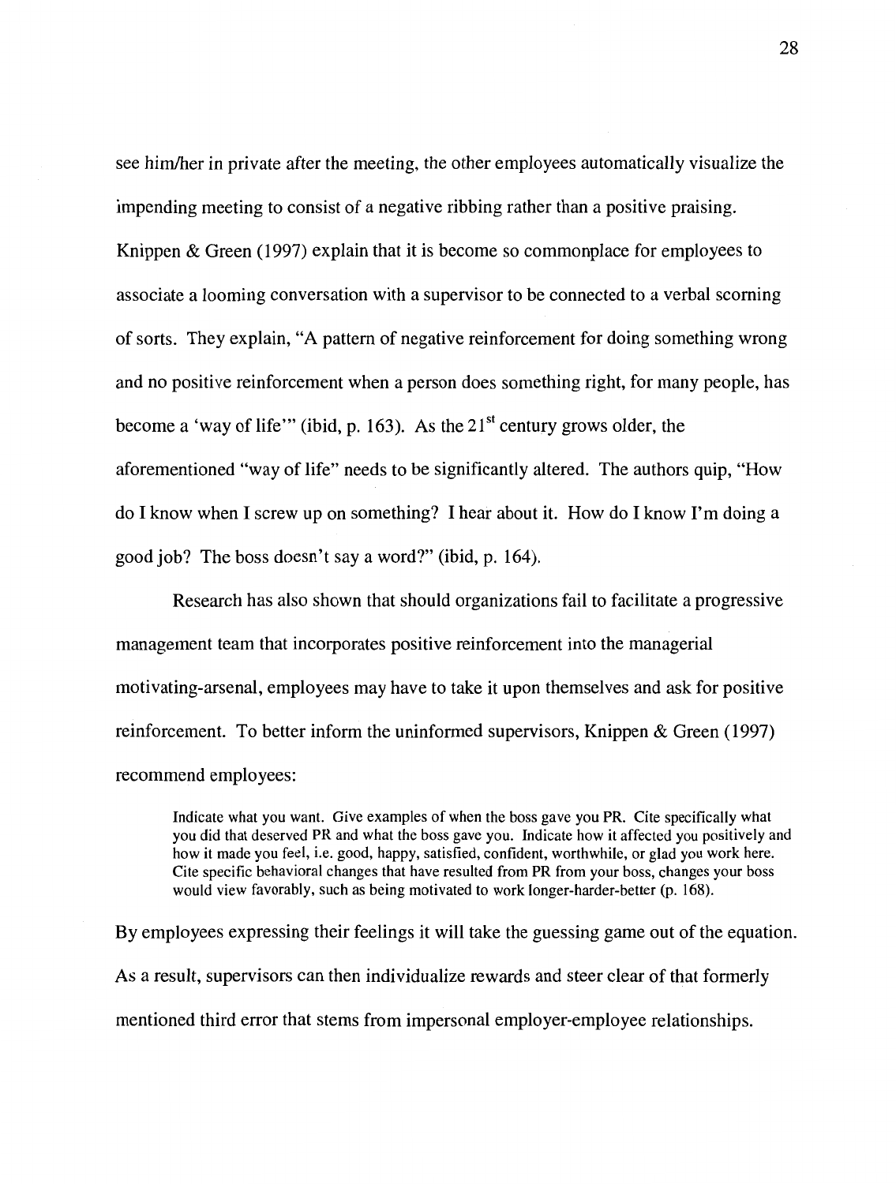see him/her in private after the meeting, the other employees automatically visualize the impending meeting to consist of a negative ribbing rather than a positive praising. Knippen & Green (1997) explain that it is become so commonplace for employees to associate a looming conversation with a supervisor to be connected to a verbal scorning of sorts. They explain, "A pattern of negative reinforcement for doing something wrong and no positive reinforcement when a person does something right, for many people, has become a 'way of life'" (ibid, p. 163). As the 21st century grows older, the aforementioned "way of life" needs to be significantly altered. The authors quip, "How do I know when I screw up on something? I hear about it. How do I know I'm doing a good job? The boss doesn't say a word?" (ibid, p. 164).

Research has also shown that should organizations fail to facilitate a progressive management team that incorporates positive reinforcement into the managerial motivating-arsenal, employees may have to take it upon themselves and ask for positive reinforcement. To better inform the uninformed supervisors, Knippen & Green (1997) recommend employees:

> Indicate what you want. Give examples of when the boss gave you PR. Cite specifically what you did that deserved PR and what the boss gave you. Indicate how it affected you positively and how it made you feel, i.e. good, happy, satisfied, confident, worthwhile, or glad you work here. Cite specific behavioral changes that have resulted from PR from your boss, changes your boss would view favorably, such as being motivated to work longer-harder-better (p. 168).

By employees expressing their feelings it will take the guessing game out of the equation. As a result, supervisors can then individualize rewards and steer clear of that formerly mentioned third error that stems from impersonal employer-employee relationships.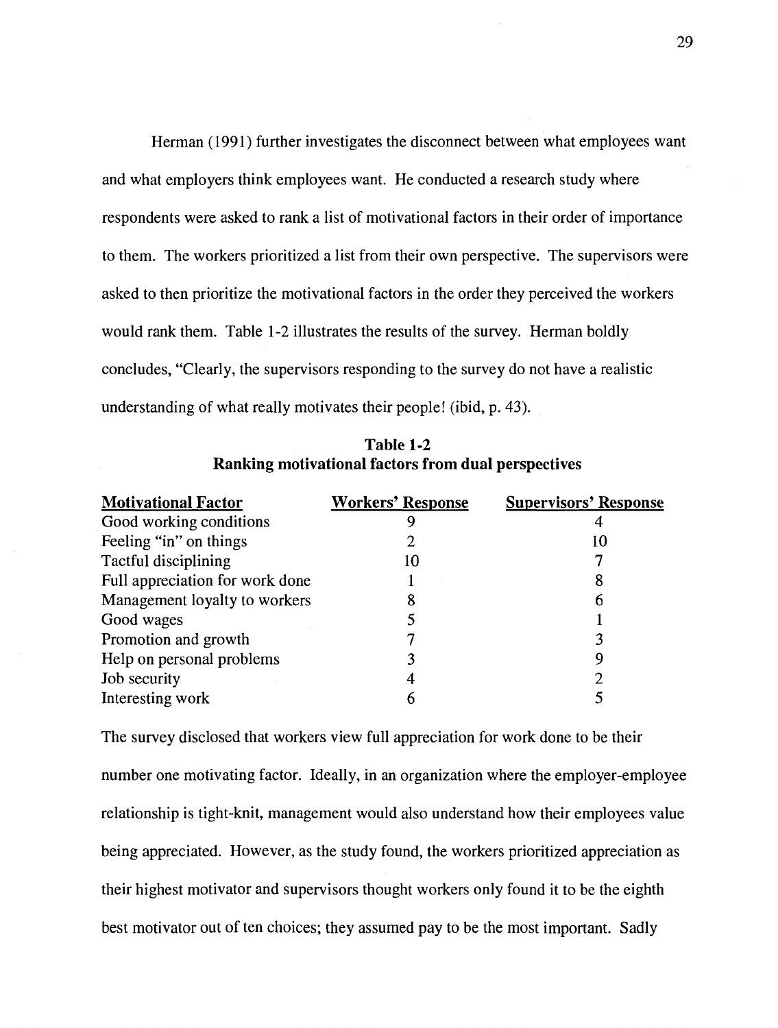Herman (1991) further investigates the disconnect between what employees want and what employers think employees want. He conducted a research study where respondents were asked to rank a list of motivational factors in their order of importance to them. The workers prioritized a list from their own perspective. The supervisors were asked to then prioritize the motivational factors in the order they perceived the workers would rank them. Table 1-2 illustrates the results of the survey. Herman boldly concludes, "Clearly, the supervisors responding to the survey do not have a realistic understanding of what really motivates their people! (ibid, p. 43).

**Table 1-2**
**Ranking motivational factors from dual perspectives**

| Motivational Factor | Workers' Response | Supervisors' Response |
|---|---|---|
| Good working conditions | 9 | 4 |
| Feeling "in" on things | 2 | 10 |
| Tactful disciplining | 10 | 7 |
| Full appreciation for work done | 1 | 8 |
| Management loyalty to workers | 8 | 6 |
| Good wages | 5 | 1 |
| Promotion and growth | 7 | 3 |
| Help on personal problems | 3 | 9 |
| Job security | 4 | 2 |
| Interesting work | 6 | 5 |

The survey disclosed that workers view full appreciation for work done to be their number one motivating factor. Ideally, in an organization where the employer-employee relationship is tight-knit, management would also understand how their employees value being appreciated. However, as the study found, the workers prioritized appreciation as their highest motivator and supervisors thought workers only found it to be the eighth best motivator out of ten choices; they assumed pay to be the most important. Sadly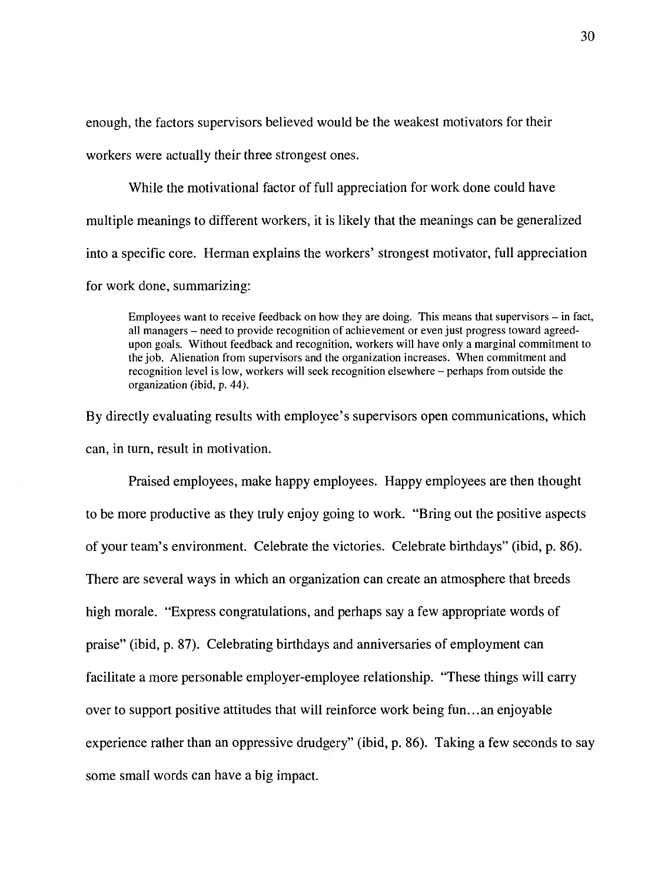enough, the factors supervisors believed would be the weakest motivators for their workers were actually their three strongest ones.

While the motivational factor of full appreciation for work done could have multiple meanings to different workers, it is likely that the meanings can be generalized into a specific core. Herman explains the workers' strongest motivator, full appreciation for work done, summarizing:

> Employees want to receive feedback on how they are doing. This means that supervisors – in fact, all managers – need to provide recognition of achievement or even just progress toward agreed-upon goals. Without feedback and recognition, workers will have only a marginal commitment to the job. Alienation from supervisors and the organization increases. When commitment and recognition level is low, workers will seek recognition elsewhere – perhaps from outside the organization (ibid, p. 44).

By directly evaluating results with employee's supervisors open communications, which can, in turn, result in motivation.

Praised employees, make happy employees. Happy employees are then thought to be more productive as they truly enjoy going to work. "Bring out the positive aspects of your team's environment. Celebrate the victories. Celebrate birthdays" (ibid, p. 86). There are several ways in which an organization can create an atmosphere that breeds high morale. "Express congratulations, and perhaps say a few appropriate words of praise" (ibid, p. 87). Celebrating birthdays and anniversaries of employment can facilitate a more personable employer-employee relationship. "These things will carry over to support positive attitudes that will reinforce work being fun…an enjoyable experience rather than an oppressive drudgery" (ibid, p. 86). Taking a few seconds to say some small words can have a big impact.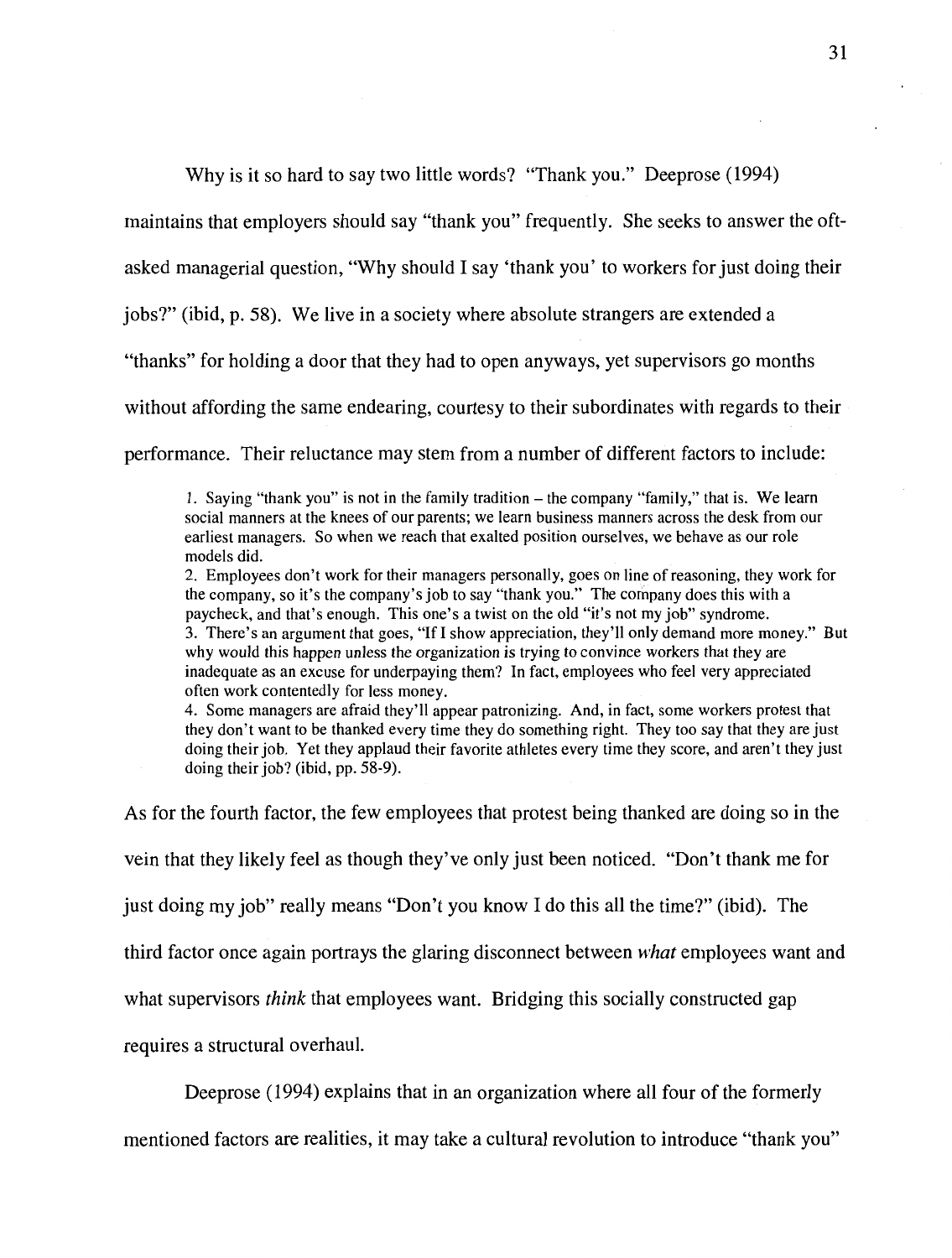Why is it so hard to say two little words? "Thank you." Deeprose (1994) maintains that employers should say "thank you" frequently. She seeks to answer the oft-asked managerial question, "Why should I say 'thank you' to workers for just doing their jobs?" (ibid, p. 58). We live in a society where absolute strangers are extended a "thanks" for holding a door that they had to open anyways, yet supervisors go months without affording the same endearing, courtesy to their subordinates with regards to their performance. Their reluctance may stem from a number of different factors to include:

> 1. Saying "thank you" is not in the family tradition – the company "family," that is. We learn social manners at the knees of our parents; we learn business manners across the desk from our earliest managers. So when we reach that exalted position ourselves, we behave as our role models did.
> 2. Employees don't work for their managers personally, goes on line of reasoning, they work for the company, so it's the company's job to say "thank you." The company does this with a paycheck, and that's enough. This one's a twist on the old "it's not my job" syndrome.
> 3. There's an argument that goes, "If I show appreciation, they'll only demand more money." But why would this happen unless the organization is trying to convince workers that they are inadequate as an excuse for underpaying them? In fact, employees who feel very appreciated often work contentedly for less money.
> 4. Some managers are afraid they'll appear patronizing. And, in fact, some workers protest that they don't want to be thanked every time they do something right. They too say that they are just doing their job. Yet they applaud their favorite athletes every time they score, and aren't they just doing their job? (ibid, pp. 58-9).

As for the fourth factor, the few employees that protest being thanked are doing so in the vein that they likely feel as though they've only just been noticed. "Don't thank me for just doing my job" really means "Don't you know I do this all the time?" (ibid). The third factor once again portrays the glaring disconnect between *what* employees want and what supervisors *think* that employees want. Bridging this socially constructed gap requires a structural overhaul.

Deeprose (1994) explains that in an organization where all four of the formerly mentioned factors are realities, it may take a cultural revolution to introduce "thank you"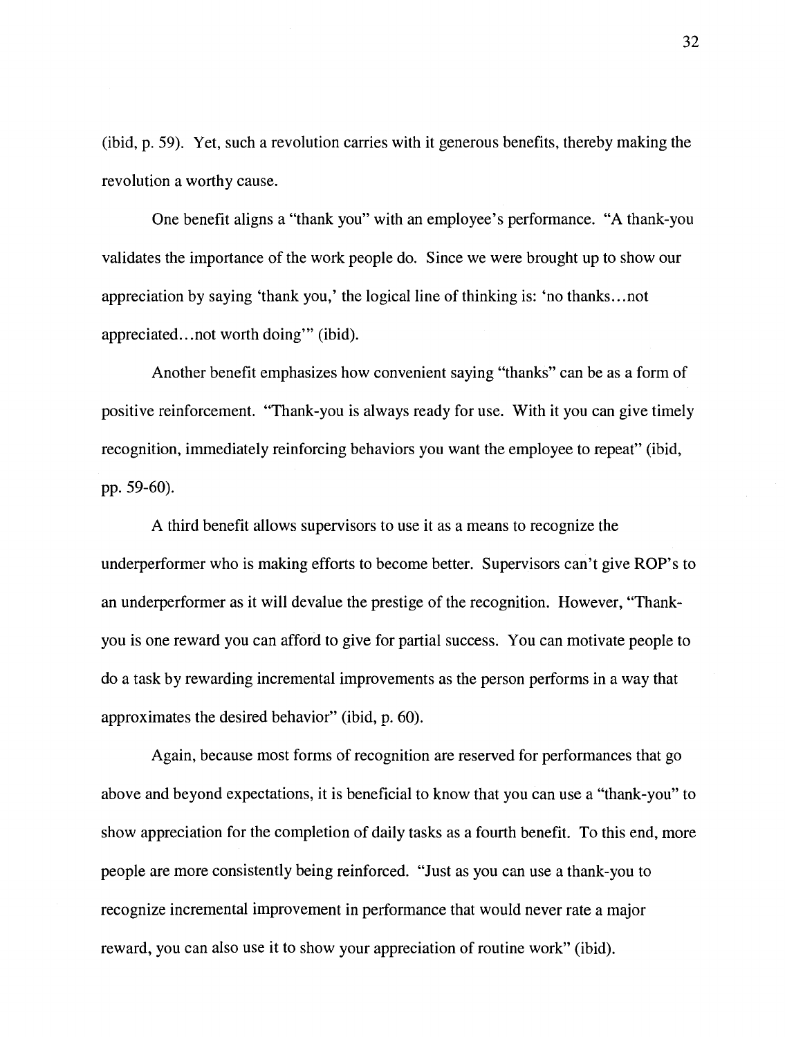(ibid, p. 59). Yet, such a revolution carries with it generous benefits, thereby making the revolution a worthy cause.

One benefit aligns a "thank you" with an employee's performance. "A thank-you validates the importance of the work people do. Since we were brought up to show our appreciation by saying 'thank you,' the logical line of thinking is: 'no thanks…not appreciated…not worth doing'" (ibid).

Another benefit emphasizes how convenient saying "thanks" can be as a form of positive reinforcement. "Thank-you is always ready for use. With it you can give timely recognition, immediately reinforcing behaviors you want the employee to repeat" (ibid, pp. 59-60).

A third benefit allows supervisors to use it as a means to recognize the underperformer who is making efforts to become better. Supervisors can't give ROP's to an underperformer as it will devalue the prestige of the recognition. However, "Thank-you is one reward you can afford to give for partial success. You can motivate people to do a task by rewarding incremental improvements as the person performs in a way that approximates the desired behavior" (ibid, p. 60).

Again, because most forms of recognition are reserved for performances that go above and beyond expectations, it is beneficial to know that you can use a "thank-you" to show appreciation for the completion of daily tasks as a fourth benefit. To this end, more people are more consistently being reinforced. "Just as you can use a thank-you to recognize incremental improvement in performance that would never rate a major reward, you can also use it to show your appreciation of routine work" (ibid).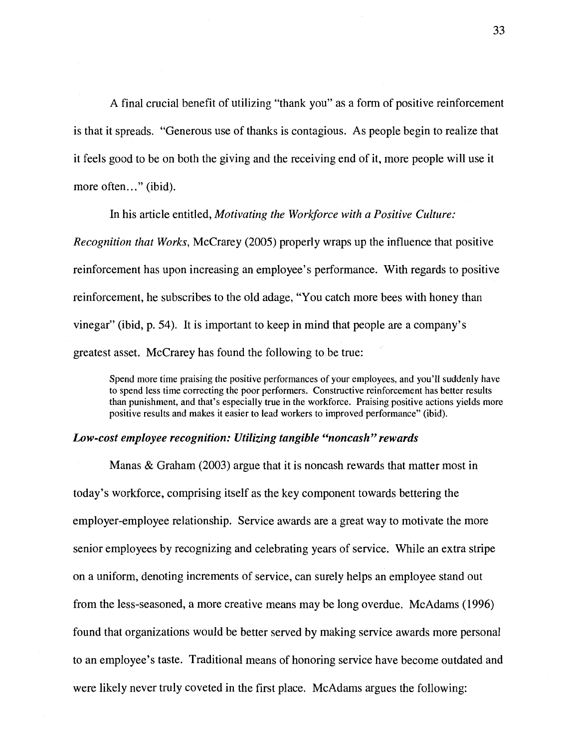A final crucial benefit of utilizing "thank you" as a form of positive reinforcement is that it spreads. "Generous use of thanks is contagious. As people begin to realize that it feels good to be on both the giving and the receiving end of it, more people will use it more often..." (ibid).

In his article entitled, *Motivating the Workforce with a Positive Culture: Recognition that Works*, McCrarey (2005) properly wraps up the influence that positive reinforcement has upon increasing an employee's performance. With regards to positive reinforcement, he subscribes to the old adage, "You catch more bees with honey than vinegar" (ibid, p. 54). It is important to keep in mind that people are a company's greatest asset. McCrarey has found the following to be true:

> Spend more time praising the positive performances of your employees, and you'll suddenly have to spend less time correcting the poor performers. Constructive reinforcement has better results than punishment, and that's especially true in the workforce. Praising positive actions yields more positive results and makes it easier to lead workers to improved performance" (ibid).

***Low-cost employee recognition: Utilizing tangible "noncash" rewards***

Manas & Graham (2003) argue that it is noncash rewards that matter most in today's workforce, comprising itself as the key component towards bettering the employer-employee relationship. Service awards are a great way to motivate the more senior employees by recognizing and celebrating years of service. While an extra stripe on a uniform, denoting increments of service, can surely helps an employee stand out from the less-seasoned, a more creative means may be long overdue. McAdams (1996) found that organizations would be better served by making service awards more personal to an employee's taste. Traditional means of honoring service have become outdated and were likely never truly coveted in the first place. McAdams argues the following: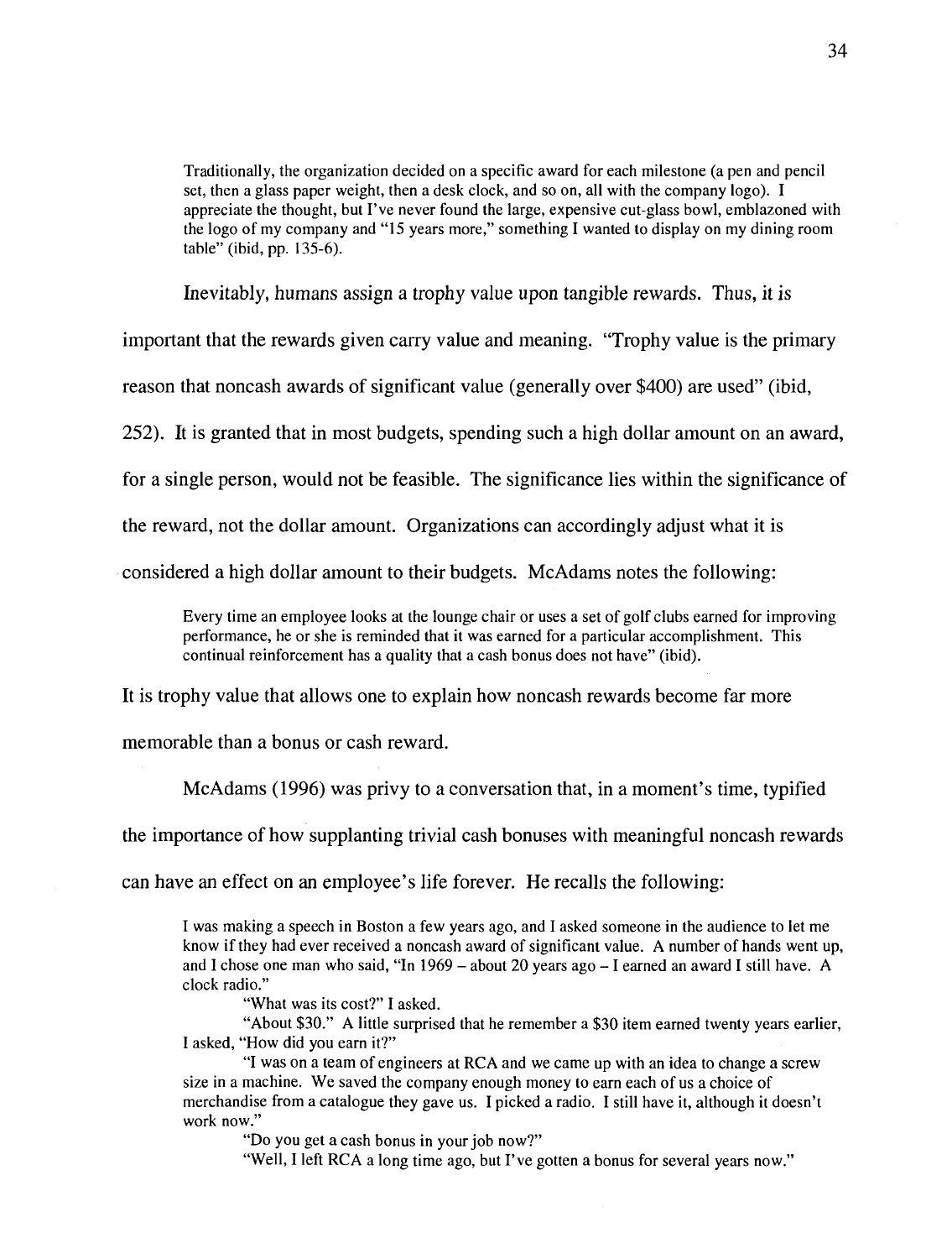> Traditionally, the organization decided on a specific award for each milestone (a pen and pencil set, then a glass paper weight, then a desk clock, and so on, all with the company logo). I appreciate the thought, but I've never found the large, expensive cut-glass bowl, emblazoned with the logo of my company and "15 years more," something I wanted to display on my dining room table" (ibid, pp. 135-6).

Inevitably, humans assign a trophy value upon tangible rewards. Thus, it is important that the rewards given carry value and meaning. "Trophy value is the primary reason that noncash awards of significant value (generally over $400) are used" (ibid, 252). It is granted that in most budgets, spending such a high dollar amount on an award, for a single person, would not be feasible. The significance lies within the significance of the reward, not the dollar amount. Organizations can accordingly adjust what it is considered a high dollar amount to their budgets. McAdams notes the following:

> Every time an employee looks at the lounge chair or uses a set of golf clubs earned for improving performance, he or she is reminded that it was earned for a particular accomplishment. This continual reinforcement has a quality that a cash bonus does not have" (ibid).

It is trophy value that allows one to explain how noncash rewards become far more memorable than a bonus or cash reward.

McAdams (1996) was privy to a conversation that, in a moment's time, typified the importance of how supplanting trivial cash bonuses with meaningful noncash rewards can have an effect on an employee's life forever. He recalls the following:

> I was making a speech in Boston a few years ago, and I asked someone in the audience to let me know if they had ever received a noncash award of significant value. A number of hands went up, and I chose one man who said, "In 1969 – about 20 years ago – I earned an award I still have. A clock radio."
>
> "What was its cost?" I asked.
>
> "About $30." A little surprised that he remember a $30 item earned twenty years earlier, I asked, "How did you earn it?"
>
> "I was on a team of engineers at RCA and we came up with an idea to change a screw size in a machine. We saved the company enough money to earn each of us a choice of merchandise from a catalogue they gave us. I picked a radio. I still have it, although it doesn't work now."
>
> "Do you get a cash bonus in your job now?"
>
> "Well, I left RCA a long time ago, but I've gotten a bonus for several years now."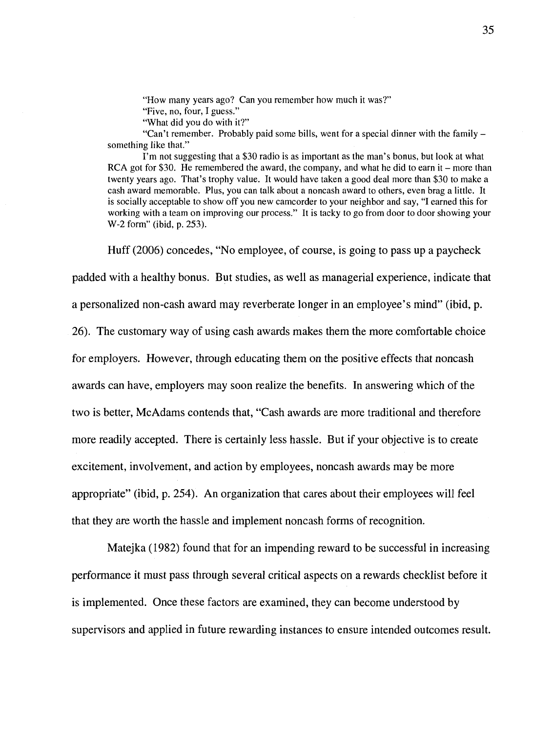"How many years ago? Can you remember how much it was?"

"Five, no, four, I guess."

"What did you do with it?"

"Can't remember. Probably paid some bills, went for a special dinner with the family – something like that."

I'm not suggesting that a $30 radio is as important as the man's bonus, but look at what RCA got for $30. He remembered the award, the company, and what he did to earn it – more than twenty years ago. That's trophy value. It would have taken a good deal more than $30 to make a cash award memorable. Plus, you can talk about a noncash award to others, even brag a little. It is socially acceptable to show off you new camcorder to your neighbor and say, "I earned this for working with a team on improving our process." It is tacky to go from door to door showing your W-2 form" (ibid, p. 253).

Huff (2006) concedes, "No employee, of course, is going to pass up a paycheck padded with a healthy bonus. But studies, as well as managerial experience, indicate that a personalized non-cash award may reverberate longer in an employee's mind" (ibid, p. 26). The customary way of using cash awards makes them the more comfortable choice for employers. However, through educating them on the positive effects that noncash awards can have, employers may soon realize the benefits. In answering which of the two is better, McAdams contends that, "Cash awards are more traditional and therefore more readily accepted. There is certainly less hassle. But if your objective is to create excitement, involvement, and action by employees, noncash awards may be more appropriate" (ibid, p. 254). An organization that cares about their employees will feel that they are worth the hassle and implement noncash forms of recognition.

Matejka (1982) found that for an impending reward to be successful in increasing performance it must pass through several critical aspects on a rewards checklist before it is implemented. Once these factors are examined, they can become understood by supervisors and applied in future rewarding instances to ensure intended outcomes result.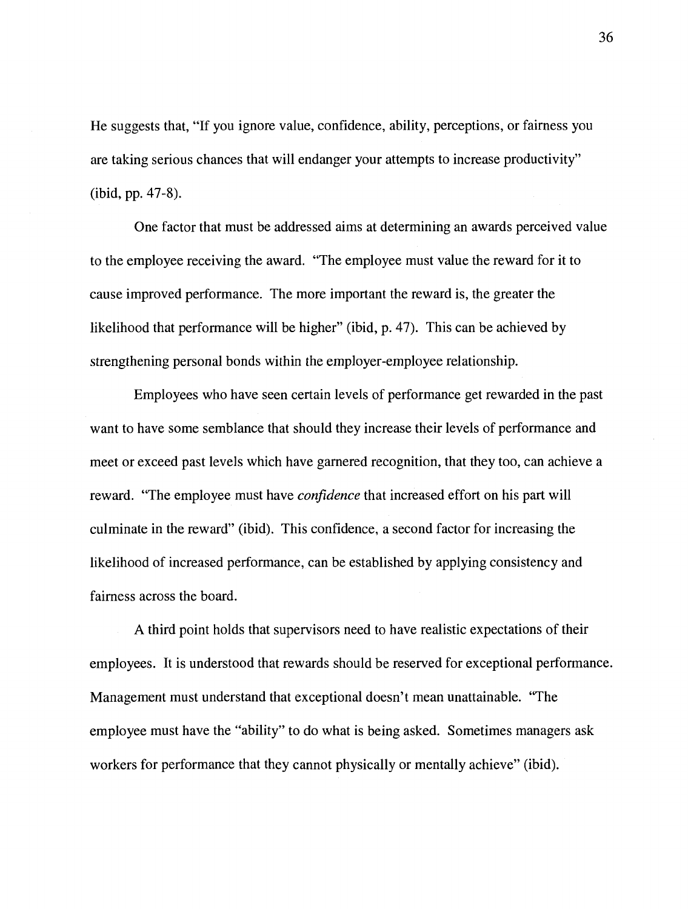He suggests that, "If you ignore value, confidence, ability, perceptions, or fairness you are taking serious chances that will endanger your attempts to increase productivity" (ibid, pp. 47-8).

One factor that must be addressed aims at determining an awards perceived value to the employee receiving the award. "The employee must value the reward for it to cause improved performance. The more important the reward is, the greater the likelihood that performance will be higher" (ibid, p. 47). This can be achieved by strengthening personal bonds within the employer-employee relationship.

Employees who have seen certain levels of performance get rewarded in the past want to have some semblance that should they increase their levels of performance and meet or exceed past levels which have garnered recognition, that they too, can achieve a reward. "The employee must have *confidence* that increased effort on his part will culminate in the reward" (ibid). This confidence, a second factor for increasing the likelihood of increased performance, can be established by applying consistency and fairness across the board.

A third point holds that supervisors need to have realistic expectations of their employees. It is understood that rewards should be reserved for exceptional performance. Management must understand that exceptional doesn't mean unattainable. "The employee must have the "ability" to do what is being asked. Sometimes managers ask workers for performance that they cannot physically or mentally achieve" (ibid).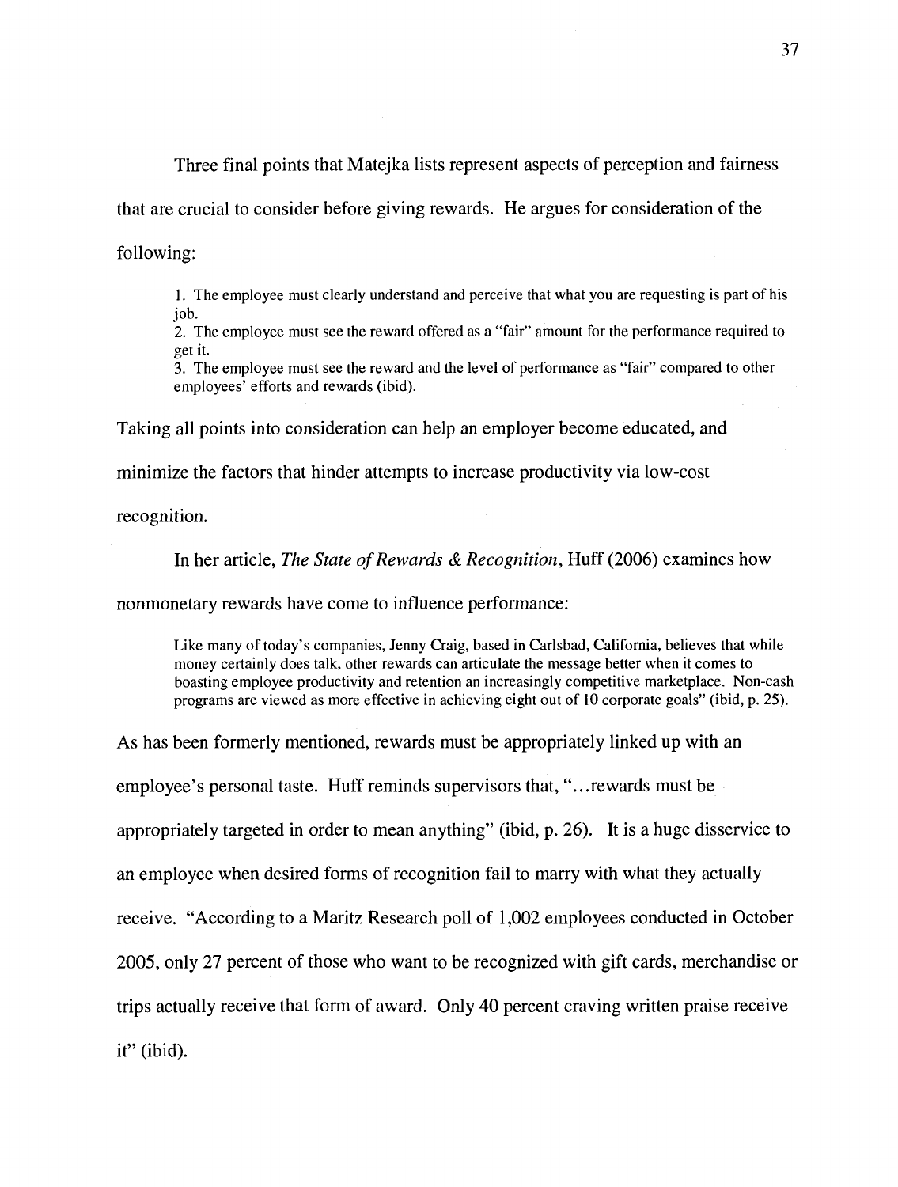Three final points that Matejka lists represent aspects of perception and fairness that are crucial to consider before giving rewards. He argues for consideration of the following:

> 1. The employee must clearly understand and perceive that what you are requesting is part of his job.
> 2. The employee must see the reward offered as a "fair" amount for the performance required to get it.
> 3. The employee must see the reward and the level of performance as "fair" compared to other employees' efforts and rewards (ibid).

Taking all points into consideration can help an employer become educated, and minimize the factors that hinder attempts to increase productivity via low-cost recognition.

In her article, *The State of Rewards & Recognition*, Huff (2006) examines how nonmonetary rewards have come to influence performance:

> Like many of today's companies, Jenny Craig, based in Carlsbad, California, believes that while money certainly does talk, other rewards can articulate the message better when it comes to boasting employee productivity and retention an increasingly competitive marketplace. Non-cash programs are viewed as more effective in achieving eight out of 10 corporate goals" (ibid, p. 25).

As has been formerly mentioned, rewards must be appropriately linked up with an employee's personal taste. Huff reminds supervisors that, "…rewards must be appropriately targeted in order to mean anything" (ibid, p. 26). It is a huge disservice to an employee when desired forms of recognition fail to marry with what they actually receive. "According to a Maritz Research poll of 1,002 employees conducted in October 2005, only 27 percent of those who want to be recognized with gift cards, merchandise or trips actually receive that form of award. Only 40 percent craving written praise receive it" (ibid).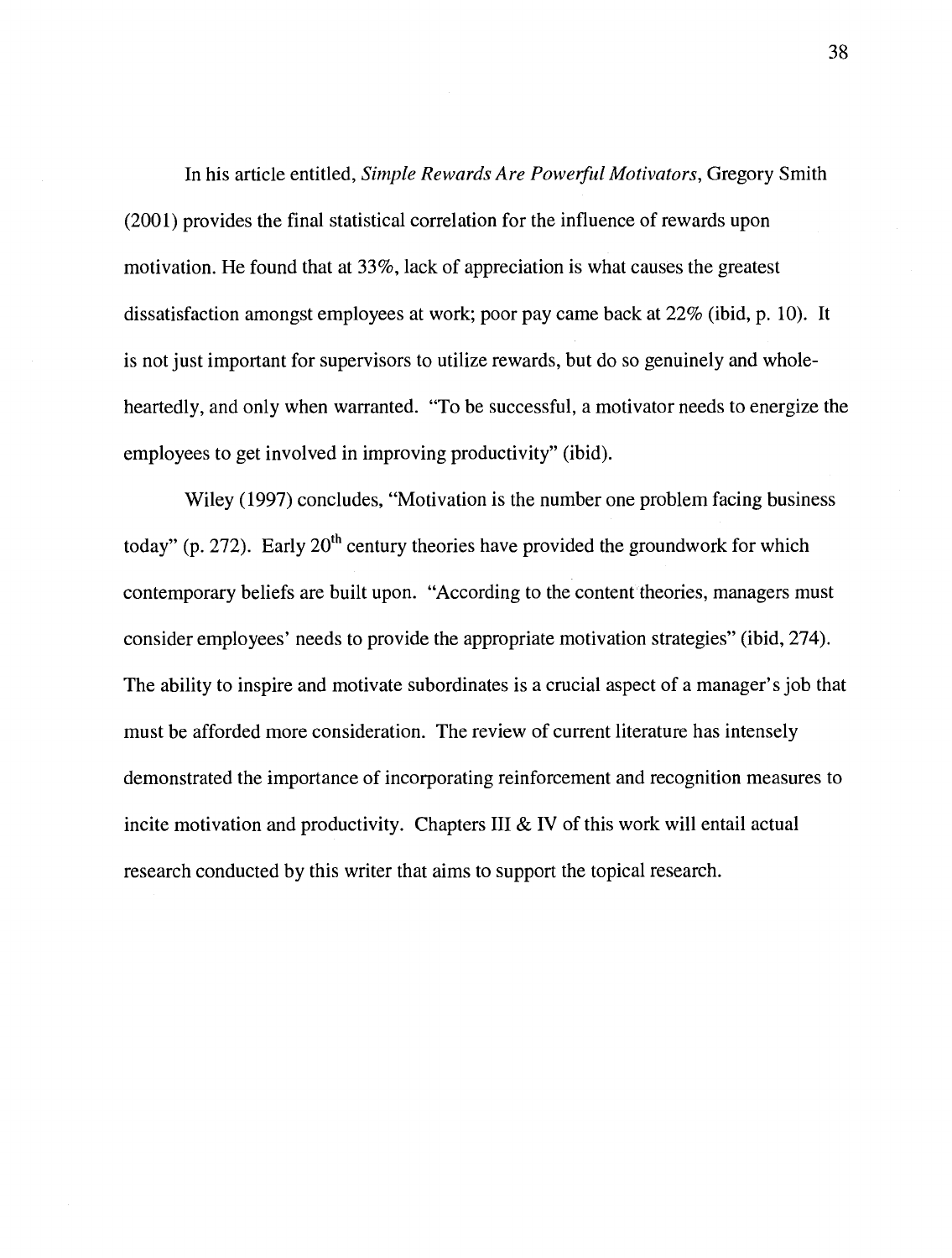In his article entitled, *Simple Rewards Are Powerful Motivators*, Gregory Smith (2001) provides the final statistical correlation for the influence of rewards upon motivation. He found that at 33%, lack of appreciation is what causes the greatest dissatisfaction amongst employees at work; poor pay came back at 22% (ibid, p. 10). It is not just important for supervisors to utilize rewards, but do so genuinely and wholeheartedly, and only when warranted. "To be successful, a motivator needs to energize the employees to get involved in improving productivity" (ibid).

Wiley (1997) concludes, "Motivation is the number one problem facing business today" (p. 272). Early 20th century theories have provided the groundwork for which contemporary beliefs are built upon. "According to the content theories, managers must consider employees' needs to provide the appropriate motivation strategies" (ibid, 274). The ability to inspire and motivate subordinates is a crucial aspect of a manager's job that must be afforded more consideration. The review of current literature has intensely demonstrated the importance of incorporating reinforcement and recognition measures to incite motivation and productivity. Chapters III & IV of this work will entail actual research conducted by this writer that aims to support the topical research.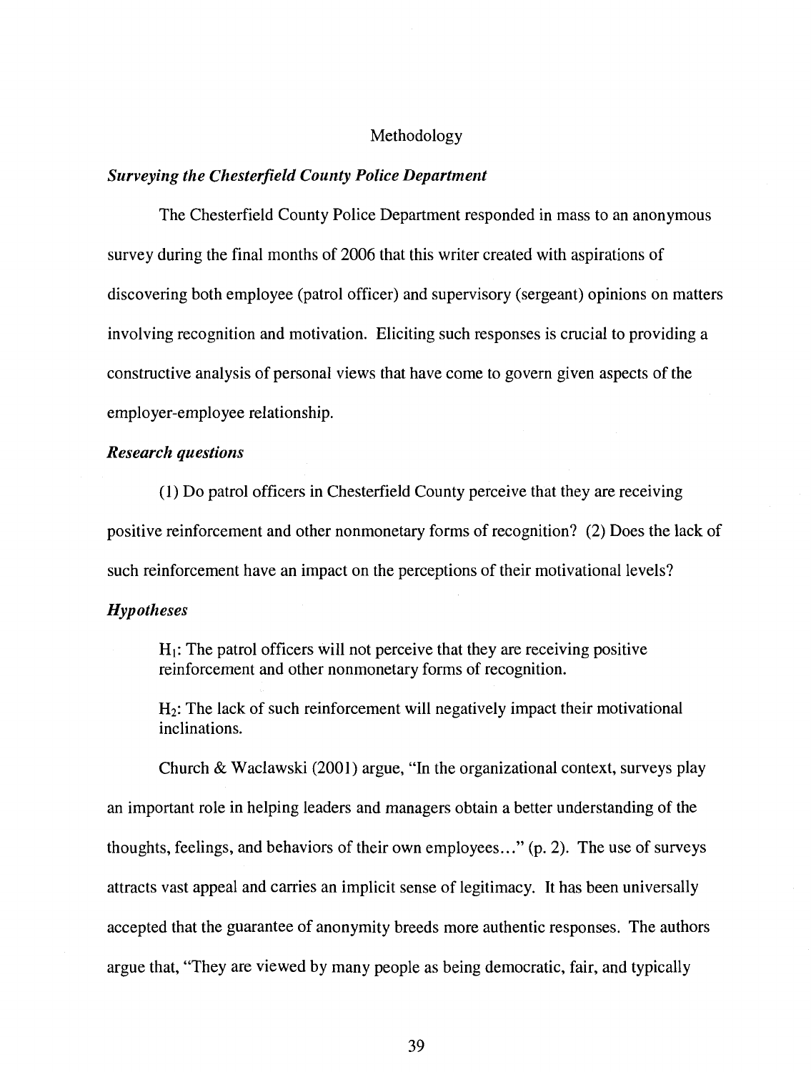# Methodology

***Surveying the Chesterfield County Police Department***

The Chesterfield County Police Department responded in mass to an anonymous survey during the final months of 2006 that this writer created with aspirations of discovering both employee (patrol officer) and supervisory (sergeant) opinions on matters involving recognition and motivation. Eliciting such responses is crucial to providing a constructive analysis of personal views that have come to govern given aspects of the employer-employee relationship.

***Research questions***

(1) Do patrol officers in Chesterfield County perceive that they are receiving positive reinforcement and other nonmonetary forms of recognition? (2) Does the lack of such reinforcement have an impact on the perceptions of their motivational levels?

***Hypotheses***

> $H_1$: The patrol officers will not perceive that they are receiving positive reinforcement and other nonmonetary forms of recognition.
>
> $H_2$: The lack of such reinforcement will negatively impact their motivational inclinations.

Church & Waclawski (2001) argue, "In the organizational context, surveys play an important role in helping leaders and managers obtain a better understanding of the thoughts, feelings, and behaviors of their own employees..." (p. 2). The use of surveys attracts vast appeal and carries an implicit sense of legitimacy. It has been universally accepted that the guarantee of anonymity breeds more authentic responses. The authors argue that, "They are viewed by many people as being democratic, fair, and typically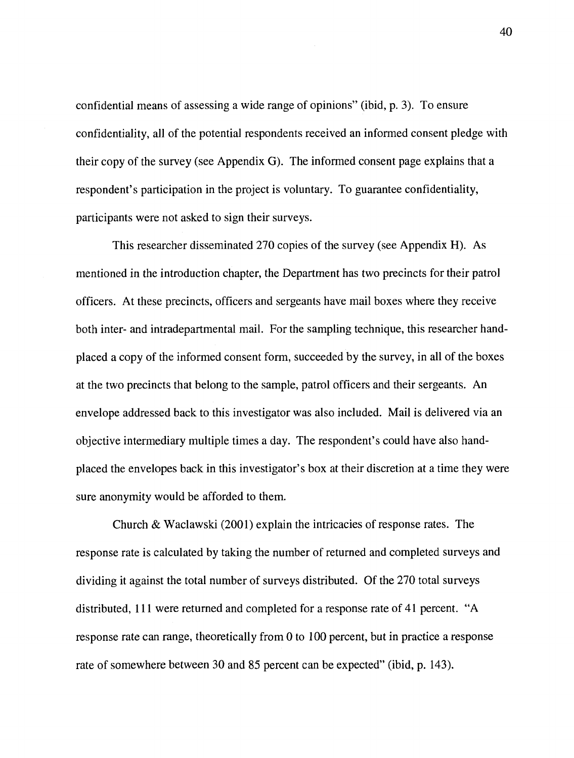confidential means of assessing a wide range of opinions" (ibid, p. 3). To ensure confidentiality, all of the potential respondents received an informed consent pledge with their copy of the survey (see Appendix G). The informed consent page explains that a respondent's participation in the project is voluntary. To guarantee confidentiality, participants were not asked to sign their surveys.

This researcher disseminated 270 copies of the survey (see Appendix H). As mentioned in the introduction chapter, the Department has two precincts for their patrol officers. At these precincts, officers and sergeants have mail boxes where they receive both inter- and intradepartmental mail. For the sampling technique, this researcher hand-placed a copy of the informed consent form, succeeded by the survey, in all of the boxes at the two precincts that belong to the sample, patrol officers and their sergeants. An envelope addressed back to this investigator was also included. Mail is delivered via an objective intermediary multiple times a day. The respondent's could have also hand-placed the envelopes back in this investigator's box at their discretion at a time they were sure anonymity would be afforded to them.

Church & Waclawski (2001) explain the intricacies of response rates. The response rate is calculated by taking the number of returned and completed surveys and dividing it against the total number of surveys distributed. Of the 270 total surveys distributed, 111 were returned and completed for a response rate of 41 percent. "A response rate can range, theoretically from 0 to 100 percent, but in practice a response rate of somewhere between 30 and 85 percent can be expected" (ibid, p. 143).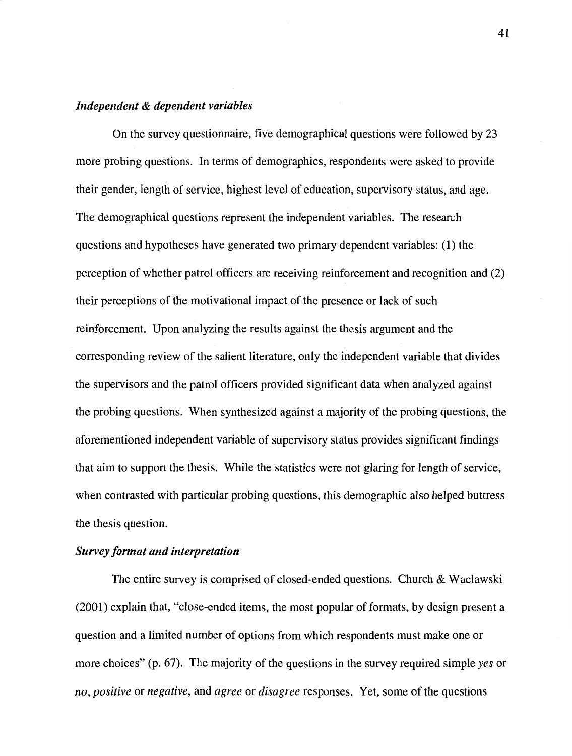### *Independent & dependent variables*

On the survey questionnaire, five demographical questions were followed by 23 more probing questions. In terms of demographics, respondents were asked to provide their gender, length of service, highest level of education, supervisory status, and age. The demographical questions represent the independent variables. The research questions and hypotheses have generated two primary dependent variables: (1) the perception of whether patrol officers are receiving reinforcement and recognition and (2) their perceptions of the motivational impact of the presence or lack of such reinforcement. Upon analyzing the results against the thesis argument and the corresponding review of the salient literature, only the independent variable that divides the supervisors and the patrol officers provided significant data when analyzed against the probing questions. When synthesized against a majority of the probing questions, the aforementioned independent variable of supervisory status provides significant findings that aim to support the thesis. While the statistics were not glaring for length of service, when contrasted with particular probing questions, this demographic also helped buttress the thesis question.

### *Survey format and interpretation*

The entire survey is comprised of closed-ended questions. Church & Waclawski (2001) explain that, "close-ended items, the most popular of formats, by design present a question and a limited number of options from which respondents must make one or more choices" (p. 67). The majority of the questions in the survey required simple *yes* or *no*, *positive* or *negative*, and *agree* or *disagree* responses. Yet, some of the questions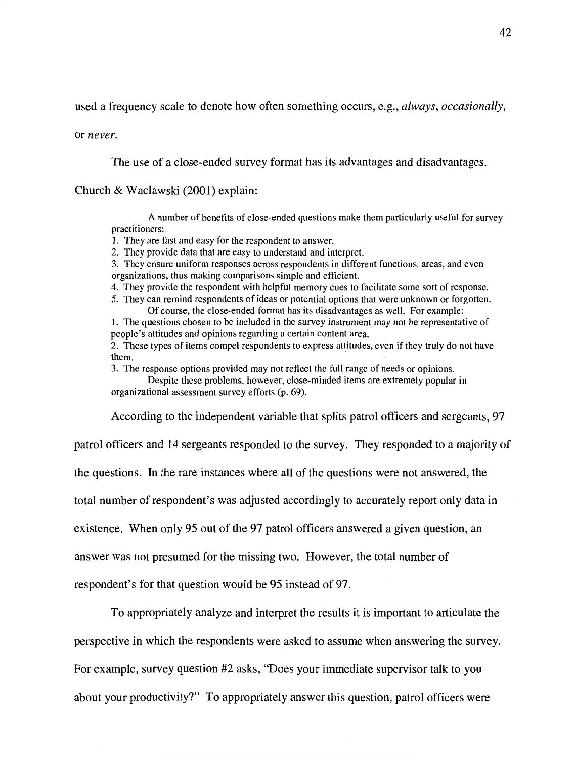used a frequency scale to denote how often something occurs, e.g., *always*, *occasionally*, or *never*.

The use of a close-ended survey format has its advantages and disadvantages. Church & Waclawski (2001) explain:

> A number of benefits of close-ended questions make them particularly useful for survey practitioners:
> 1. They are fast and easy for the respondent to answer.
> 2. They provide data that are easy to understand and interpret.
> 3. They ensure uniform responses across respondents in different functions, areas, and even organizations, thus making comparisons simple and efficient.
> 4. They provide the respondent with helpful memory cues to facilitate some sort of response.
> 5. They can remind respondents of ideas or potential options that were unknown or forgotten.
>
> Of course, the close-ended format has its disadvantages as well. For example:
> 1. The questions chosen to be included in the survey instrument may not be representative of people's attitudes and opinions regarding a certain content area.
> 2. These types of items compel respondents to express attitudes, even if they truly do not have them.
> 3. The response options provided may not reflect the full range of needs or opinions.
>
> Despite these problems, however, close-minded items are extremely popular in organizational assessment survey efforts (p. 69).

According to the independent variable that splits patrol officers and sergeants, 97 patrol officers and 14 sergeants responded to the survey. They responded to a majority of the questions. In the rare instances where all of the questions were not answered, the total number of respondent's was adjusted accordingly to accurately report only data in existence. When only 95 out of the 97 patrol officers answered a given question, an answer was not presumed for the missing two. However, the total number of respondent's for that question would be 95 instead of 97.

To appropriately analyze and interpret the results it is important to articulate the perspective in which the respondents were asked to assume when answering the survey. For example, survey question #2 asks, "Does your immediate supervisor talk to you about your productivity?" To appropriately answer this question, patrol officers were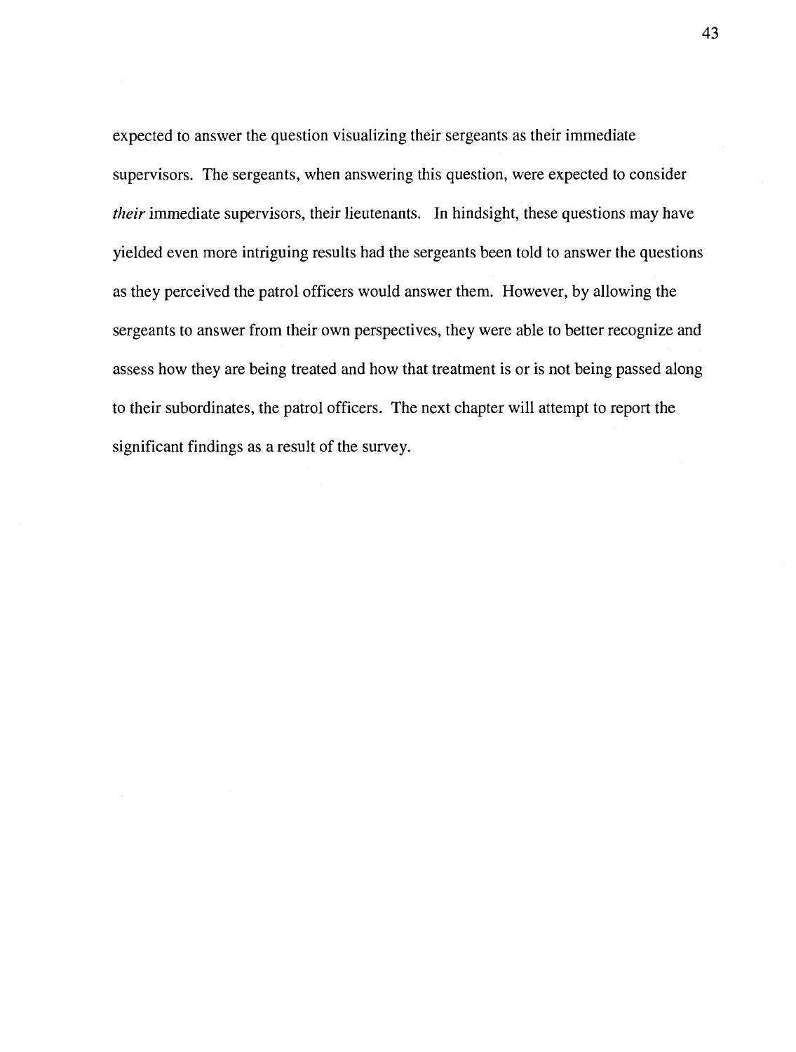expected to answer the question visualizing their sergeants as their immediate supervisors. The sergeants, when answering this question, were expected to consider *their* immediate supervisors, their lieutenants. In hindsight, these questions may have yielded even more intriguing results had the sergeants been told to answer the questions as they perceived the patrol officers would answer them. However, by allowing the sergeants to answer from their own perspectives, they were able to better recognize and assess how they are being treated and how that treatment is or is not being passed along to their subordinates, the patrol officers. The next chapter will attempt to report the significant findings as a result of the survey.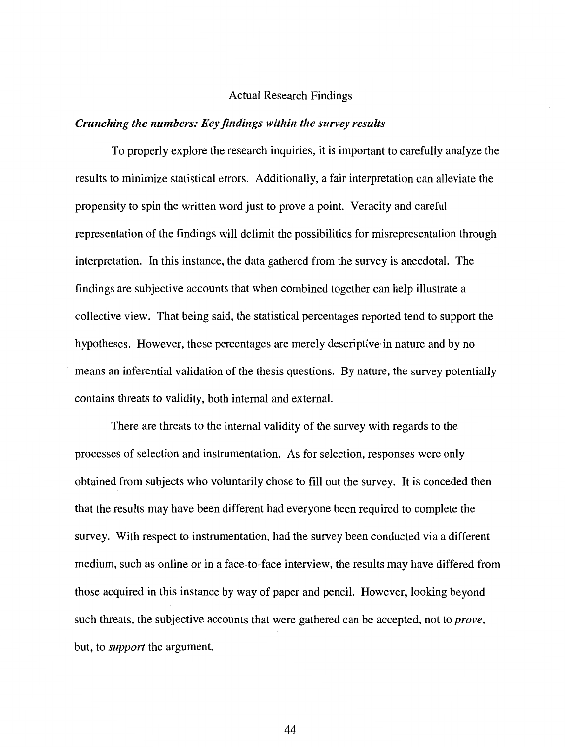## Actual Research Findings

### *Crunching the numbers: Key findings within the survey results*

To properly explore the research inquiries, it is important to carefully analyze the results to minimize statistical errors. Additionally, a fair interpretation can alleviate the propensity to spin the written word just to prove a point. Veracity and careful representation of the findings will delimit the possibilities for misrepresentation through interpretation. In this instance, the data gathered from the survey is anecdotal. The findings are subjective accounts that when combined together can help illustrate a collective view. That being said, the statistical percentages reported tend to support the hypotheses. However, these percentages are merely descriptive in nature and by no means an inferential validation of the thesis questions. By nature, the survey potentially contains threats to validity, both internal and external.

There are threats to the internal validity of the survey with regards to the processes of selection and instrumentation. As for selection, responses were only obtained from subjects who voluntarily chose to fill out the survey. It is conceded then that the results may have been different had everyone been required to complete the survey. With respect to instrumentation, had the survey been conducted via a different medium, such as online or in a face-to-face interview, the results may have differed from those acquired in this instance by way of paper and pencil. However, looking beyond such threats, the subjective accounts that were gathered can be accepted, not to *prove*, but, to *support* the argument.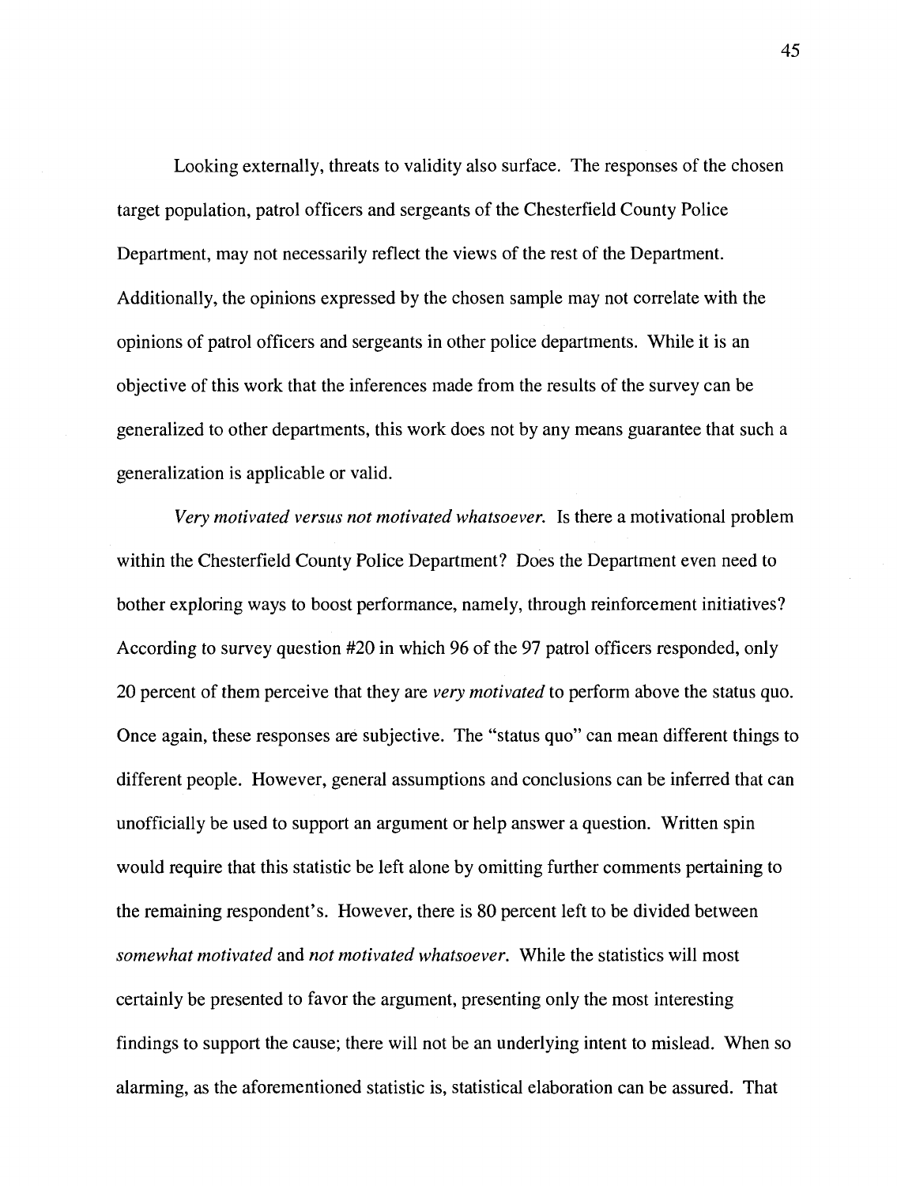Looking externally, threats to validity also surface. The responses of the chosen target population, patrol officers and sergeants of the Chesterfield County Police Department, may not necessarily reflect the views of the rest of the Department. Additionally, the opinions expressed by the chosen sample may not correlate with the opinions of patrol officers and sergeants in other police departments. While it is an objective of this work that the inferences made from the results of the survey can be generalized to other departments, this work does not by any means guarantee that such a generalization is applicable or valid.

*Very motivated versus not motivated whatsoever.* Is there a motivational problem within the Chesterfield County Police Department? Does the Department even need to bother exploring ways to boost performance, namely, through reinforcement initiatives? According to survey question #20 in which 96 of the 97 patrol officers responded, only 20 percent of them perceive that they are *very motivated* to perform above the status quo. Once again, these responses are subjective. The "status quo" can mean different things to different people. However, general assumptions and conclusions can be inferred that can unofficially be used to support an argument or help answer a question. Written spin would require that this statistic be left alone by omitting further comments pertaining to the remaining respondent's. However, there is 80 percent left to be divided between *somewhat motivated* and *not motivated whatsoever.* While the statistics will most certainly be presented to favor the argument, presenting only the most interesting findings to support the cause; there will not be an underlying intent to mislead. When so alarming, as the aforementioned statistic is, statistical elaboration can be assured. That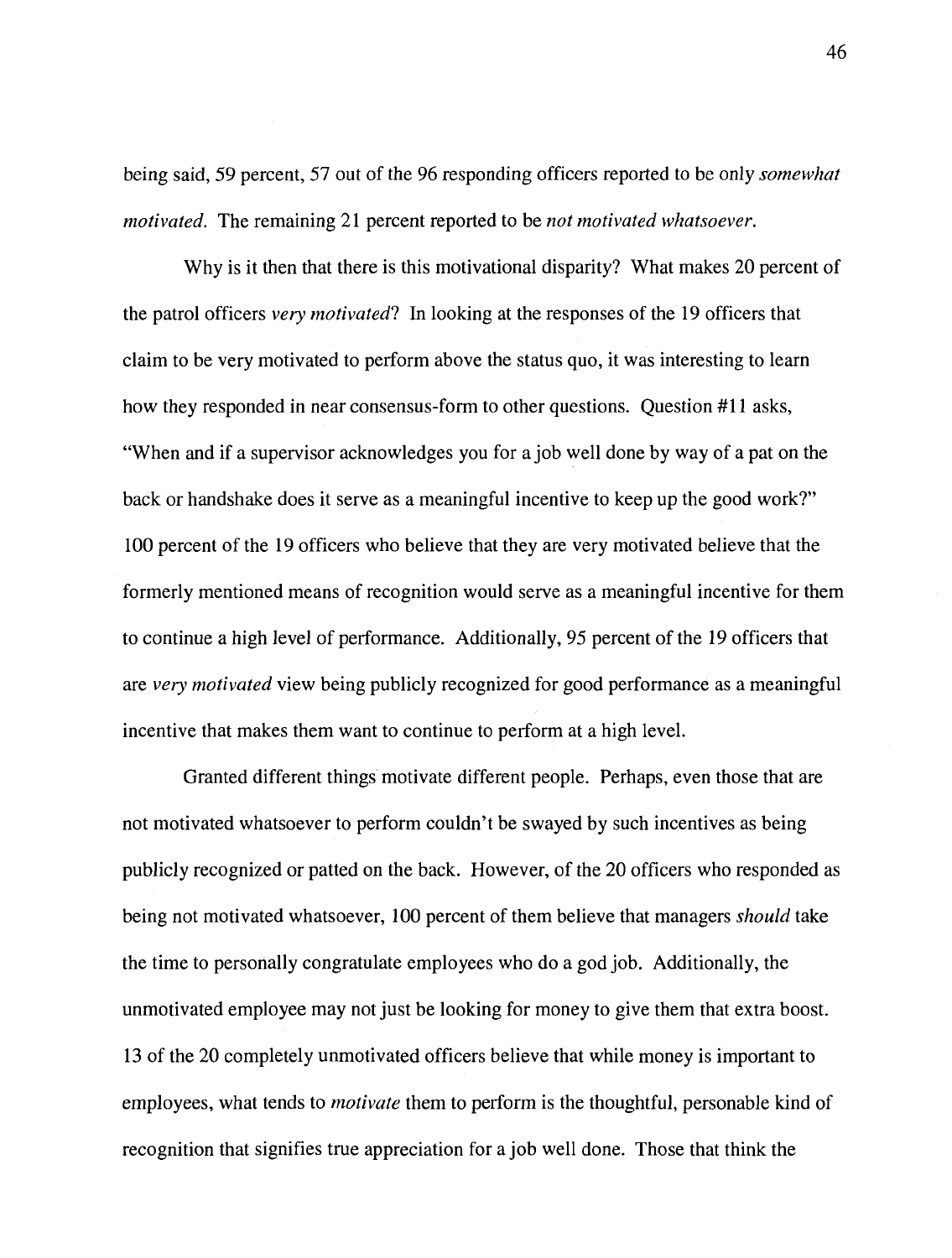being said, 59 percent, 57 out of the 96 responding officers reported to be only *somewhat motivated.* The remaining 21 percent reported to be *not motivated whatsoever.*

Why is it then that there is this motivational disparity? What makes 20 percent of the patrol officers *very motivated*? In looking at the responses of the 19 officers that claim to be very motivated to perform above the status quo, it was interesting to learn how they responded in near consensus-form to other questions. Question #11 asks, "When and if a supervisor acknowledges you for a job well done by way of a pat on the back or handshake does it serve as a meaningful incentive to keep up the good work?" 100 percent of the 19 officers who believe that they are very motivated believe that the formerly mentioned means of recognition would serve as a meaningful incentive for them to continue a high level of performance. Additionally, 95 percent of the 19 officers that are *very motivated* view being publicly recognized for good performance as a meaningful incentive that makes them want to continue to perform at a high level.

Granted different things motivate different people. Perhaps, even those that are not motivated whatsoever to perform couldn't be swayed by such incentives as being publicly recognized or patted on the back. However, of the 20 officers who responded as being not motivated whatsoever, 100 percent of them believe that managers *should* take the time to personally congratulate employees who do a god job. Additionally, the unmotivated employee may not just be looking for money to give them that extra boost. 13 of the 20 completely unmotivated officers believe that while money is important to employees, what tends to *motivate* them to perform is the thoughtful, personable kind of recognition that signifies true appreciation for a job well done. Those that think the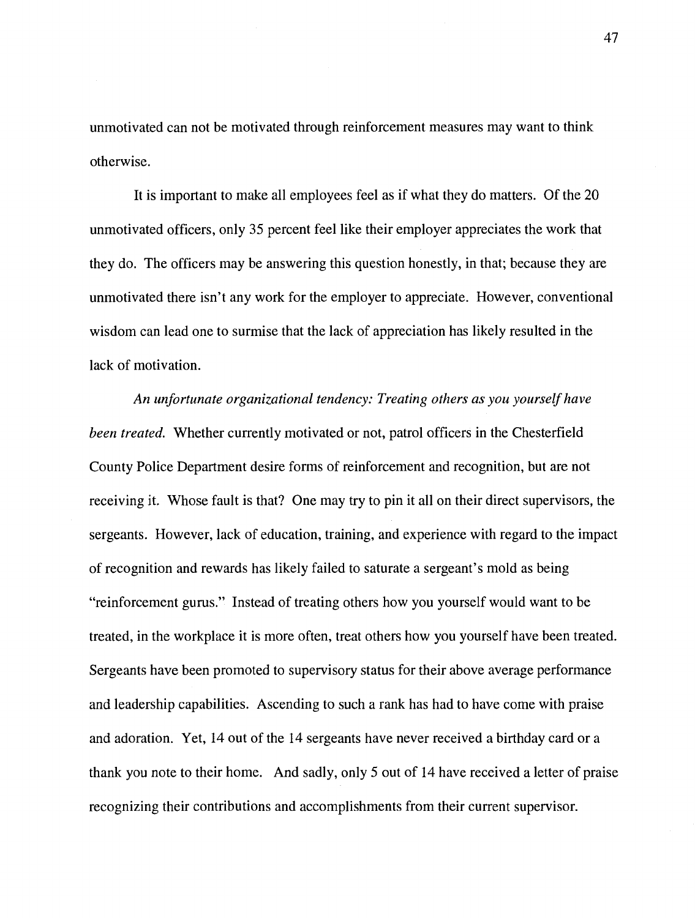unmotivated can not be motivated through reinforcement measures may want to think otherwise.

It is important to make all employees feel as if what they do matters. Of the 20 unmotivated officers, only 35 percent feel like their employer appreciates the work that they do. The officers may be answering this question honestly, in that; because they are unmotivated there isn't any work for the employer to appreciate. However, conventional wisdom can lead one to surmise that the lack of appreciation has likely resulted in the lack of motivation.

*An unfortunate organizational tendency: Treating others as you yourself have been treated.* Whether currently motivated or not, patrol officers in the Chesterfield County Police Department desire forms of reinforcement and recognition, but are not receiving it. Whose fault is that? One may try to pin it all on their direct supervisors, the sergeants. However, lack of education, training, and experience with regard to the impact of recognition and rewards has likely failed to saturate a sergeant's mold as being "reinforcement gurus." Instead of treating others how you yourself would want to be treated, in the workplace it is more often, treat others how you yourself have been treated. Sergeants have been promoted to supervisory status for their above average performance and leadership capabilities. Ascending to such a rank has had to have come with praise and adoration. Yet, 14 out of the 14 sergeants have never received a birthday card or a thank you note to their home. And sadly, only 5 out of 14 have received a letter of praise recognizing their contributions and accomplishments from their current supervisor.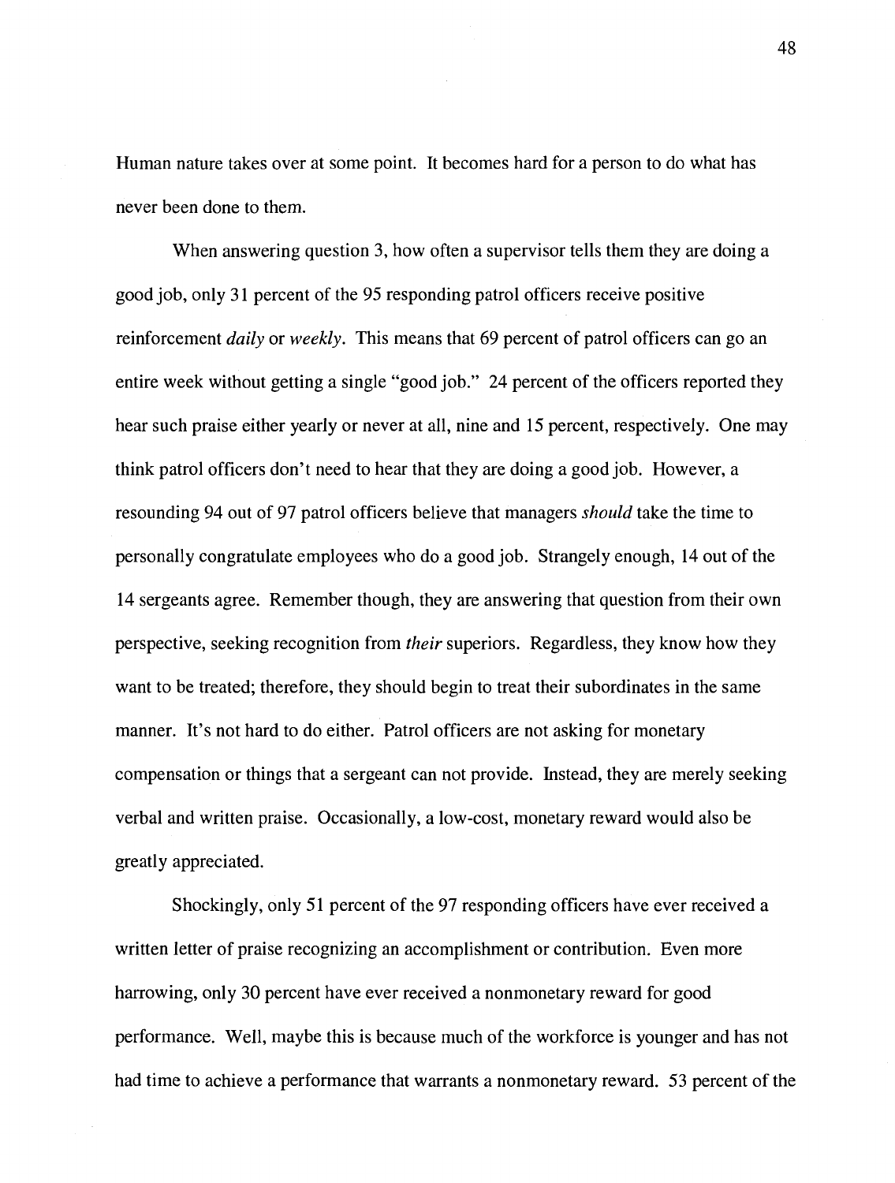Human nature takes over at some point. It becomes hard for a person to do what has never been done to them.

When answering question 3, how often a supervisor tells them they are doing a good job, only 31 percent of the 95 responding patrol officers receive positive reinforcement *daily* or *weekly*. This means that 69 percent of patrol officers can go an entire week without getting a single "good job." 24 percent of the officers reported they hear such praise either yearly or never at all, nine and 15 percent, respectively. One may think patrol officers don't need to hear that they are doing a good job. However, a resounding 94 out of 97 patrol officers believe that managers *should* take the time to personally congratulate employees who do a good job. Strangely enough, 14 out of the 14 sergeants agree. Remember though, they are answering that question from their own perspective, seeking recognition from *their* superiors. Regardless, they know how they want to be treated; therefore, they should begin to treat their subordinates in the same manner. It's not hard to do either. Patrol officers are not asking for monetary compensation or things that a sergeant can not provide. Instead, they are merely seeking verbal and written praise. Occasionally, a low-cost, monetary reward would also be greatly appreciated.

Shockingly, only 51 percent of the 97 responding officers have ever received a written letter of praise recognizing an accomplishment or contribution. Even more harrowing, only 30 percent have ever received a nonmonetary reward for good performance. Well, maybe this is because much of the workforce is younger and has not had time to achieve a performance that warrants a nonmonetary reward. 53 percent of the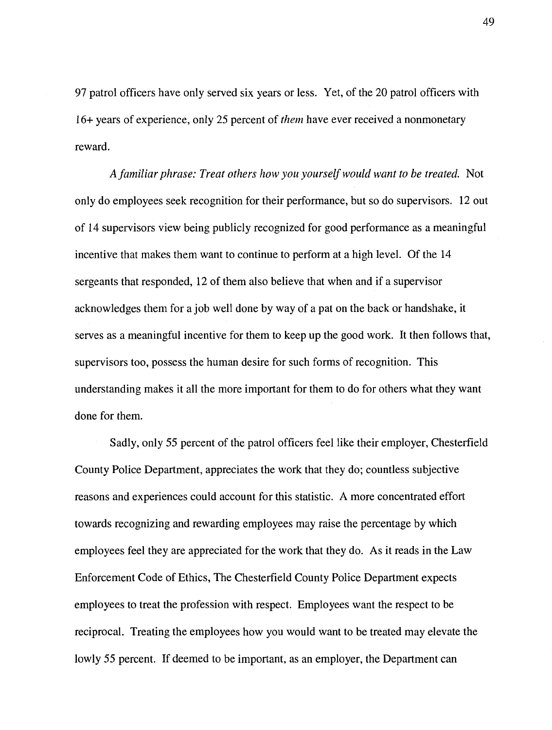97 patrol officers have only served six years or less. Yet, of the 20 patrol officers with 16+ years of experience, only 25 percent of *them* have ever received a nonmonetary reward.

*A familiar phrase: Treat others how you yourself would want to be treated.* Not only do employees seek recognition for their performance, but so do supervisors. 12 out of 14 supervisors view being publicly recognized for good performance as a meaningful incentive that makes them want to continue to perform at a high level. Of the 14 sergeants that responded, 12 of them also believe that when and if a supervisor acknowledges them for a job well done by way of a pat on the back or handshake, it serves as a meaningful incentive for them to keep up the good work. It then follows that, supervisors too, possess the human desire for such forms of recognition. This understanding makes it all the more important for them to do for others what they want done for them.

Sadly, only 55 percent of the patrol officers feel like their employer, Chesterfield County Police Department, appreciates the work that they do; countless subjective reasons and experiences could account for this statistic. A more concentrated effort towards recognizing and rewarding employees may raise the percentage by which employees feel they are appreciated for the work that they do. As it reads in the Law Enforcement Code of Ethics, The Chesterfield County Police Department expects employees to treat the profession with respect. Employees want the respect to be reciprocal. Treating the employees how you would want to be treated may elevate the lowly 55 percent. If deemed to be important, as an employer, the Department can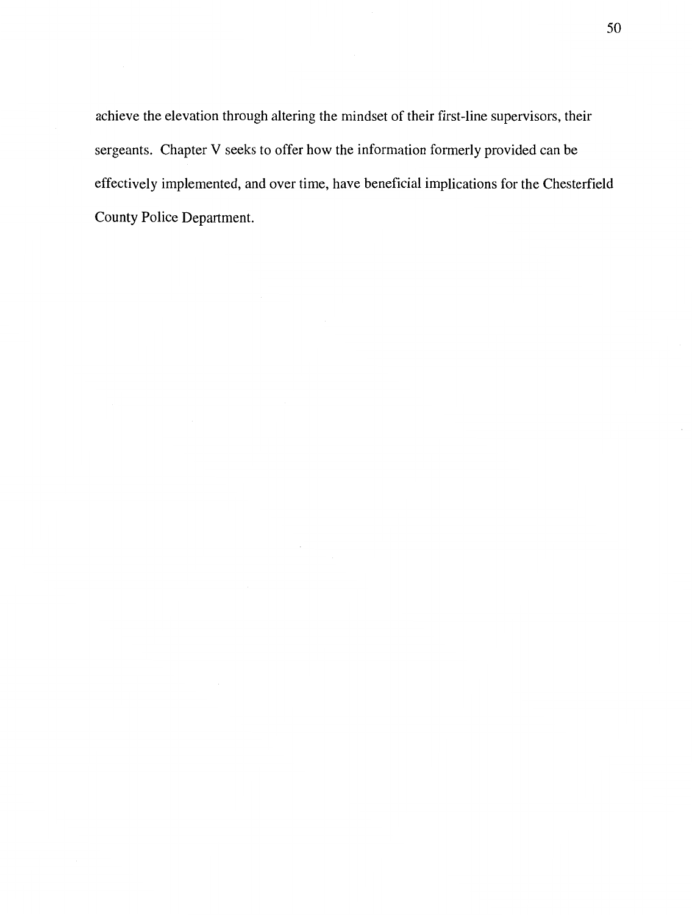achieve the elevation through altering the mindset of their first-line supervisors, their sergeants. Chapter V seeks to offer how the information formerly provided can be effectively implemented, and over time, have beneficial implications for the Chesterfield County Police Department.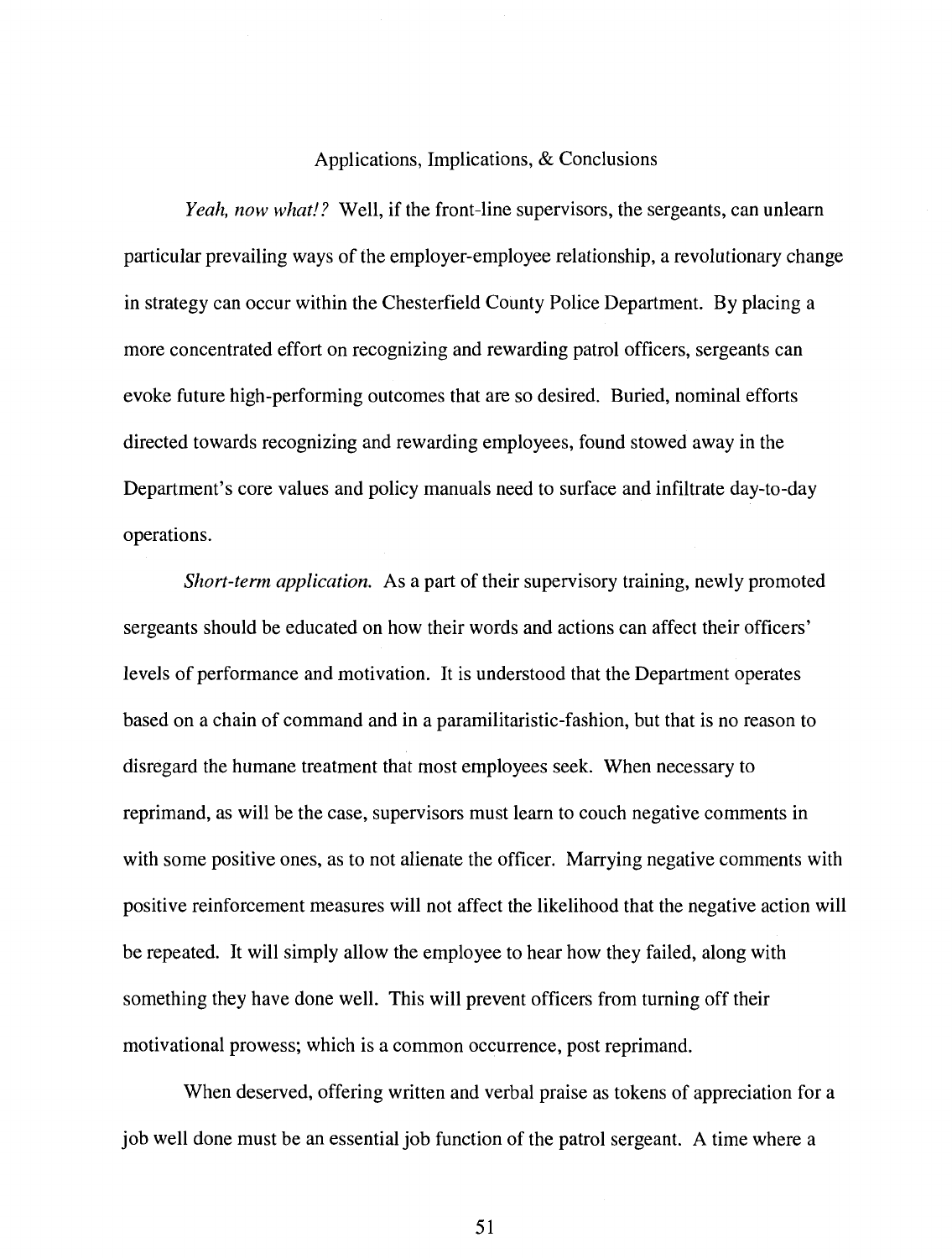## Applications, Implications, & Conclusions

*Yeah, now what!?* Well, if the front-line supervisors, the sergeants, can unlearn particular prevailing ways of the employer-employee relationship, a revolutionary change in strategy can occur within the Chesterfield County Police Department. By placing a more concentrated effort on recognizing and rewarding patrol officers, sergeants can evoke future high-performing outcomes that are so desired. Buried, nominal efforts directed towards recognizing and rewarding employees, found stowed away in the Department's core values and policy manuals need to surface and infiltrate day-to-day operations.

*Short-term application.* As a part of their supervisory training, newly promoted sergeants should be educated on how their words and actions can affect their officers' levels of performance and motivation. It is understood that the Department operates based on a chain of command and in a paramilitaristic-fashion, but that is no reason to disregard the humane treatment that most employees seek. When necessary to reprimand, as will be the case, supervisors must learn to couch negative comments in with some positive ones, as to not alienate the officer. Marrying negative comments with positive reinforcement measures will not affect the likelihood that the negative action will be repeated. It will simply allow the employee to hear how they failed, along with something they have done well. This will prevent officers from turning off their motivational prowess; which is a common occurrence, post reprimand.

When deserved, offering written and verbal praise as tokens of appreciation for a job well done must be an essential job function of the patrol sergeant. A time where a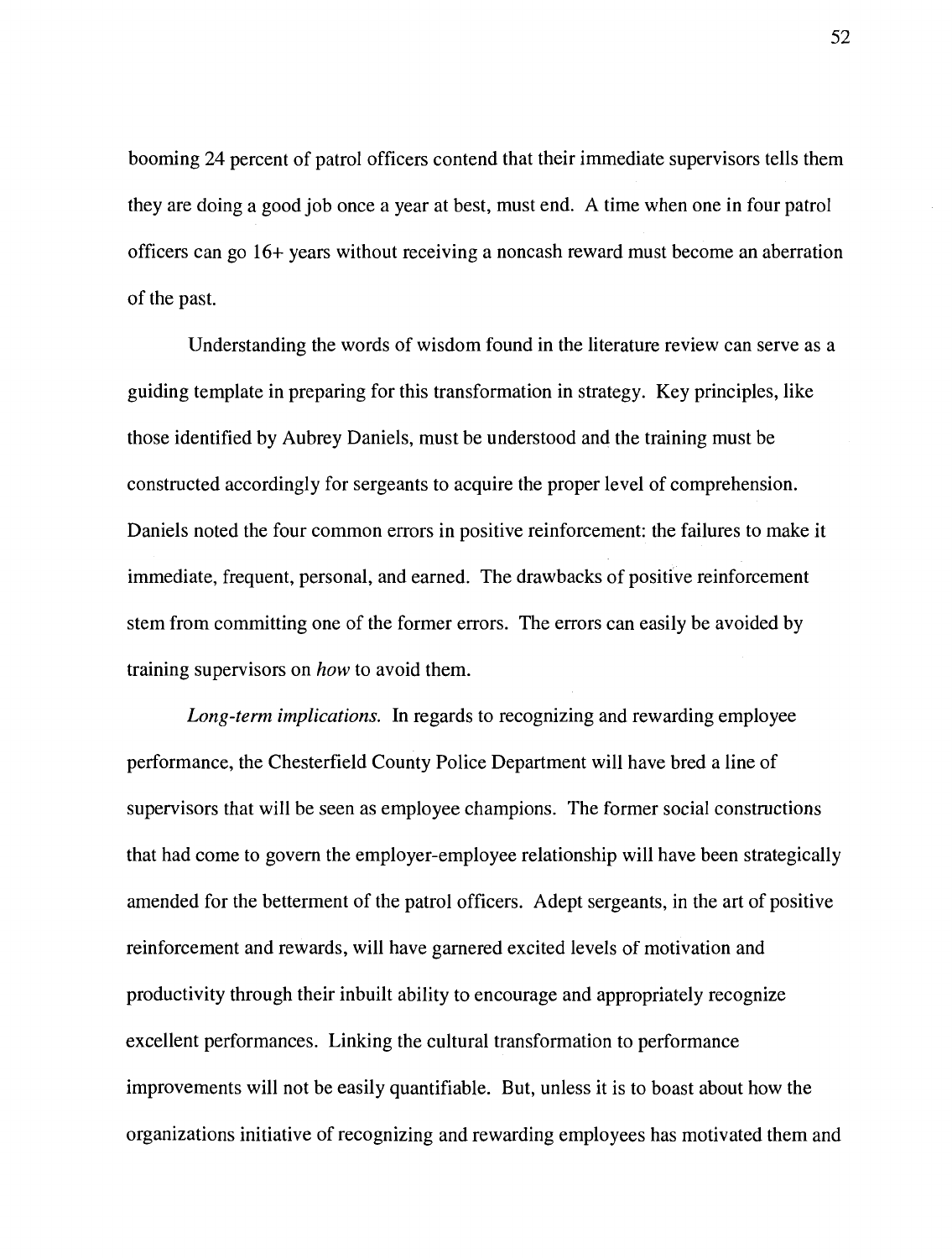booming 24 percent of patrol officers contend that their immediate supervisors tells them they are doing a good job once a year at best, must end. A time when one in four patrol officers can go 16+ years without receiving a noncash reward must become an aberration of the past.

Understanding the words of wisdom found in the literature review can serve as a guiding template in preparing for this transformation in strategy. Key principles, like those identified by Aubrey Daniels, must be understood and the training must be constructed accordingly for sergeants to acquire the proper level of comprehension. Daniels noted the four common errors in positive reinforcement: the failures to make it immediate, frequent, personal, and earned. The drawbacks of positive reinforcement stem from committing one of the former errors. The errors can easily be avoided by training supervisors on *how* to avoid them.

*Long-term implications.* In regards to recognizing and rewarding employee performance, the Chesterfield County Police Department will have bred a line of supervisors that will be seen as employee champions. The former social constructions that had come to govern the employer-employee relationship will have been strategically amended for the betterment of the patrol officers. Adept sergeants, in the art of positive reinforcement and rewards, will have garnered excited levels of motivation and productivity through their inbuilt ability to encourage and appropriately recognize excellent performances. Linking the cultural transformation to performance improvements will not be easily quantifiable. But, unless it is to boast about how the organizations initiative of recognizing and rewarding employees has motivated them and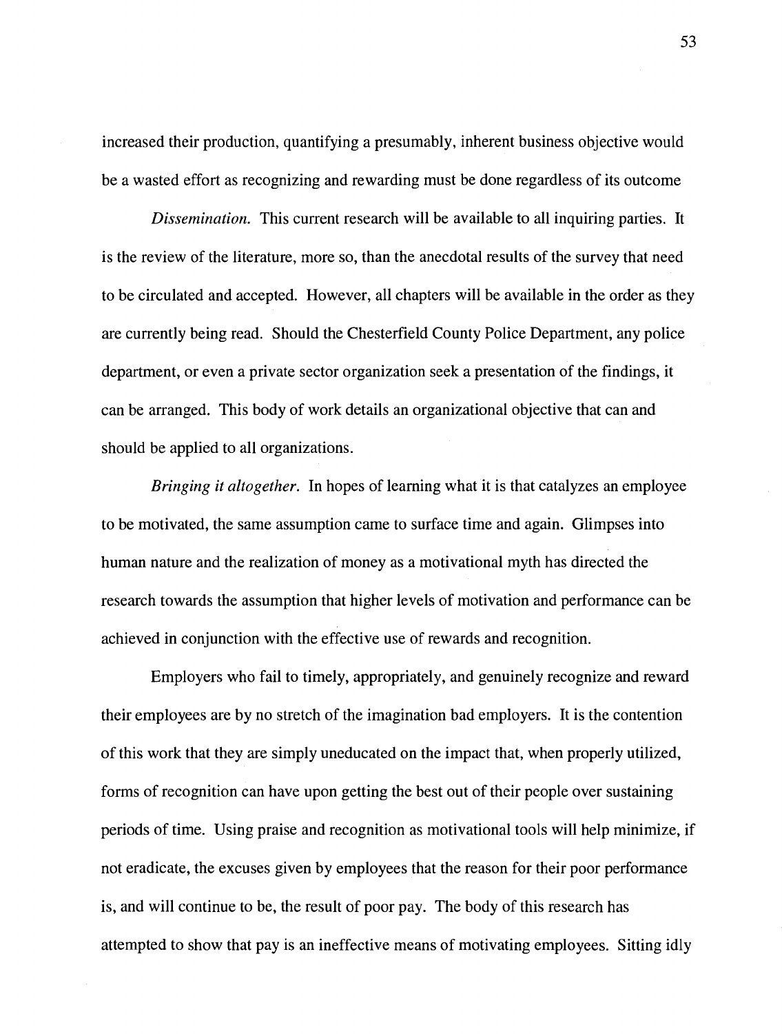increased their production, quantifying a presumably, inherent business objective would be a wasted effort as recognizing and rewarding must be done regardless of its outcome

*Dissemination.* This current research will be available to all inquiring parties. It is the review of the literature, more so, than the anecdotal results of the survey that need to be circulated and accepted. However, all chapters will be available in the order as they are currently being read. Should the Chesterfield County Police Department, any police department, or even a private sector organization seek a presentation of the findings, it can be arranged. This body of work details an organizational objective that can and should be applied to all organizations.

*Bringing it altogether.* In hopes of learning what it is that catalyzes an employee to be motivated, the same assumption came to surface time and again. Glimpses into human nature and the realization of money as a motivational myth has directed the research towards the assumption that higher levels of motivation and performance can be achieved in conjunction with the effective use of rewards and recognition.

Employers who fail to timely, appropriately, and genuinely recognize and reward their employees are by no stretch of the imagination bad employers. It is the contention of this work that they are simply uneducated on the impact that, when properly utilized, forms of recognition can have upon getting the best out of their people over sustaining periods of time. Using praise and recognition as motivational tools will help minimize, if not eradicate, the excuses given by employees that the reason for their poor performance is, and will continue to be, the result of poor pay. The body of this research has attempted to show that pay is an ineffective means of motivating employees. Sitting idly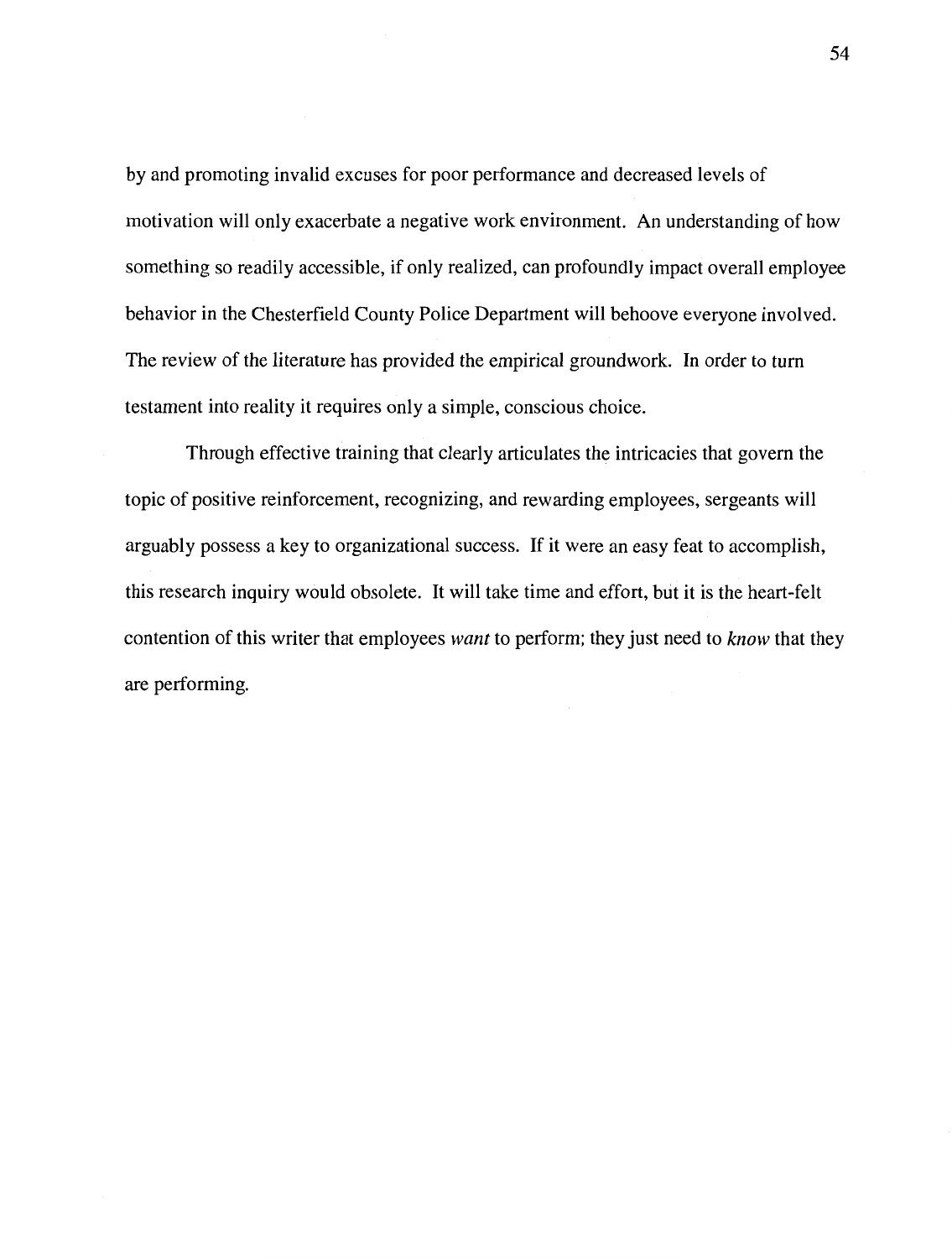by and promoting invalid excuses for poor performance and decreased levels of motivation will only exacerbate a negative work environment. An understanding of how something so readily accessible, if only realized, can profoundly impact overall employee behavior in the Chesterfield County Police Department will behoove everyone involved. The review of the literature has provided the empirical groundwork. In order to turn testament into reality it requires only a simple, conscious choice.

Through effective training that clearly articulates the intricacies that govern the topic of positive reinforcement, recognizing, and rewarding employees, sergeants will arguably possess a key to organizational success. If it were an easy feat to accomplish, this research inquiry would obsolete. It will take time and effort, but it is the heart-felt contention of this writer that employees *want* to perform; they just need to *know* that they are performing.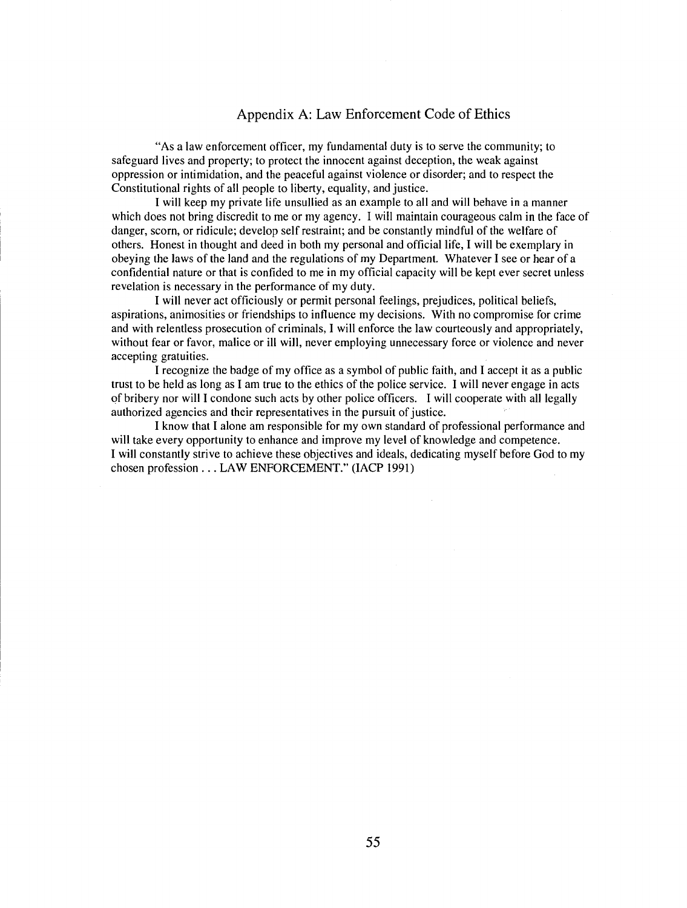## Appendix A: Law Enforcement Code of Ethics

"As a law enforcement officer, my fundamental duty is to serve the community; to safeguard lives and property; to protect the innocent against deception, the weak against oppression or intimidation, and the peaceful against violence or disorder; and to respect the Constitutional rights of all people to liberty, equality, and justice.

I will keep my private life unsullied as an example to all and will behave in a manner which does not bring discredit to me or my agency. I will maintain courageous calm in the face of danger, scorn, or ridicule; develop self restraint; and be constantly mindful of the welfare of others. Honest in thought and deed in both my personal and official life, I will be exemplary in obeying the laws of the land and the regulations of my Department. Whatever I see or hear of a confidential nature or that is confided to me in my official capacity will be kept ever secret unless revelation is necessary in the performance of my duty.

I will never act officiously or permit personal feelings, prejudices, political beliefs, aspirations, animosities or friendships to influence my decisions. With no compromise for crime and with relentless prosecution of criminals, I will enforce the law courteously and appropriately, without fear or favor, malice or ill will, never employing unnecessary force or violence and never accepting gratuities.

I recognize the badge of my office as a symbol of public faith, and I accept it as a public trust to be held as long as I am true to the ethics of the police service. I will never engage in acts of bribery nor will I condone such acts by other police officers. I will cooperate with all legally authorized agencies and their representatives in the pursuit of justice.

I know that I alone am responsible for my own standard of professional performance and will take every opportunity to enhance and improve my level of knowledge and competence. I will constantly strive to achieve these objectives and ideals, dedicating myself before God to my chosen profession . . . LAW ENFORCEMENT." (IACP 1991)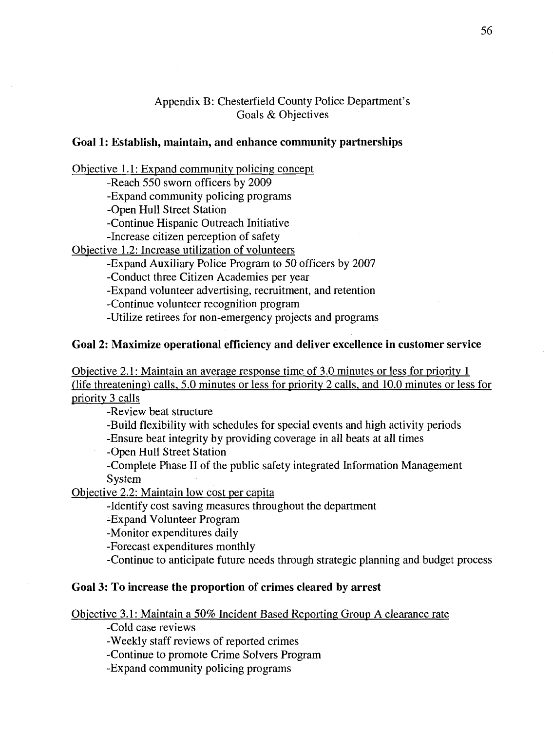## Appendix B: Chesterfield County Police Department's Goals & Objectives

### Goal 1: Establish, maintain, and enhance community partnerships

<u>Objective 1.1: Expand community policing concept</u>

- Reach 550 sworn officers by 2009
- Expand community policing programs
- Open Hull Street Station
- Continue Hispanic Outreach Initiative
- Increase citizen perception of safety

<u>Objective 1.2: Increase utilization of volunteers</u>

- Expand Auxiliary Police Program to 50 officers by 2007
- Conduct three Citizen Academies per year
- Expand volunteer advertising, recruitment, and retention
- Continue volunteer recognition program
- Utilize retirees for non-emergency projects and programs

### Goal 2: Maximize operational efficiency and deliver excellence in customer service

<u>Objective 2.1: Maintain an average response time of 3.0 minutes or less for priority 1 (life threatening) calls, 5.0 minutes or less for priority 2 calls, and 10.0 minutes or less for priority 3 calls</u>

- Review beat structure
- Build flexibility with schedules for special events and high activity periods
- Ensure beat integrity by providing coverage in all beats at all times
- Open Hull Street Station
- Complete Phase II of the public safety integrated Information Management System

<u>Objective 2.2: Maintain low cost per capita</u>

- Identify cost saving measures throughout the department
- Expand Volunteer Program
- Monitor expenditures daily
- Forecast expenditures monthly
- Continue to anticipate future needs through strategic planning and budget process

### Goal 3: To increase the proportion of crimes cleared by arrest

<u>Objective 3.1: Maintain a 50% Incident Based Reporting Group A clearance rate</u>

- Cold case reviews
- Weekly staff reviews of reported crimes
- Continue to promote Crime Solvers Program
- Expand community policing programs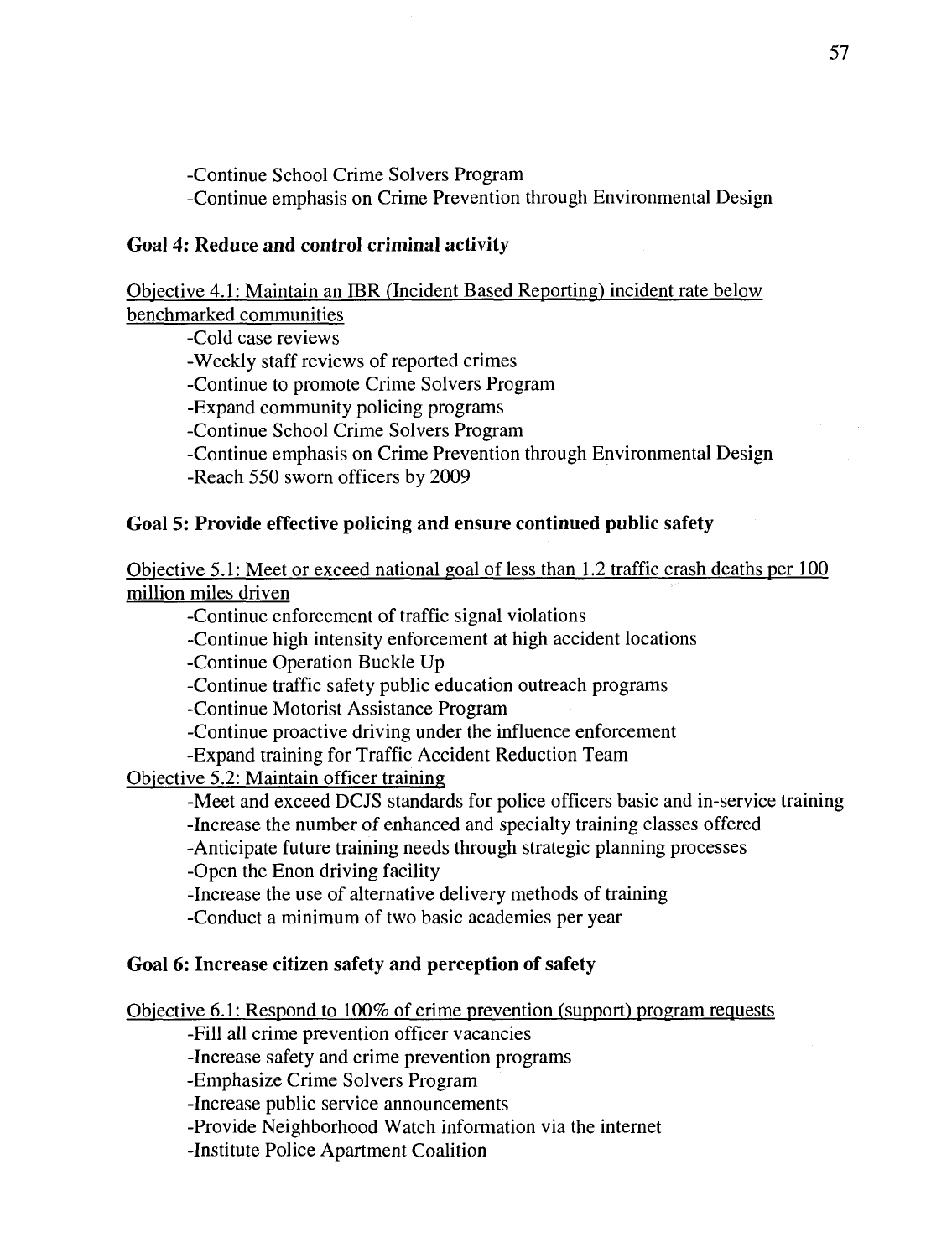-Continue School Crime Solvers Program

-Continue emphasis on Crime Prevention through Environmental Design

**Goal 4: Reduce and control criminal activity**

<u>Objective 4.1: Maintain an IBR (Incident Based Reporting) incident rate below benchmarked communities</u>

-Cold case reviews

-Weekly staff reviews of reported crimes

-Continue to promote Crime Solvers Program

-Expand community policing programs

-Continue School Crime Solvers Program

-Continue emphasis on Crime Prevention through Environmental Design

-Reach 550 sworn officers by 2009

**Goal 5: Provide effective policing and ensure continued public safety**

<u>Objective 5.1: Meet or exceed national goal of less than 1.2 traffic crash deaths per 100 million miles driven</u>

-Continue enforcement of traffic signal violations

-Continue high intensity enforcement at high accident locations

-Continue Operation Buckle Up

-Continue traffic safety public education outreach programs

-Continue Motorist Assistance Program

-Continue proactive driving under the influence enforcement

-Expand training for Traffic Accident Reduction Team

<u>Objective 5.2: Maintain officer training</u>

-Meet and exceed DCJS standards for police officers basic and in-service training

-Increase the number of enhanced and specialty training classes offered

-Anticipate future training needs through strategic planning processes

-Open the Enon driving facility

-Increase the use of alternative delivery methods of training

-Conduct a minimum of two basic academies per year

**Goal 6: Increase citizen safety and perception of safety**

<u>Objective 6.1: Respond to 100% of crime prevention (support) program requests</u>

-Fill all crime prevention officer vacancies

-Increase safety and crime prevention programs

-Emphasize Crime Solvers Program

-Increase public service announcements

-Provide Neighborhood Watch information via the internet

-Institute Police Apartment Coalition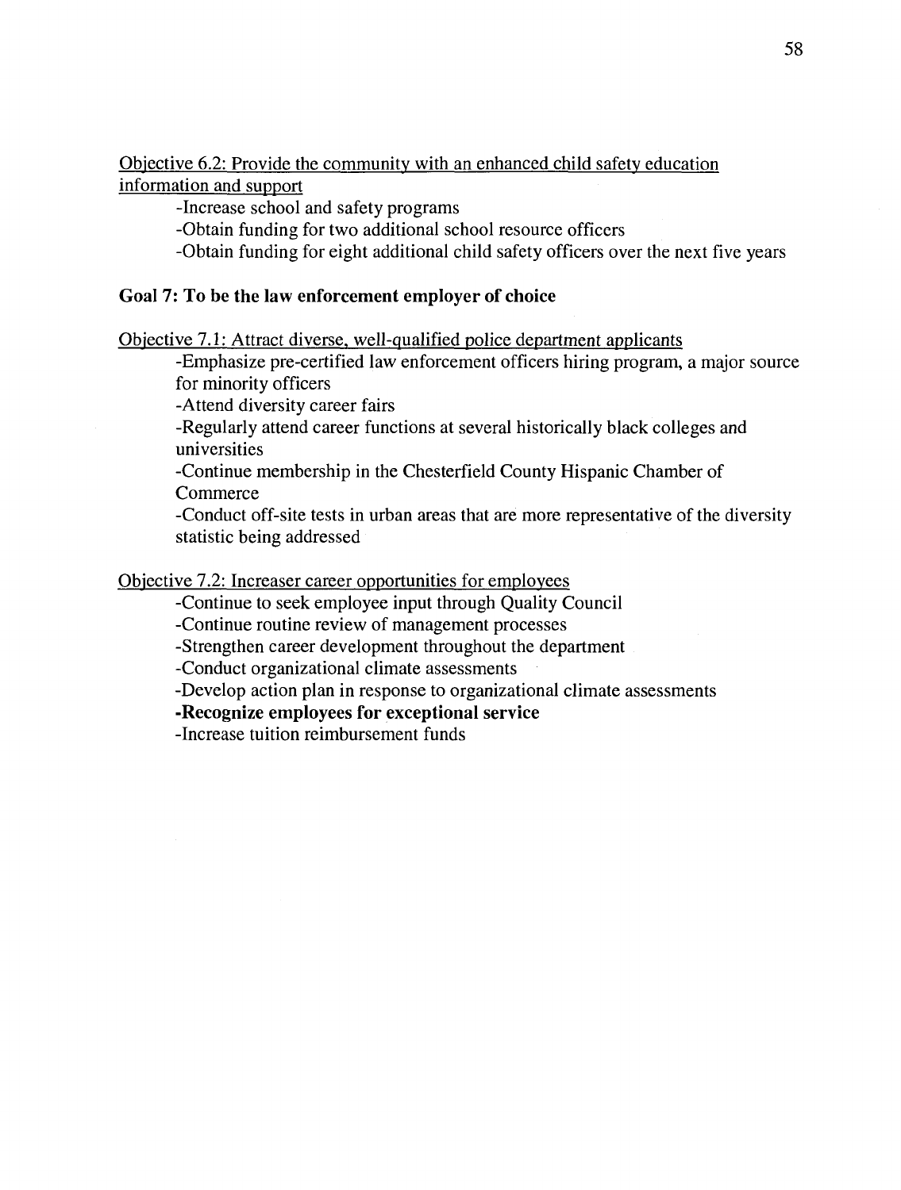Objective 6.2: Provide the community with an enhanced child safety education information and support

- Increase school and safety programs
- Obtain funding for two additional school resource officers
- Obtain funding for eight additional child safety officers over the next five years

**Goal 7: To be the law enforcement employer of choice**

Objective 7.1: Attract diverse, well-qualified police department applicants

- Emphasize pre-certified law enforcement officers hiring program, a major source for minority officers
- Attend diversity career fairs
- Regularly attend career functions at several historically black colleges and universities
- Continue membership in the Chesterfield County Hispanic Chamber of Commerce
- Conduct off-site tests in urban areas that are more representative of the diversity statistic being addressed

Objective 7.2: Increaser career opportunities for employees

- Continue to seek employee input through Quality Council
- Continue routine review of management processes
- Strengthen career development throughout the department
- Conduct organizational climate assessments
- Develop action plan in response to organizational climate assessments
- **Recognize employees for exceptional service**
- Increase tuition reimbursement funds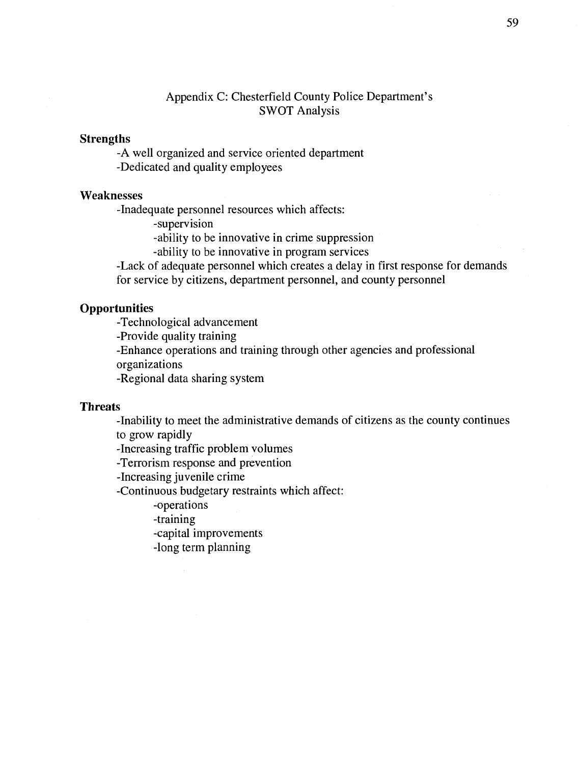# Appendix C: Chesterfield County Police Department's SWOT Analysis

**Strengths**

- A well organized and service oriented department
- Dedicated and quality employees

**Weaknesses**

- Inadequate personnel resources which affects:
  - supervision
  - ability to be innovative in crime suppression
  - ability to be innovative in program services
- Lack of adequate personnel which creates a delay in first response for demands for service by citizens, department personnel, and county personnel

**Opportunities**

- Technological advancement
- Provide quality training
- Enhance operations and training through other agencies and professional organizations
- Regional data sharing system

**Threats**

- Inability to meet the administrative demands of citizens as the county continues to grow rapidly
- Increasing traffic problem volumes
- Terrorism response and prevention
- Increasing juvenile crime
- Continuous budgetary restraints which affect:
  - operations
  - training
  - capital improvements
  - long term planning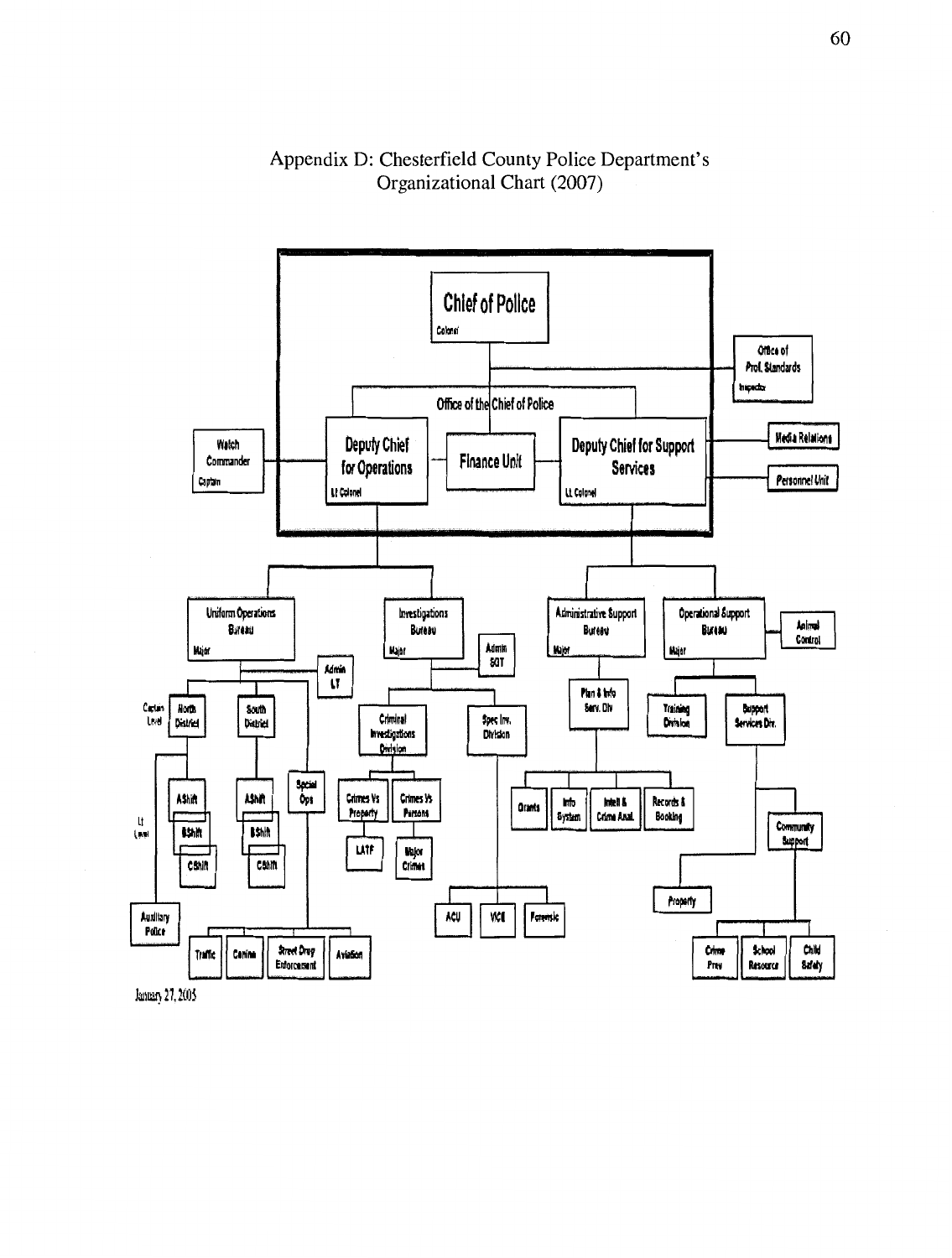# Appendix D: Chesterfield County Police Department's Organizational Chart (2007)

- **Chief of Police** (Colonel)
  - Office of Prof. Standards (Inspector)
  - Office of the Chief of Police
  - Finance Unit
  - **Deputy Chief for Operations** (Lt Colonel)
    - Watch Commander (Captain)
    - **Uniform Operations Bureau** (Major)
      - Admin LT
      - North District (Captain Level)
        - A Shift (Lt Level)
        - B Shift
        - C Shift
      - South District (Captain Level)
        - A Shift (Lt Level)
        - B Shift
        - C Shift
      - Auxiliary Police
      - Special Ops
        - Traffic
        - Canine
        - Street Drug Enforcement
        - Aviation
    - **Investigations Bureau** (Major)
      - Admin SGT
      - Criminal Investigations Division
        - Crimes Vs Property
          - LATF
        - Crimes Vs Persons
          - Major Crimes
      - Spec Inv. Division
        - ACU
        - VICE
        - Forensic
  - **Deputy Chief for Support Services** (Lt Colonel)
    - Media Relations
    - Personnel Unit
    - **Administrative Support Bureau** (Major)
      - Plan & Info Serv. Div
        - Grants
        - Info System
        - Intell & Crime Anal.
        - Records & Booking
    - **Operational Support Bureau** (Major)
      - Animal Control
      - Training Division
      - Support Services Div.
        - Property
        - Community Support
          - Crime Prev
          - School Resource
          - Child Safety

January 27, 2005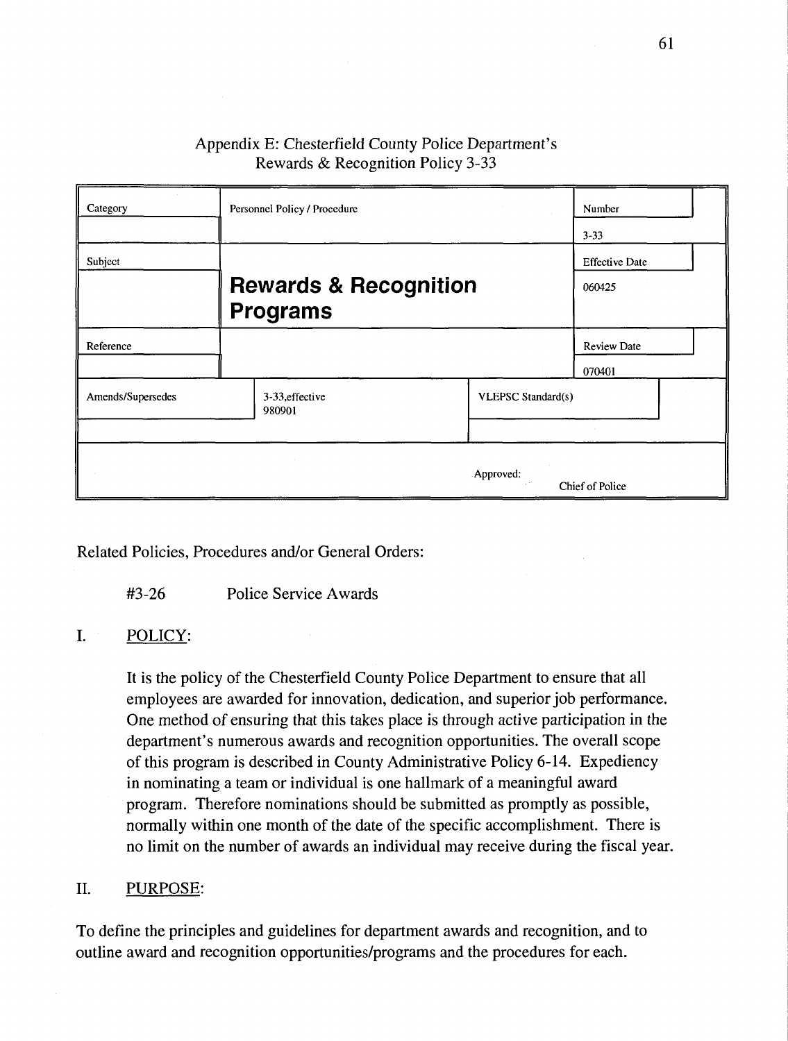Appendix E: Chesterfield County Police Department's Rewards & Recognition Policy 3-33

| Category | Personnel Policy / Procedure | | Number |
|---|---|---|---|
| | | | 3-33 |
| Subject | **Rewards & Recognition Programs** | | Effective Date |
| | | | 060425 |
| Reference | | | Review Date |
| | | | 070401 |
| Amends/Supersedes | 3-33,effective 980901 | VLEPSC Standard(s) | |
| | | Approved: | Chief of Police |

Related Policies, Procedures and/or General Orders:

#3-26 Police Service Awards

## I. POLICY:

It is the policy of the Chesterfield County Police Department to ensure that all employees are awarded for innovation, dedication, and superior job performance. One method of ensuring that this takes place is through active participation in the department's numerous awards and recognition opportunities. The overall scope of this program is described in County Administrative Policy 6-14. Expediency in nominating a team or individual is one hallmark of a meaningful award program. Therefore nominations should be submitted as promptly as possible, normally within one month of the date of the specific accomplishment. There is no limit on the number of awards an individual may receive during the fiscal year.

## II. PURPOSE:

To define the principles and guidelines for department awards and recognition, and to outline award and recognition opportunities/programs and the procedures for each.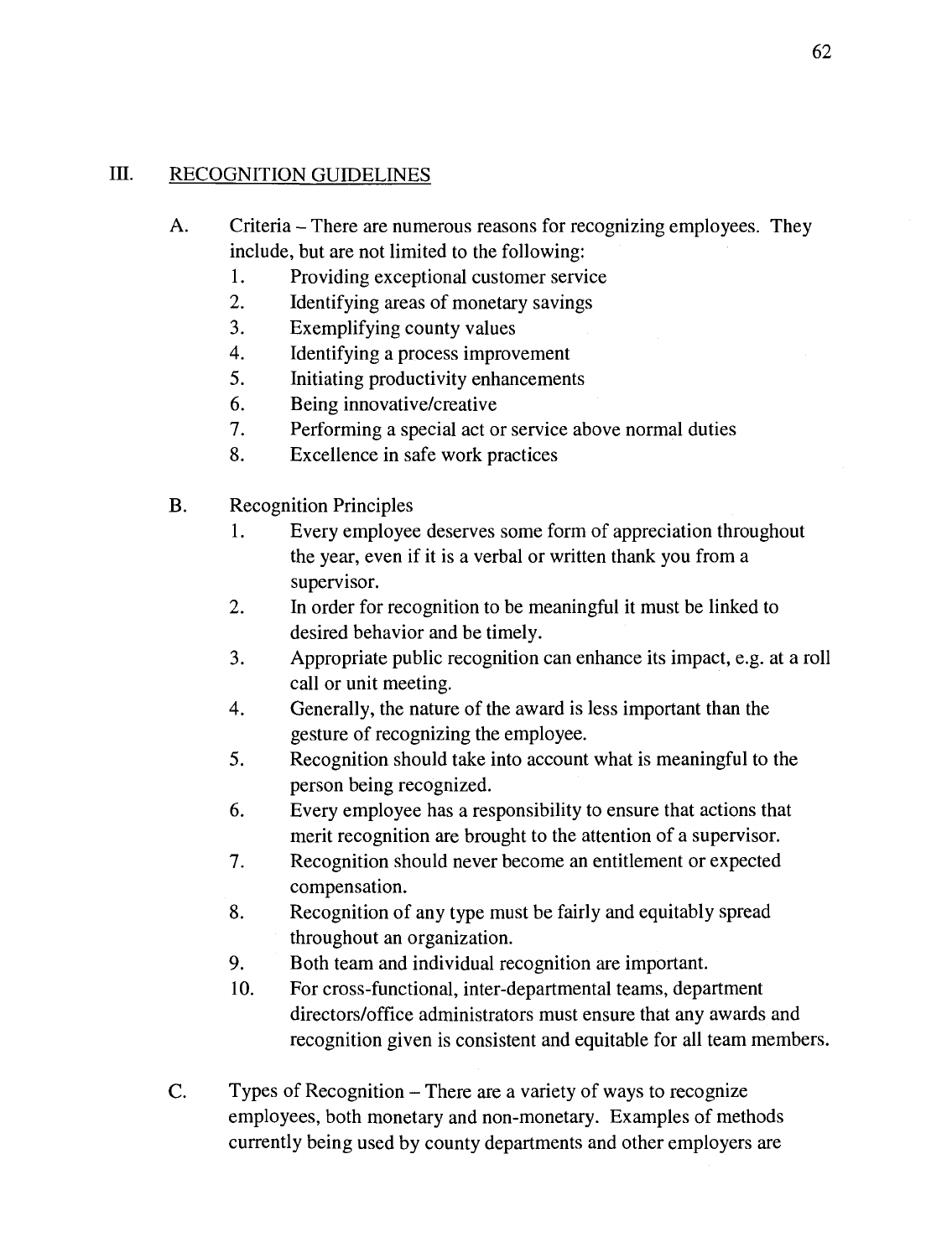## III. RECOGNITION GUIDELINES

A. Criteria – There are numerous reasons for recognizing employees. They include, but are not limited to the following:

1. Providing exceptional customer service
2. Identifying areas of monetary savings
3. Exemplifying county values
4. Identifying a process improvement
5. Initiating productivity enhancements
6. Being innovative/creative
7. Performing a special act or service above normal duties
8. Excellence in safe work practices

B. Recognition Principles

1. Every employee deserves some form of appreciation throughout the year, even if it is a verbal or written thank you from a supervisor.
2. In order for recognition to be meaningful it must be linked to desired behavior and be timely.
3. Appropriate public recognition can enhance its impact, e.g. at a roll call or unit meeting.
4. Generally, the nature of the award is less important than the gesture of recognizing the employee.
5. Recognition should take into account what is meaningful to the person being recognized.
6. Every employee has a responsibility to ensure that actions that merit recognition are brought to the attention of a supervisor.
7. Recognition should never become an entitlement or expected compensation.
8. Recognition of any type must be fairly and equitably spread throughout an organization.
9. Both team and individual recognition are important.
10. For cross-functional, inter-departmental teams, department directors/office administrators must ensure that any awards and recognition given is consistent and equitable for all team members.

C. Types of Recognition – There are a variety of ways to recognize employees, both monetary and non-monetary. Examples of methods currently being used by county departments and other employers are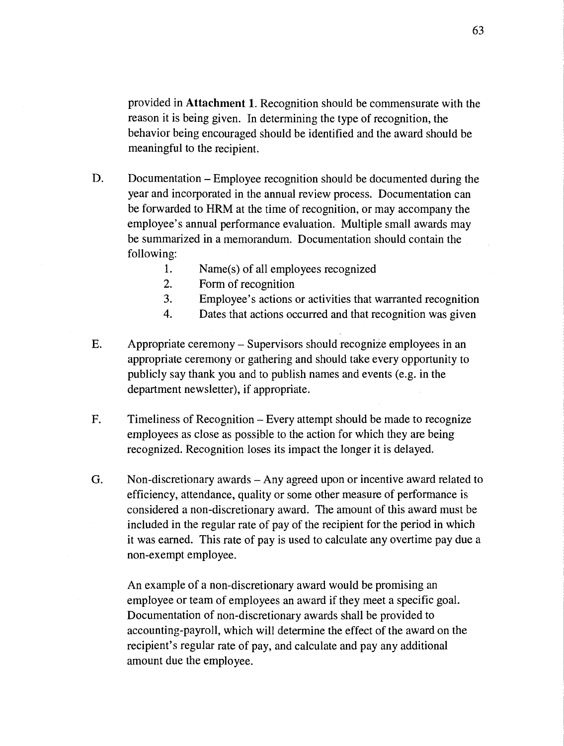provided in **Attachment 1**. Recognition should be commensurate with the reason it is being given. In determining the type of recognition, the behavior being encouraged should be identified and the award should be meaningful to the recipient.

D. Documentation – Employee recognition should be documented during the year and incorporated in the annual review process. Documentation can be forwarded to HRM at the time of recognition, or may accompany the employee's annual performance evaluation. Multiple small awards may be summarized in a memorandum. Documentation should contain the following:

   1. Name(s) of all employees recognized
   2. Form of recognition
   3. Employee's actions or activities that warranted recognition
   4. Dates that actions occurred and that recognition was given

E. Appropriate ceremony – Supervisors should recognize employees in an appropriate ceremony or gathering and should take every opportunity to publicly say thank you and to publish names and events (e.g. in the department newsletter), if appropriate.

F. Timeliness of Recognition – Every attempt should be made to recognize employees as close as possible to the action for which they are being recognized. Recognition loses its impact the longer it is delayed.

G. Non-discretionary awards – Any agreed upon or incentive award related to efficiency, attendance, quality or some other measure of performance is considered a non-discretionary award. The amount of this award must be included in the regular rate of pay of the recipient for the period in which it was earned. This rate of pay is used to calculate any overtime pay due a non-exempt employee.

   An example of a non-discretionary award would be promising an employee or team of employees an award if they meet a specific goal. Documentation of non-discretionary awards shall be provided to accounting-payroll, which will determine the effect of the award on the recipient's regular rate of pay, and calculate and pay any additional amount due the employee.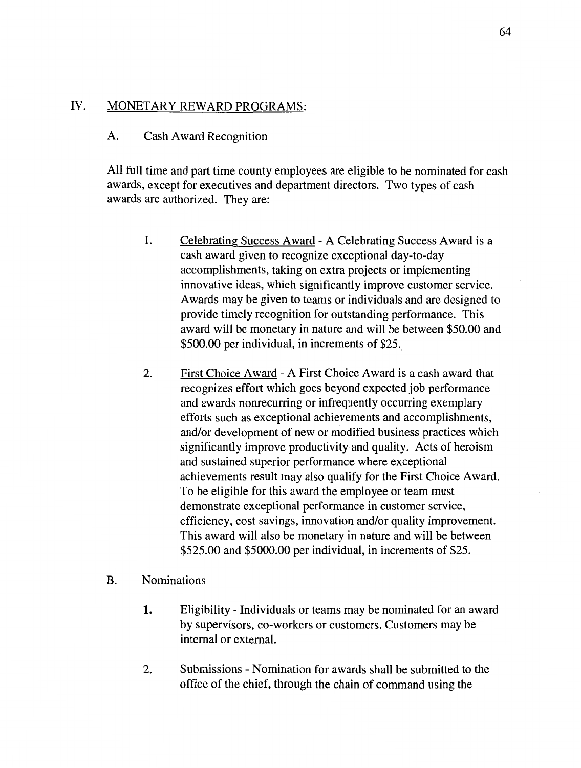## IV. MONETARY REWARD PROGRAMS:

### A. Cash Award Recognition

All full time and part time county employees are eligible to be nominated for cash awards, except for executives and department directors. Two types of cash awards are authorized. They are:

1. Celebrating Success Award - A Celebrating Success Award is a cash award given to recognize exceptional day-to-day accomplishments, taking on extra projects or implementing innovative ideas, which significantly improve customer service. Awards may be given to teams or individuals and are designed to provide timely recognition for outstanding performance. This award will be monetary in nature and will be between $50.00 and $500.00 per individual, in increments of $25.

2. First Choice Award - A First Choice Award is a cash award that recognizes effort which goes beyond expected job performance and awards nonrecurring or infrequently occurring exemplary efforts such as exceptional achievements and accomplishments, and/or development of new or modified business practices which significantly improve productivity and quality. Acts of heroism and sustained superior performance where exceptional achievements result may also qualify for the First Choice Award. To be eligible for this award the employee or team must demonstrate exceptional performance in customer service, efficiency, cost savings, innovation and/or quality improvement. This award will also be monetary in nature and will be between $525.00 and $5000.00 per individual, in increments of $25.

### B. Nominations

1. Eligibility - Individuals or teams may be nominated for an award by supervisors, co-workers or customers. Customers may be internal or external.

2. Submissions - Nomination for awards shall be submitted to the office of the chief, through the chain of command using the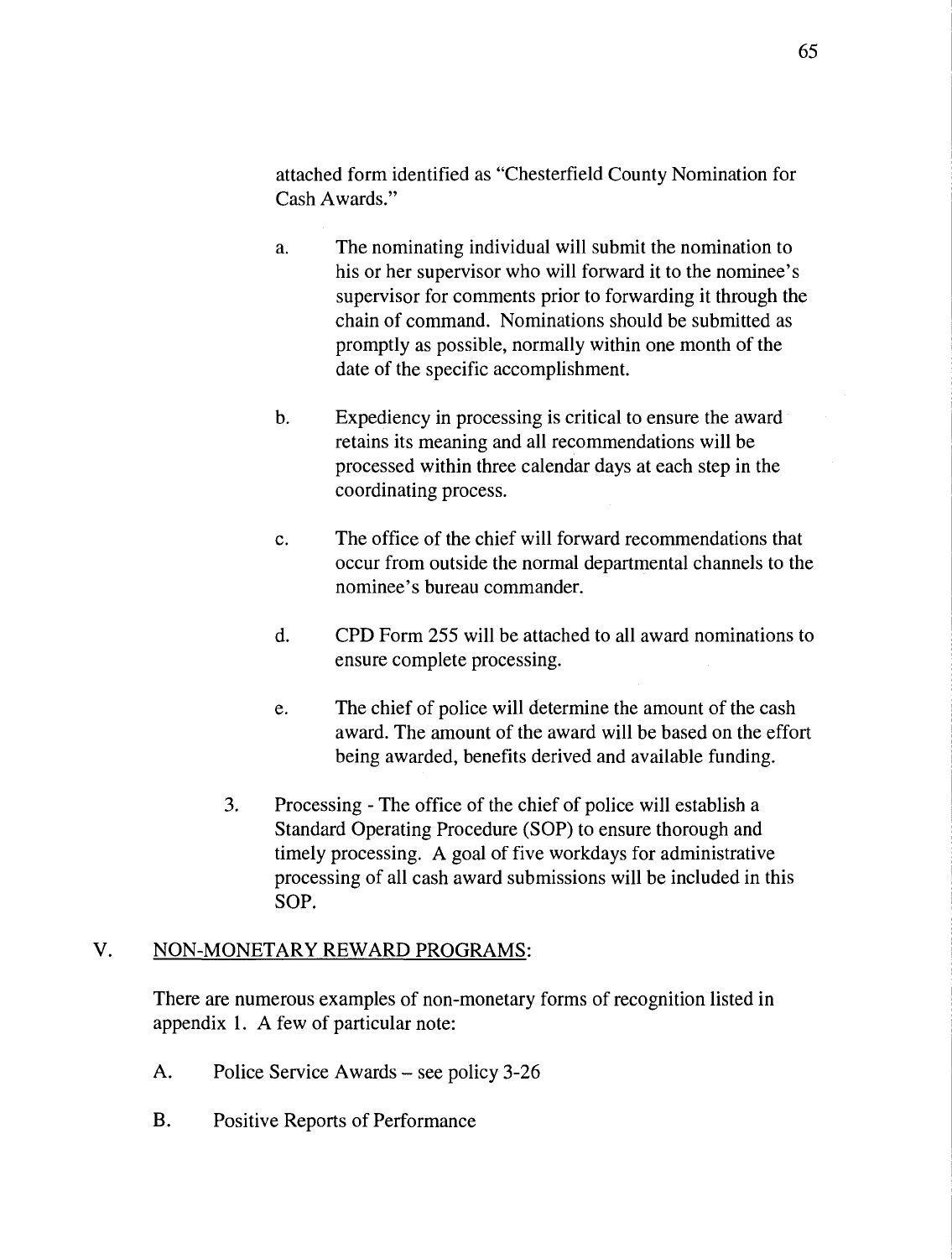attached form identified as "Chesterfield County Nomination for Cash Awards."

a. The nominating individual will submit the nomination to his or her supervisor who will forward it to the nominee's supervisor for comments prior to forwarding it through the chain of command. Nominations should be submitted as promptly as possible, normally within one month of the date of the specific accomplishment.

b. Expediency in processing is critical to ensure the award retains its meaning and all recommendations will be processed within three calendar days at each step in the coordinating process.

c. The office of the chief will forward recommendations that occur from outside the normal departmental channels to the nominee's bureau commander.

d. CPD Form 255 will be attached to all award nominations to ensure complete processing.

e. The chief of police will determine the amount of the cash award. The amount of the award will be based on the effort being awarded, benefits derived and available funding.

3. Processing - The office of the chief of police will establish a Standard Operating Procedure (SOP) to ensure thorough and timely processing. A goal of five workdays for administrative processing of all cash award submissions will be included in this SOP.

## V. <u>NON-MONETARY REWARD PROGRAMS</u>:

There are numerous examples of non-monetary forms of recognition listed in appendix 1. A few of particular note:

A. Police Service Awards – see policy 3-26

B. Positive Reports of Performance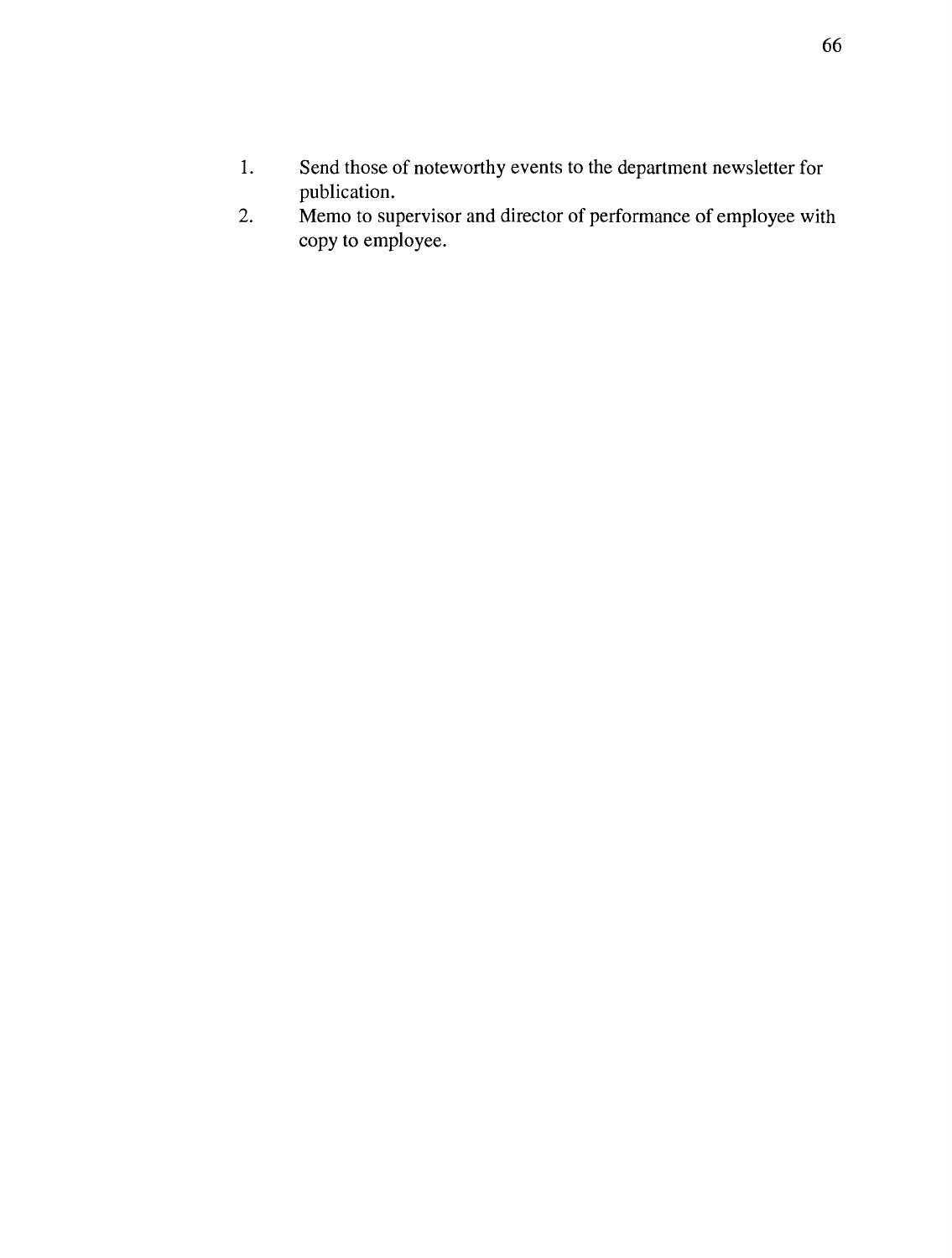1. Send those of noteworthy events to the department newsletter for publication.
2. Memo to supervisor and director of performance of employee with copy to employee.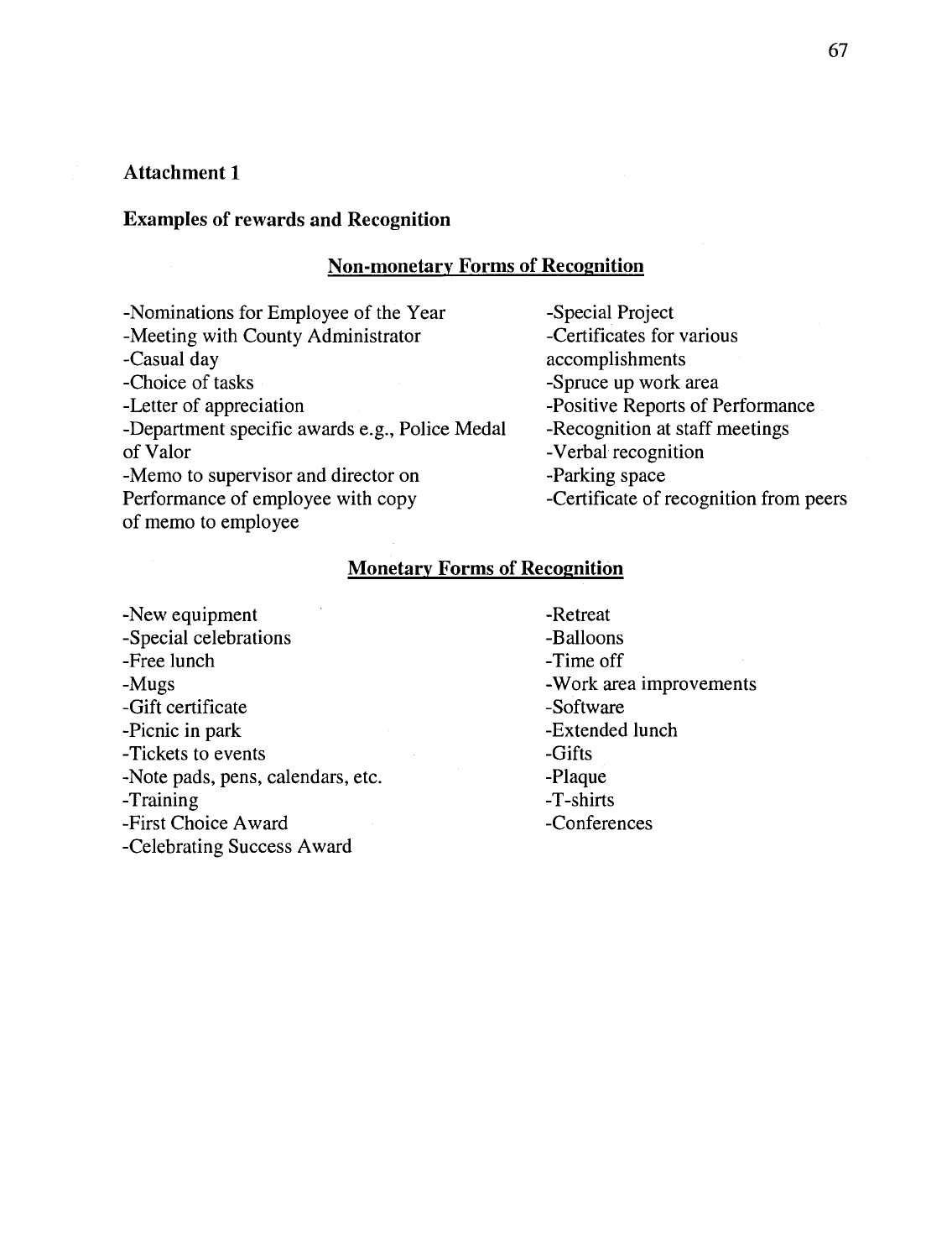**Attachment 1**

**Examples of rewards and Recognition**

## Non-monetary Forms of Recognition

- Nominations for Employee of the Year
- Meeting with County Administrator
- Casual day
- Choice of tasks
- Letter of appreciation
- Department specific awards e.g., Police Medal of Valor
- Memo to supervisor and director on Performance of employee with copy of memo to employee
- Special Project
- Certificates for various accomplishments
- Spruce up work area
- Positive Reports of Performance
- Recognition at staff meetings
- Verbal recognition
- Parking space
- Certificate of recognition from peers

## Monetary Forms of Recognition

- New equipment
- Special celebrations
- Free lunch
- Mugs
- Gift certificate
- Picnic in park
- Tickets to events
- Note pads, pens, calendars, etc.
- Training
- First Choice Award
- Celebrating Success Award
- Retreat
- Balloons
- Time off
- Work area improvements
- Software
- Extended lunch
- Gifts
- Plaque
- T-shirts
- Conferences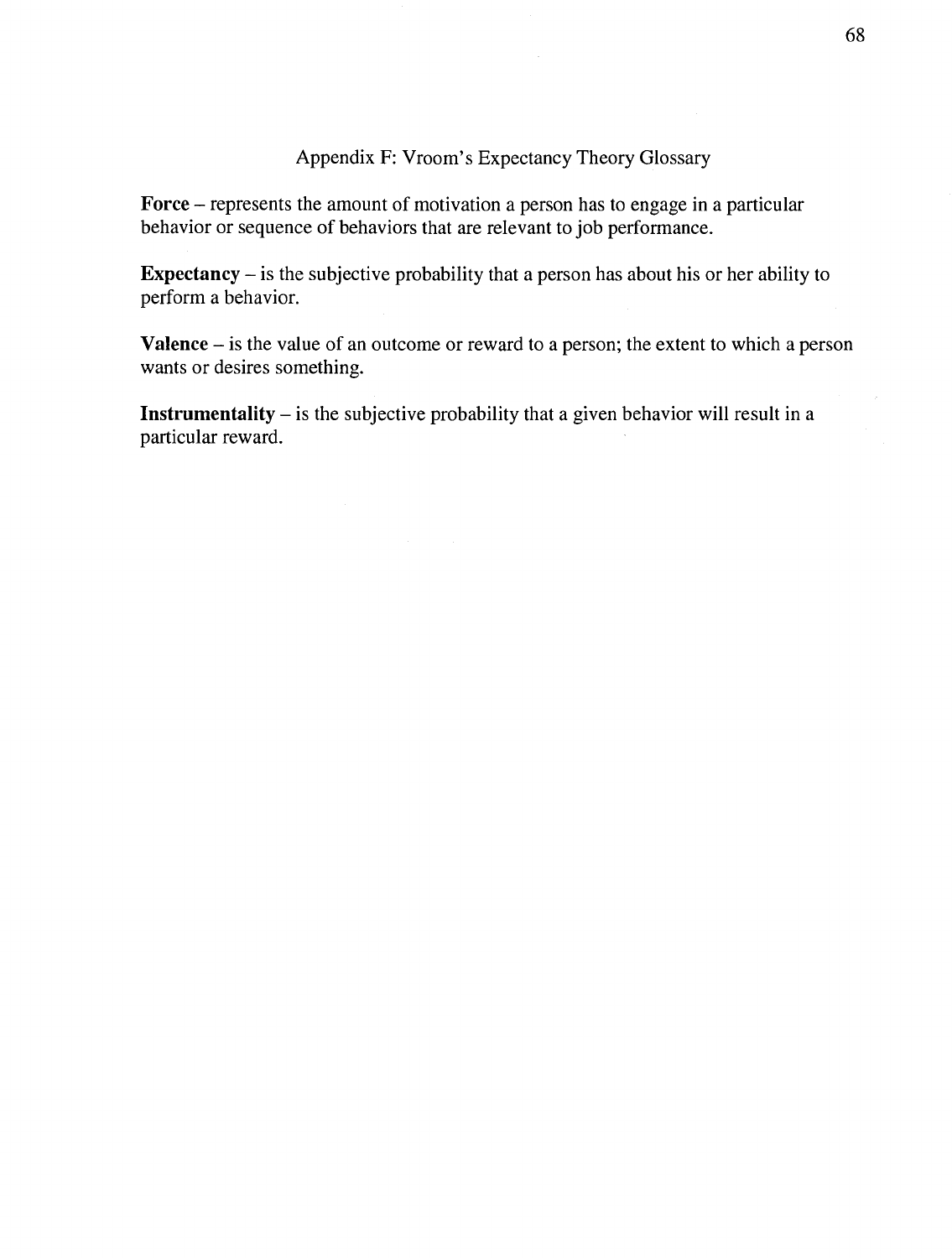# Appendix F: Vroom's Expectancy Theory Glossary

**Force** – represents the amount of motivation a person has to engage in a particular behavior or sequence of behaviors that are relevant to job performance.

**Expectancy** – is the subjective probability that a person has about his or her ability to perform a behavior.

**Valence** – is the value of an outcome or reward to a person; the extent to which a person wants or desires something.

**Instrumentality** – is the subjective probability that a given behavior will result in a particular reward.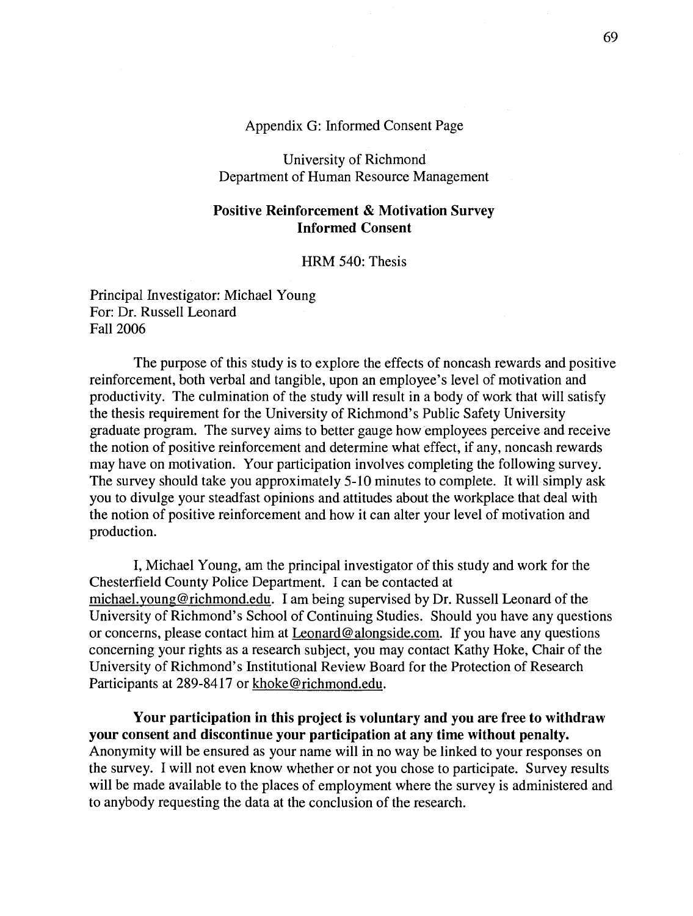Appendix G: Informed Consent Page

University of Richmond
Department of Human Resource Management

**Positive Reinforcement & Motivation Survey**
**Informed Consent**

HRM 540: Thesis

Principal Investigator: Michael Young
For: Dr. Russell Leonard
Fall 2006

The purpose of this study is to explore the effects of noncash rewards and positive reinforcement, both verbal and tangible, upon an employee's level of motivation and productivity. The culmination of the study will result in a body of work that will satisfy the thesis requirement for the University of Richmond's Public Safety University graduate program. The survey aims to better gauge how employees perceive and receive the notion of positive reinforcement and determine what effect, if any, noncash rewards may have on motivation. Your participation involves completing the following survey. The survey should take you approximately 5-10 minutes to complete. It will simply ask you to divulge your steadfast opinions and attitudes about the workplace that deal with the notion of positive reinforcement and how it can alter your level of motivation and production.

I, Michael Young, am the principal investigator of this study and work for the Chesterfield County Police Department. I can be contacted at michael.young@richmond.edu. I am being supervised by Dr. Russell Leonard of the University of Richmond's School of Continuing Studies. Should you have any questions or concerns, please contact him at Leonard@alongside.com. If you have any questions concerning your rights as a research subject, you may contact Kathy Hoke, Chair of the University of Richmond's Institutional Review Board for the Protection of Research Participants at 289-8417 or khoke@richmond.edu.

**Your participation in this project is voluntary and you are free to withdraw your consent and discontinue your participation at any time without penalty.** Anonymity will be ensured as your name will in no way be linked to your responses on the survey. I will not even know whether or not you chose to participate. Survey results will be made available to the places of employment where the survey is administered and to anybody requesting the data at the conclusion of the research.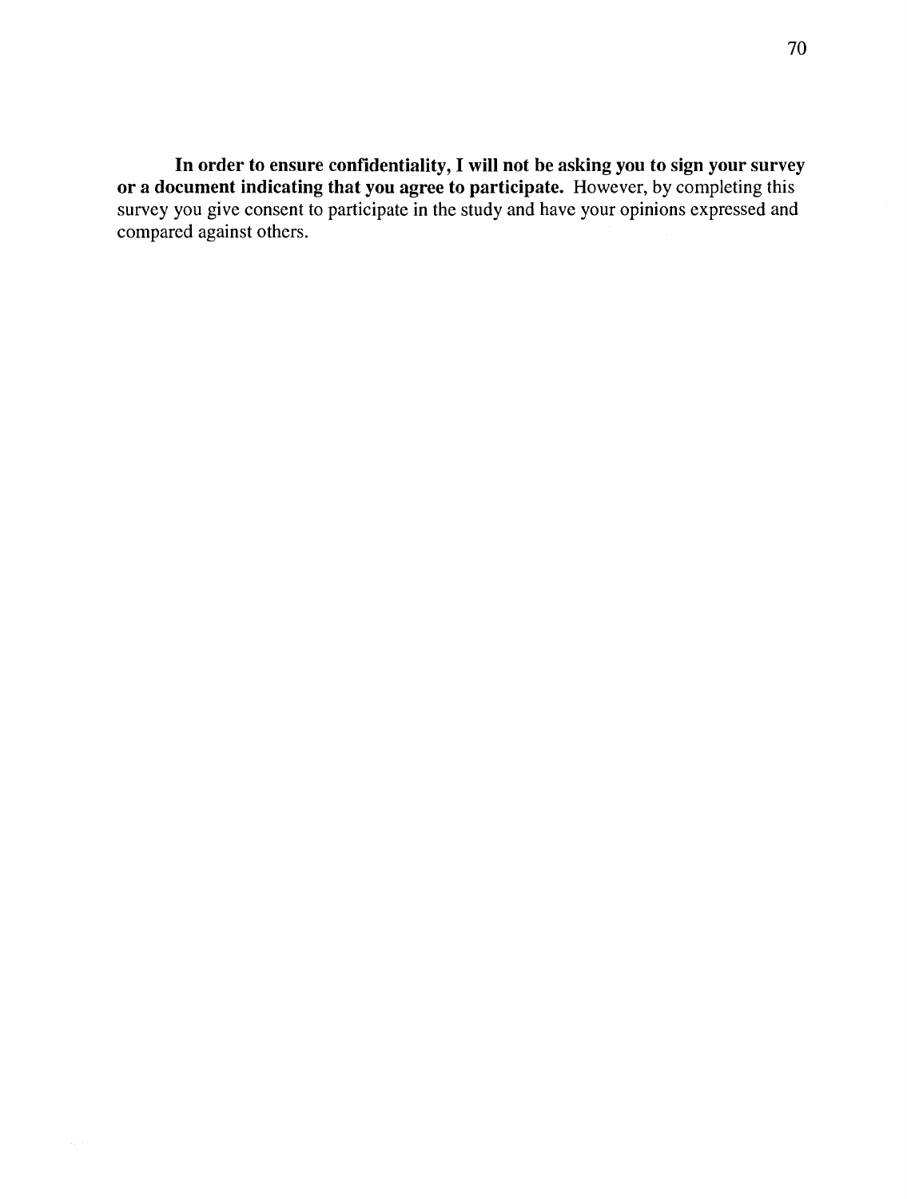**In order to ensure confidentiality, I will not be asking you to sign your survey or a document indicating that you agree to participate.** However, by completing this survey you give consent to participate in the study and have your opinions expressed and compared against others.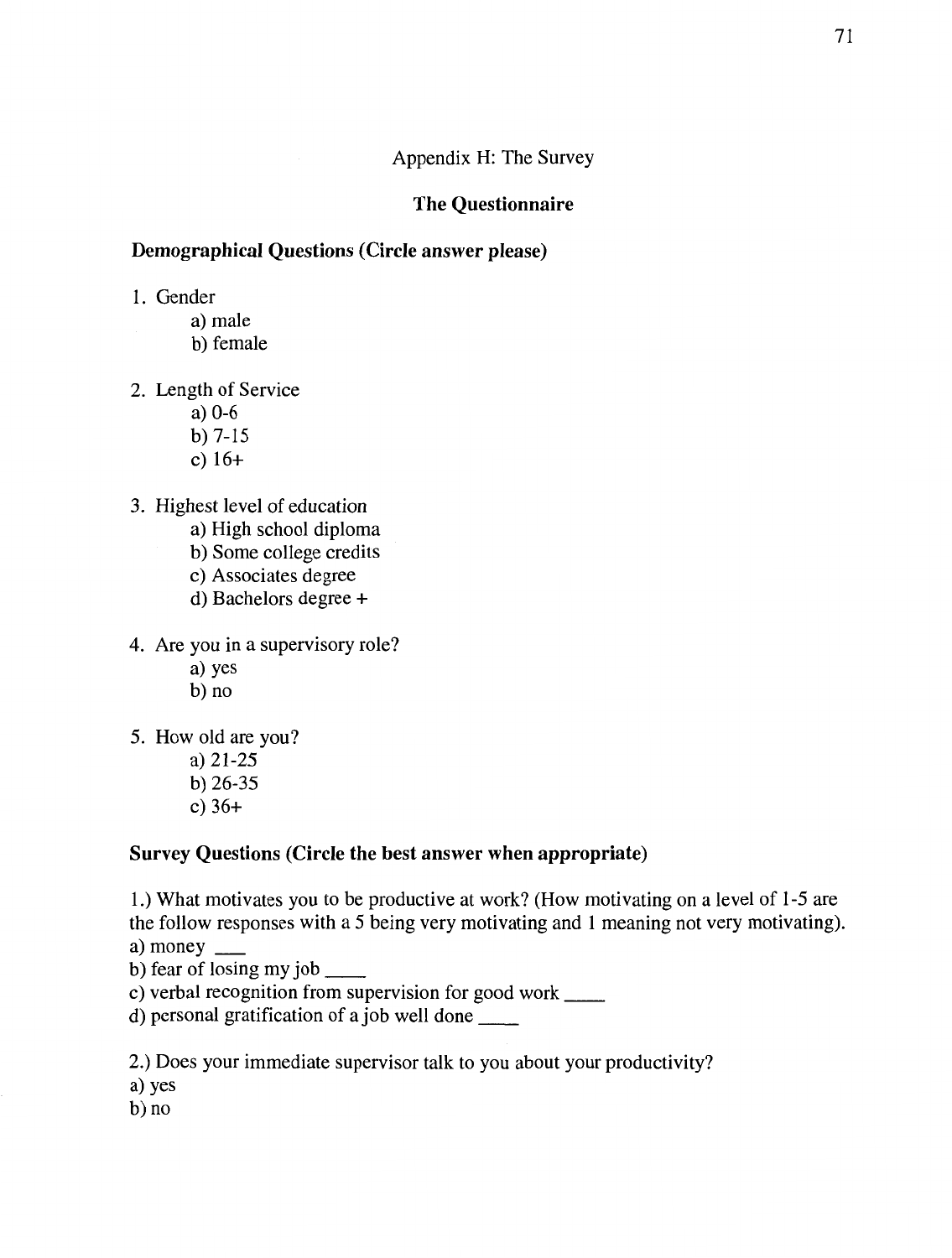Appendix H: The Survey

## The Questionnaire

### Demographical Questions (Circle answer please)

1. Gender
   a) male
   b) female

2. Length of Service
   a) 0-6
   b) 7-15
   c) 16+

3. Highest level of education
   a) High school diploma
   b) Some college credits
   c) Associates degree
   d) Bachelors degree +

4. Are you in a supervisory role?
   a) yes
   b) no

5. How old are you?
   a) 21-25
   b) 26-35
   c) 36+

### Survey Questions (Circle the best answer when appropriate)

1.) What motivates you to be productive at work? (How motivating on a level of 1-5 are the follow responses with a 5 being very motivating and 1 meaning not very motivating).
a) money ___
b) fear of losing my job ____
c) verbal recognition from supervision for good work ____
d) personal gratification of a job well done ____

2.) Does your immediate supervisor talk to you about your productivity?
a) yes
b) no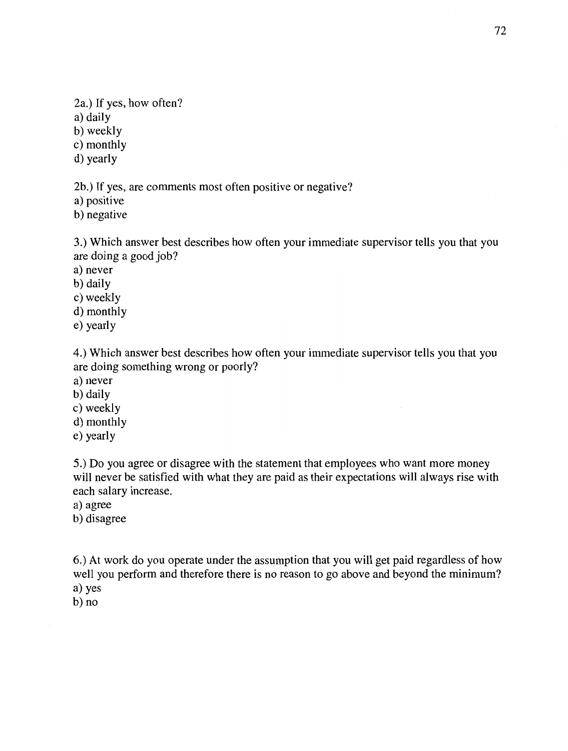2a.) If yes, how often?
a) daily
b) weekly
c) monthly
d) yearly

2b.) If yes, are comments most often positive or negative?
a) positive
b) negative

3.) Which answer best describes how often your immediate supervisor tells you that you are doing a good job?
a) never
b) daily
c) weekly
d) monthly
e) yearly

4.) Which answer best describes how often your immediate supervisor tells you that you are doing something wrong or poorly?
a) never
b) daily
c) weekly
d) monthly
e) yearly

5.) Do you agree or disagree with the statement that employees who want more money will never be satisfied with what they are paid as their expectations will always rise with each salary increase.
a) agree
b) disagree

6.) At work do you operate under the assumption that you will get paid regardless of how well you perform and therefore there is no reason to go above and beyond the minimum?
a) yes
b) no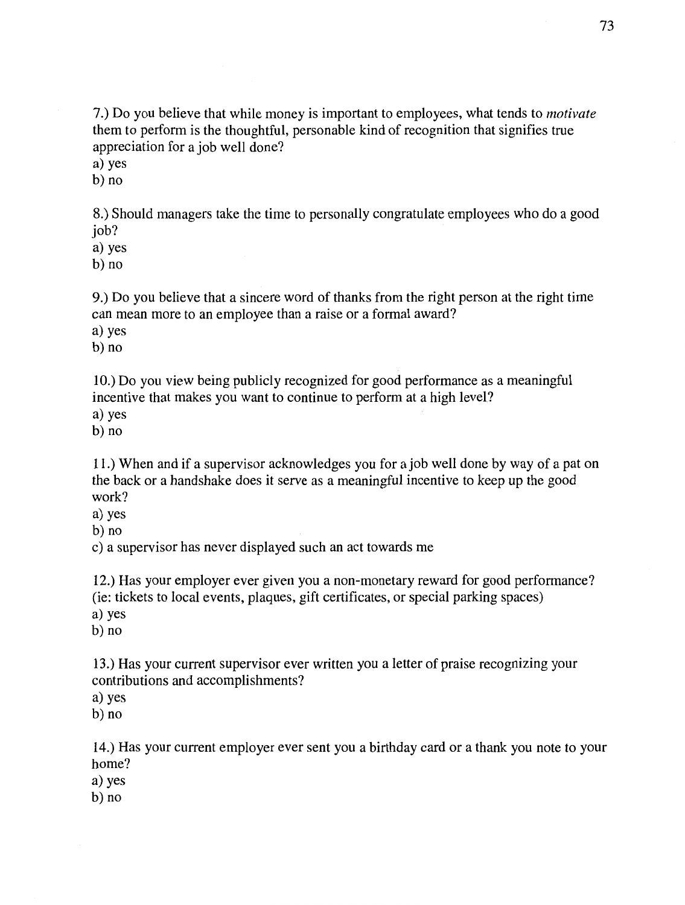7.) Do you believe that while money is important to employees, what tends to *motivate* them to perform is the thoughtful, personable kind of recognition that signifies true appreciation for a job well done?
a) yes
b) no

8.) Should managers take the time to personally congratulate employees who do a good job?
a) yes
b) no

9.) Do you believe that a sincere word of thanks from the right person at the right time can mean more to an employee than a raise or a formal award?
a) yes
b) no

10.) Do you view being publicly recognized for good performance as a meaningful incentive that makes you want to continue to perform at a high level?
a) yes
b) no

11.) When and if a supervisor acknowledges you for a job well done by way of a pat on the back or a handshake does it serve as a meaningful incentive to keep up the good work?
a) yes
b) no
c) a supervisor has never displayed such an act towards me

12.) Has your employer ever given you a non-monetary reward for good performance? (ie: tickets to local events, plaques, gift certificates, or special parking spaces)
a) yes
b) no

13.) Has your current supervisor ever written you a letter of praise recognizing your contributions and accomplishments?
a) yes
b) no

14.) Has your current employer ever sent you a birthday card or a thank you note to your home?
a) yes
b) no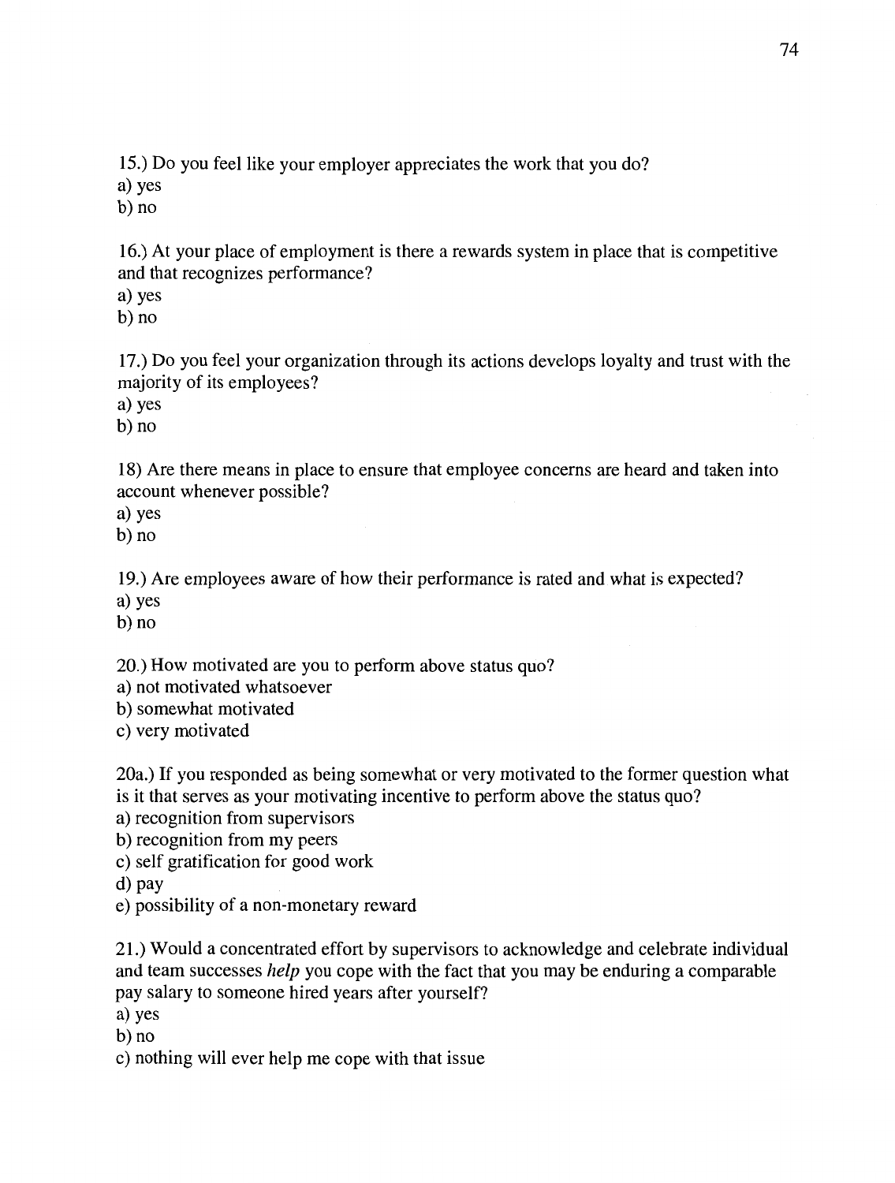15.) Do you feel like your employer appreciates the work that you do?
a) yes
b) no

16.) At your place of employment is there a rewards system in place that is competitive and that recognizes performance?
a) yes
b) no

17.) Do you feel your organization through its actions develops loyalty and trust with the majority of its employees?
a) yes
b) no

18) Are there means in place to ensure that employee concerns are heard and taken into account whenever possible?
a) yes
b) no

19.) Are employees aware of how their performance is rated and what is expected?
a) yes
b) no

20.) How motivated are you to perform above status quo?
a) not motivated whatsoever
b) somewhat motivated
c) very motivated

20a.) If you responded as being somewhat or very motivated to the former question what is it that serves as your motivating incentive to perform above the status quo?
a) recognition from supervisors
b) recognition from my peers
c) self gratification for good work
d) pay
e) possibility of a non-monetary reward

21.) Would a concentrated effort by supervisors to acknowledge and celebrate individual and team successes *help* you cope with the fact that you may be enduring a comparable pay salary to someone hired years after yourself?
a) yes
b) no
c) nothing will ever help me cope with that issue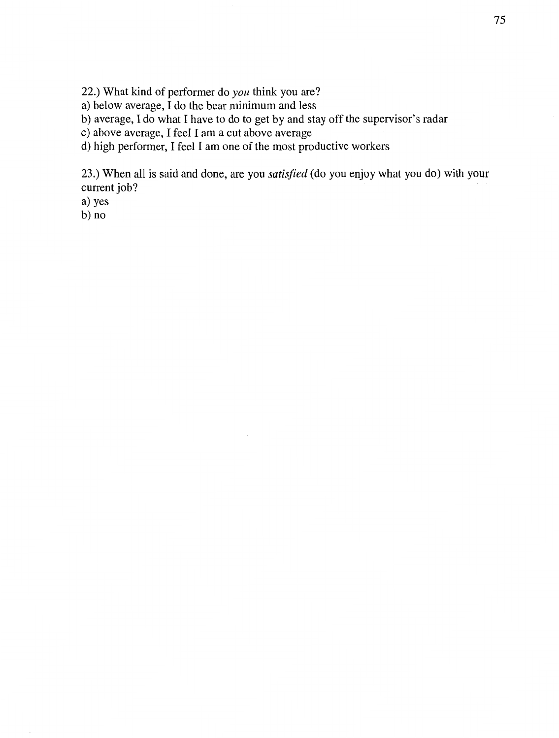22.) What kind of performer do *you* think you are?
a) below average, I do the bear minimum and less
b) average, I do what I have to do to get by and stay off the supervisor's radar
c) above average, I feel I am a cut above average
d) high performer, I feel I am one of the most productive workers

23.) When all is said and done, are you *satisfied* (do you enjoy what you do) with your current job?
a) yes
b) no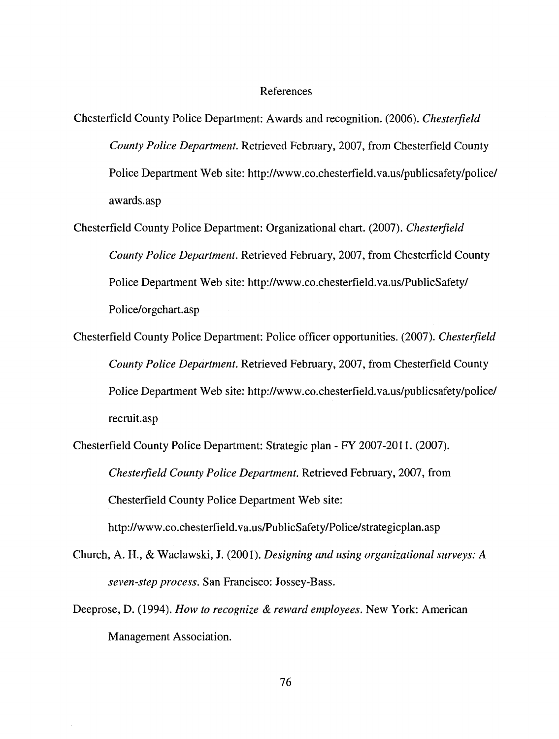# References

Chesterfield County Police Department: Awards and recognition. (2006). *Chesterfield County Police Department.* Retrieved February, 2007, from Chesterfield County Police Department Web site: http://www.co.chesterfield.va.us/publicsafety/police/awards.asp

Chesterfield County Police Department: Organizational chart. (2007). *Chesterfield County Police Department.* Retrieved February, 2007, from Chesterfield County Police Department Web site: http://www.co.chesterfield.va.us/PublicSafety/Police/orgchart.asp

Chesterfield County Police Department: Police officer opportunities. (2007). *Chesterfield County Police Department.* Retrieved February, 2007, from Chesterfield County Police Department Web site: http://www.co.chesterfield.va.us/publicsafety/police/recruit.asp

Chesterfield County Police Department: Strategic plan - FY 2007-2011. (2007). *Chesterfield County Police Department.* Retrieved February, 2007, from Chesterfield County Police Department Web site: http://www.co.chesterfield.va.us/PublicSafety/Police/strategicplan.asp

Church, A. H., & Waclawski, J. (2001). *Designing and using organizational surveys: A seven-step process.* San Francisco: Jossey-Bass.

Deeprose, D. (1994). *How to recognize & reward employees.* New York: American Management Association.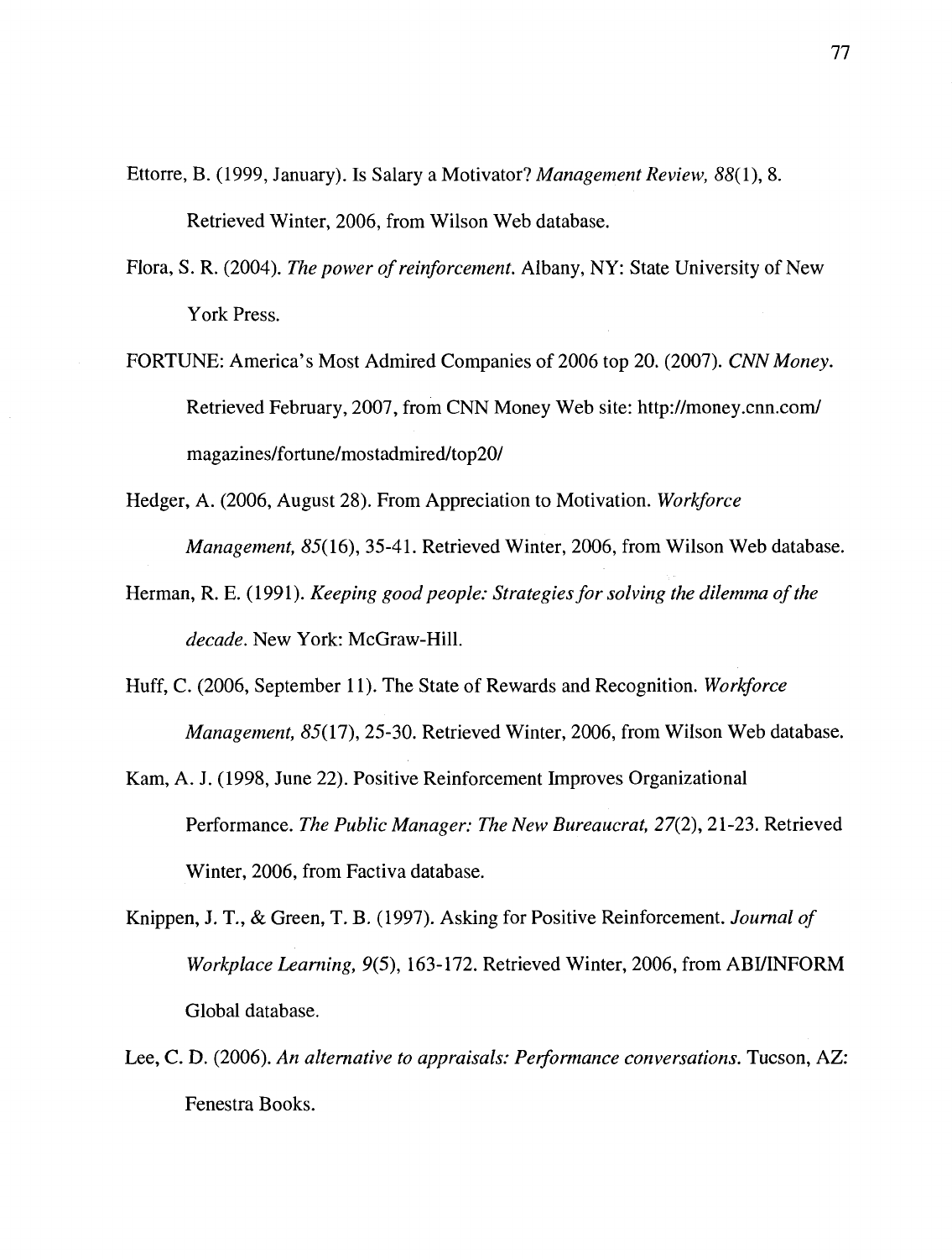Ettorre, B. (1999, January). Is Salary a Motivator? *Management Review, 88*(1), 8. Retrieved Winter, 2006, from Wilson Web database.

Flora, S. R. (2004). *The power of reinforcement.* Albany, NY: State University of New York Press.

FORTUNE: America's Most Admired Companies of 2006 top 20. (2007). *CNN Money.* Retrieved February, 2007, from CNN Money Web site: http://money.cnn.com/magazines/fortune/mostadmired/top20/

Hedger, A. (2006, August 28). From Appreciation to Motivation. *Workforce Management, 85*(16), 35-41. Retrieved Winter, 2006, from Wilson Web database.

Herman, R. E. (1991). *Keeping good people: Strategies for solving the dilemma of the decade.* New York: McGraw-Hill.

Huff, C. (2006, September 11). The State of Rewards and Recognition. *Workforce Management, 85*(17), 25-30. Retrieved Winter, 2006, from Wilson Web database.

Kam, A. J. (1998, June 22). Positive Reinforcement Improves Organizational Performance. *The Public Manager: The New Bureaucrat, 27*(2), 21-23. Retrieved Winter, 2006, from Factiva database.

Knippen, J. T., & Green, T. B. (1997). Asking for Positive Reinforcement. *Journal of Workplace Learning, 9*(5), 163-172. Retrieved Winter, 2006, from ABI/INFORM Global database.

Lee, C. D. (2006). *An alternative to appraisals: Performance conversations.* Tucson, AZ: Fenestra Books.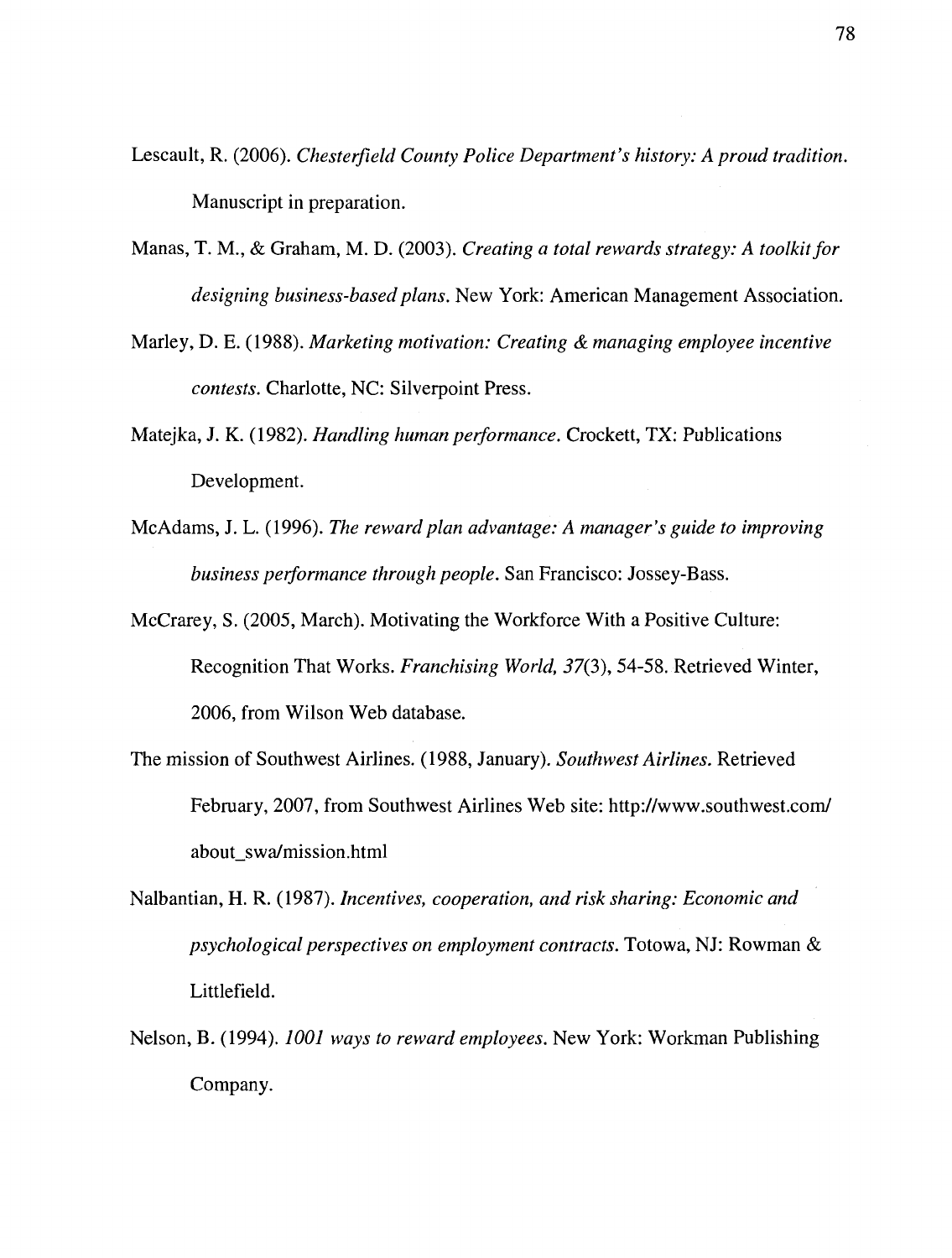Lescault, R. (2006). *Chesterfield County Police Department's history: A proud tradition.* Manuscript in preparation.

Manas, T. M., & Graham, M. D. (2003). *Creating a total rewards strategy: A toolkit for designing business-based plans.* New York: American Management Association.

Marley, D. E. (1988). *Marketing motivation: Creating & managing employee incentive contests.* Charlotte, NC: Silverpoint Press.

Matejka, J. K. (1982). *Handling human performance.* Crockett, TX: Publications Development.

McAdams, J. L. (1996). *The reward plan advantage: A manager's guide to improving business performance through people.* San Francisco: Jossey-Bass.

McCrarey, S. (2005, March). Motivating the Workforce With a Positive Culture: Recognition That Works. *Franchising World, 37*(3), 54-58. Retrieved Winter, 2006, from Wilson Web database.

The mission of Southwest Airlines. (1988, January). *Southwest Airlines.* Retrieved February, 2007, from Southwest Airlines Web site: http://www.southwest.com/about_swa/mission.html

Nalbantian, H. R. (1987). *Incentives, cooperation, and risk sharing: Economic and psychological perspectives on employment contracts.* Totowa, NJ: Rowman & Littlefield.

Nelson, B. (1994). *1001 ways to reward employees.* New York: Workman Publishing Company.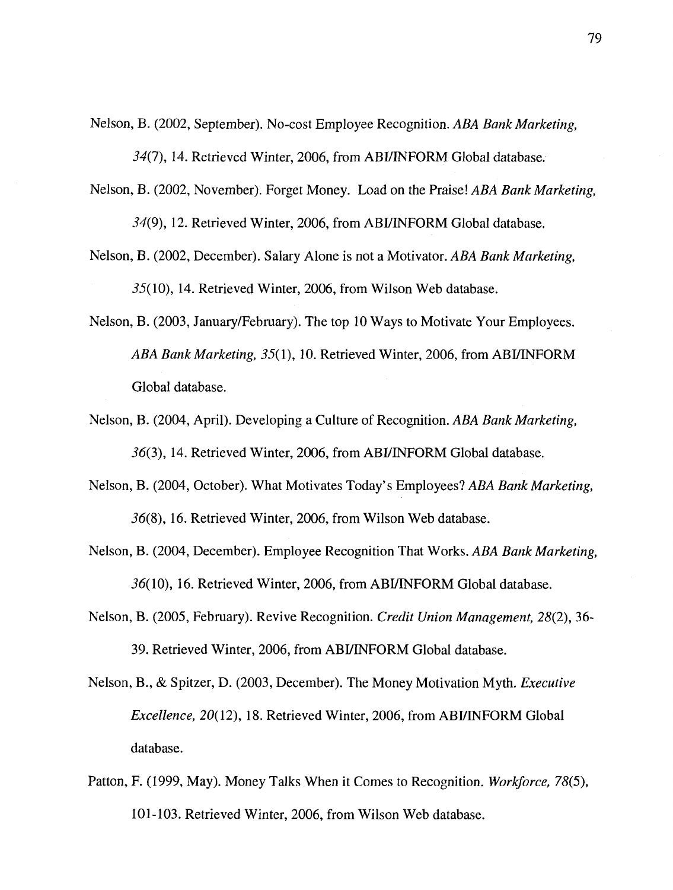Nelson, B. (2002, September). No-cost Employee Recognition. *ABA Bank Marketing, 34*(7), 14. Retrieved Winter, 2006, from ABI/INFORM Global database.

Nelson, B. (2002, November). Forget Money. Load on the Praise! *ABA Bank Marketing, 34*(9), 12. Retrieved Winter, 2006, from ABI/INFORM Global database.

Nelson, B. (2002, December). Salary Alone is not a Motivator. *ABA Bank Marketing, 35*(10), 14. Retrieved Winter, 2006, from Wilson Web database.

Nelson, B. (2003, January/February). The top 10 Ways to Motivate Your Employees. *ABA Bank Marketing, 35*(1), 10. Retrieved Winter, 2006, from ABI/INFORM Global database.

Nelson, B. (2004, April). Developing a Culture of Recognition. *ABA Bank Marketing, 36*(3), 14. Retrieved Winter, 2006, from ABI/INFORM Global database.

Nelson, B. (2004, October). What Motivates Today's Employees? *ABA Bank Marketing, 36*(8), 16. Retrieved Winter, 2006, from Wilson Web database.

Nelson, B. (2004, December). Employee Recognition That Works. *ABA Bank Marketing, 36*(10), 16. Retrieved Winter, 2006, from ABI/INFORM Global database.

Nelson, B. (2005, February). Revive Recognition. *Credit Union Management, 28*(2), 36-39. Retrieved Winter, 2006, from ABI/INFORM Global database.

Nelson, B., & Spitzer, D. (2003, December). The Money Motivation Myth. *Executive Excellence, 20*(12), 18. Retrieved Winter, 2006, from ABI/INFORM Global database.

Patton, F. (1999, May). Money Talks When it Comes to Recognition. *Workforce, 78*(5), 101-103. Retrieved Winter, 2006, from Wilson Web database.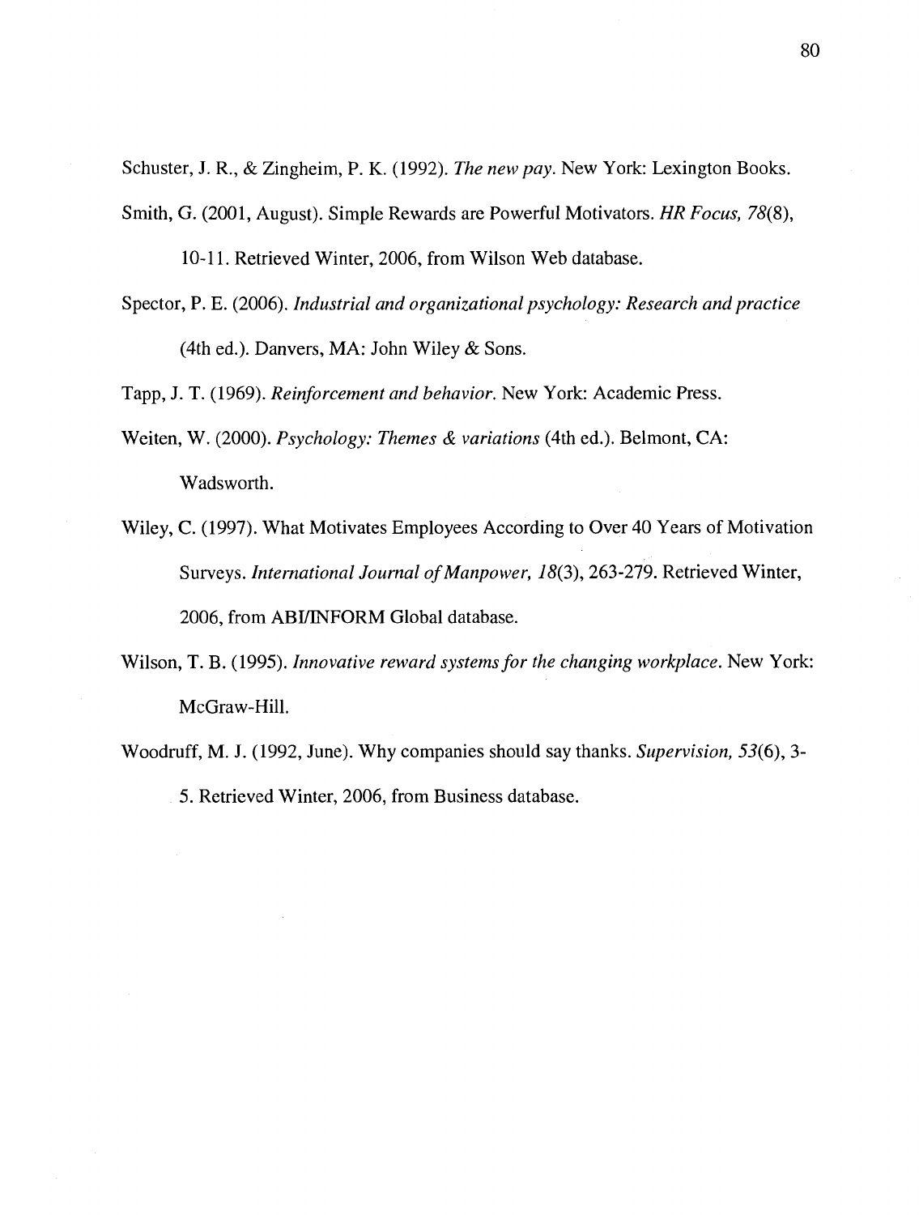Schuster, J. R., & Zingheim, P. K. (1992). *The new pay.* New York: Lexington Books.

Smith, G. (2001, August). Simple Rewards are Powerful Motivators. *HR Focus, 78*(8), 10-11. Retrieved Winter, 2006, from Wilson Web database.

Spector, P. E. (2006). *Industrial and organizational psychology: Research and practice* (4th ed.). Danvers, MA: John Wiley & Sons.

Tapp, J. T. (1969). *Reinforcement and behavior.* New York: Academic Press.

Weiten, W. (2000). *Psychology: Themes & variations* (4th ed.). Belmont, CA: Wadsworth.

Wiley, C. (1997). What Motivates Employees According to Over 40 Years of Motivation Surveys. *International Journal of Manpower, 18*(3), 263-279. Retrieved Winter, 2006, from ABI/INFORM Global database.

Wilson, T. B. (1995). *Innovative reward systems for the changing workplace.* New York: McGraw-Hill.

Woodruff, M. J. (1992, June). Why companies should say thanks. *Supervision, 53*(6), 3-5. Retrieved Winter, 2006, from Business database.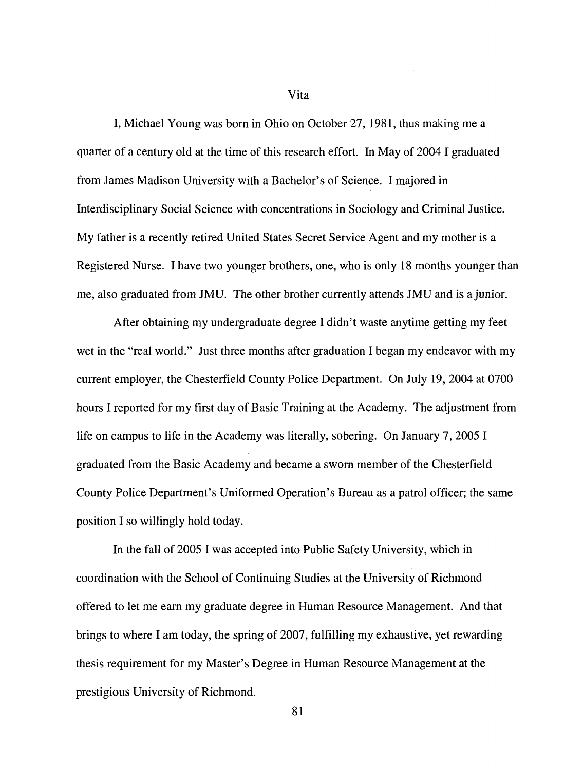# Vita

I, Michael Young was born in Ohio on October 27, 1981, thus making me a quarter of a century old at the time of this research effort. In May of 2004 I graduated from James Madison University with a Bachelor's of Science. I majored in Interdisciplinary Social Science with concentrations in Sociology and Criminal Justice. My father is a recently retired United States Secret Service Agent and my mother is a Registered Nurse. I have two younger brothers, one, who is only 18 months younger than me, also graduated from JMU. The other brother currently attends JMU and is a junior.

After obtaining my undergraduate degree I didn't waste anytime getting my feet wet in the "real world." Just three months after graduation I began my endeavor with my current employer, the Chesterfield County Police Department. On July 19, 2004 at 0700 hours I reported for my first day of Basic Training at the Academy. The adjustment from life on campus to life in the Academy was literally, sobering. On January 7, 2005 I graduated from the Basic Academy and became a sworn member of the Chesterfield County Police Department's Uniformed Operation's Bureau as a patrol officer; the same position I so willingly hold today.

In the fall of 2005 I was accepted into Public Safety University, which in coordination with the School of Continuing Studies at the University of Richmond offered to let me earn my graduate degree in Human Resource Management. And that brings to where I am today, the spring of 2007, fulfilling my exhaustive, yet rewarding thesis requirement for my Master's Degree in Human Resource Management at the prestigious University of Richmond.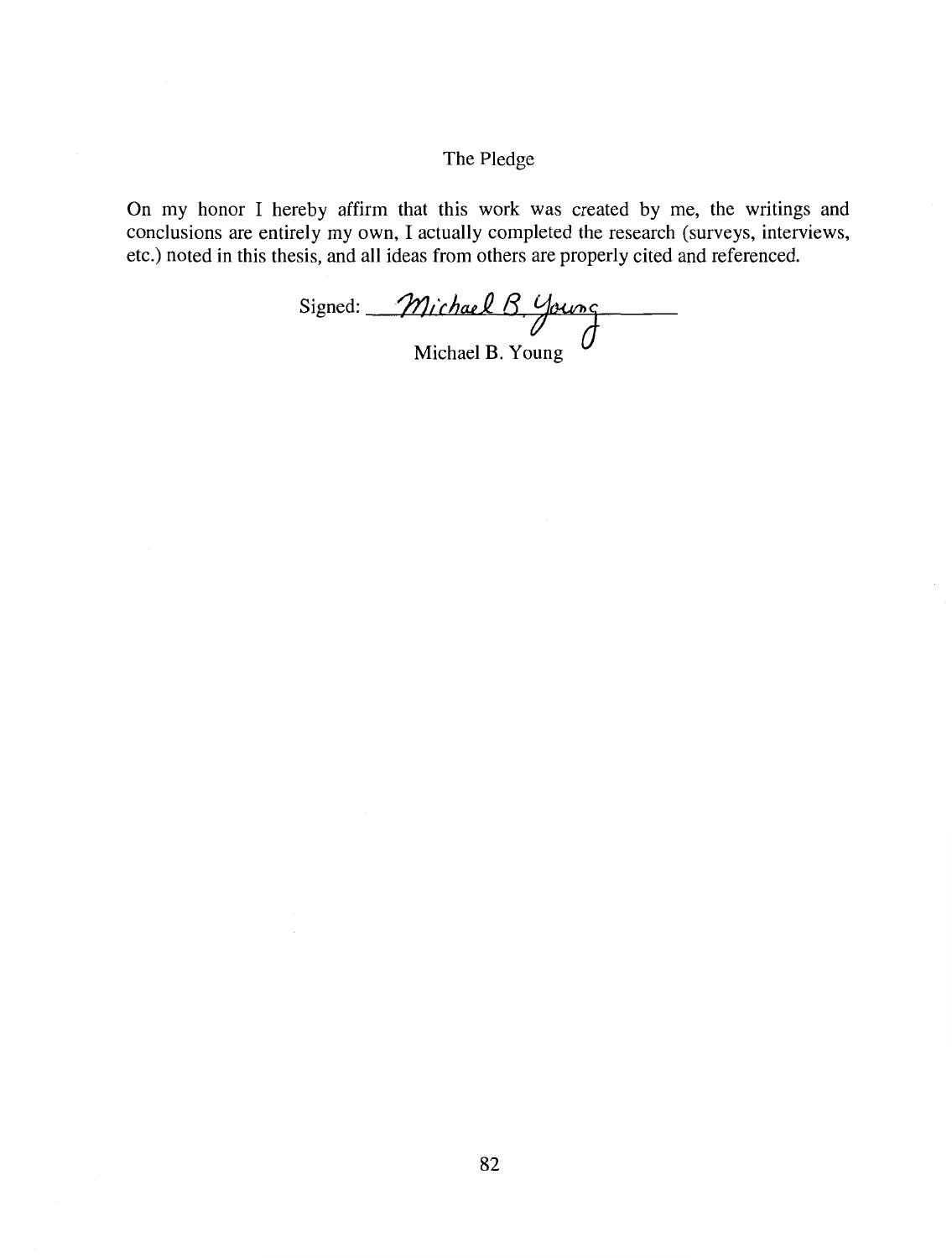# The Pledge

On my honor I hereby affirm that this work was created by me, the writings and conclusions are entirely my own, I actually completed the research (surveys, interviews, etc.) noted in this thesis, and all ideas from others are properly cited and referenced.

Signed: Michael B. Young

Michael B. Young